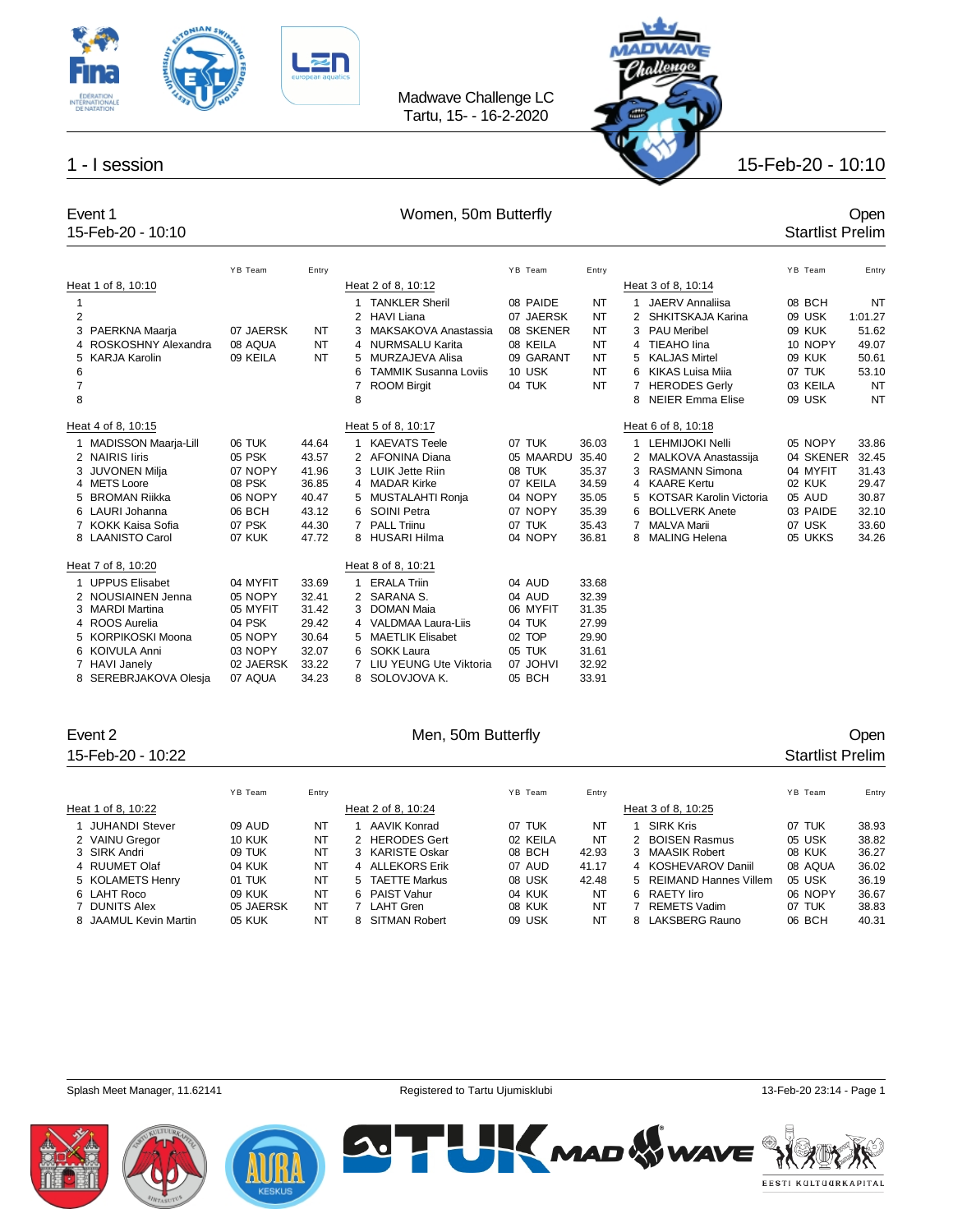Madwave Challenge LC
Tartu, 15- - 16-2-2020

## 1 - I session

15-Feb-20 - 10:10

### Event 1 — Women, 50m Butterfly — Open

15-Feb-20 - 10:10 — Startlist Prelim

**Heat 1 of 8, 10:10**

| Lane | Name | YB | Team | Entry |
|---|---|---|---|---|
| 1 | | | | |
| 2 | | | | |
| 3 | PAERKNA Maarja | 07 | JAERSK | NT |
| 4 | ROSKOSHNY Alexandra | 08 | AQUA | NT |
| 5 | KARJA Karolin | 09 | KEILA | NT |
| 6 | | | | |
| 7 | | | | |
| 8 | | | | |

**Heat 2 of 8, 10:12**

| Lane | Name | YB | Team | Entry |
|---|---|---|---|---|
| 1 | TANKLER Sheril | 08 | PAIDE | NT |
| 2 | HAVI Liana | 07 | JAERSK | NT |
| 3 | MAKSAKOVA Anastassia | 08 | SKENER | NT |
| 4 | NURMSALU Karita | 08 | KEILA | NT |
| 5 | MURZAJEVA Alisa | 09 | GARANT | NT |
| 6 | TAMMIK Susanna Loviis | 10 | USK | NT |
| 7 | ROOM Birgit | 04 | TUK | NT |
| 8 | | | | |

**Heat 3 of 8, 10:14**

| Lane | Name | YB | Team | Entry |
|---|---|---|---|---|
| 1 | JAERV Annaliisa | 08 | BCH | NT |
| 2 | SHKITSKAJA Karina | 09 | USK | 1:01.27 |
| 3 | PAU Meribel | 09 | KUK | 51.62 |
| 4 | TIEAHO Iina | 10 | NOPY | 49.07 |
| 5 | KALJAS Mirtel | 09 | KUK | 50.61 |
| 6 | KIKAS Luisa Miia | 07 | TUK | 53.10 |
| 7 | HERODES Gerly | 03 | KEILA | NT |
| 8 | NEIER Emma Elise | 09 | USK | NT |

**Heat 4 of 8, 10:15**

| Lane | Name | YB | Team | Entry |
|---|---|---|---|---|
| 1 | MADISSON Maarja-Lill | 06 | TUK | 44.64 |
| 2 | NAIRIS Iiris | 05 | PSK | 43.57 |
| 3 | JUVONEN Milja | 07 | NOPY | 41.96 |
| 4 | METS Loore | 08 | PSK | 36.85 |
| 5 | BROMAN Riikka | 06 | NOPY | 40.47 |
| 6 | LAURI Johanna | 06 | BCH | 43.12 |
| 7 | KOKK Kaisa Sofia | 07 | PSK | 44.30 |
| 8 | LAANISTO Carol | 07 | KUK | 47.72 |

**Heat 5 of 8, 10:17**

| Lane | Name | YB | Team | Entry |
|---|---|---|---|---|
| 1 | KAEVATS Teele | 07 | TUK | 36.03 |
| 2 | AFONINA Diana | 05 | MAARDU | 35.40 |
| 3 | LUIK Jette Riin | 08 | TUK | 35.37 |
| 4 | MADAR Kirke | 07 | KEILA | 34.59 |
| 5 | MUSTALAHTI Ronja | 04 | NOPY | 35.05 |
| 6 | SOINI Petra | 07 | NOPY | 35.39 |
| 7 | PALL Triinu | 07 | TUK | 35.43 |
| 8 | HUSARI Hilma | 04 | NOPY | 36.81 |

**Heat 6 of 8, 10:18**

| Lane | Name | YB | Team | Entry |
|---|---|---|---|---|
| 1 | LEHMIJOKI Nelli | 05 | NOPY | 33.86 |
| 2 | MALKOVA Anastassija | 04 | SKENER | 32.45 |
| 3 | RASMANN Simona | 04 | MYFIT | 31.43 |
| 4 | KAARE Kertu | 02 | KUK | 29.47 |
| 5 | KOTSAR Karolin Victoria | 05 | AUD | 30.87 |
| 6 | BOLLVERK Anete | 03 | PAIDE | 32.10 |
| 7 | MALVA Marii | 07 | USK | 33.60 |
| 8 | MALING Helena | 05 | UKKS | 34.26 |

**Heat 7 of 8, 10:20**

| Lane | Name | YB | Team | Entry |
|---|---|---|---|---|
| 1 | UPPUS Elisabet | 04 | MYFIT | 33.69 |
| 2 | NOUSIAINEN Jenna | 05 | NOPY | 32.41 |
| 3 | MARDI Martina | 05 | MYFIT | 31.42 |
| 4 | ROOS Aurelia | 04 | PSK | 29.42 |
| 5 | KORPIKOSKI Moona | 05 | NOPY | 30.64 |
| 6 | KOIVULA Anni | 03 | NOPY | 32.07 |
| 7 | HAVI Janely | 02 | JAERSK | 33.22 |
| 8 | SEREBRJAKOVA Olesja | 07 | AQUA | 34.23 |

**Heat 8 of 8, 10:21**

| Lane | Name | YB | Team | Entry |
|---|---|---|---|---|
| 1 | ERALA Triin | 04 | AUD | 33.68 |
| 2 | SARANA S. | 04 | AUD | 32.39 |
| 3 | DOMAN Maia | 06 | MYFIT | 31.35 |
| 4 | VALDMAA Laura-Liis | 04 | TUK | 27.99 |
| 5 | MAETLIK Elisabet | 02 | TOP | 29.90 |
| 6 | SOKK Laura | 05 | TUK | 31.61 |
| 7 | LIU YEUNG Ute Viktoria | 07 | JOHVI | 32.92 |
| 8 | SOLOVJOVA K. | 05 | BCH | 33.91 |

### Event 2 — Men, 50m Butterfly — Open

15-Feb-20 - 10:22 — Startlist Prelim

**Heat 1 of 8, 10:22**

| Lane | Name | YB | Team | Entry |
|---|---|---|---|---|
| 1 | JUHANDI Stever | 09 | AUD | NT |
| 2 | VAINU Gregor | 10 | KUK | NT |
| 3 | SIRK Andri | 09 | TUK | NT |
| 4 | RUUMET Olaf | 04 | KUK | NT |
| 5 | KOLAMETS Henry | 01 | TUK | NT |
| 6 | LAHT Roco | 09 | KUK | NT |
| 7 | DUNITS Alex | 05 | JAERSK | NT |
| 8 | JAAMUL Kevin Martin | 05 | KUK | NT |

**Heat 2 of 8, 10:24**

| Lane | Name | YB | Team | Entry |
|---|---|---|---|---|
| 1 | AAVIK Konrad | 07 | TUK | NT |
| 2 | HERODES Gert | 02 | KEILA | NT |
| 3 | KARISTE Oskar | 08 | BCH | 42.93 |
| 4 | ALLEKORS Erik | 07 | AUD | 41.17 |
| 5 | TAETTE Markus | 08 | USK | 42.48 |
| 6 | PAIST Vahur | 04 | KUK | NT |
| 7 | LAHT Gren | 08 | KUK | NT |
| 8 | SITMAN Robert | 09 | USK | NT |

**Heat 3 of 8, 10:25**

| Lane | Name | YB | Team | Entry |
|---|---|---|---|---|
| 1 | SIRK Kris | 07 | TUK | 38.93 |
| 2 | BOISEN Rasmus | 05 | USK | 38.82 |
| 3 | MAASIK Robert | 08 | KUK | 36.27 |
| 4 | KOSHEVAROV Daniil | 08 | AQUA | 36.02 |
| 5 | REIMAND Hannes Villem | 05 | USK | 36.19 |
| 6 | RAETY Iiro | 06 | NOPY | 36.67 |
| 7 | REMETS Vadim | 07 | TUK | 38.83 |
| 8 | LAKSBERG Rauno | 06 | BCH | 40.31 |

Splash Meet Manager, 11.62141 — Registered to Tartu Ujumisklubi — 13-Feb-20 23:14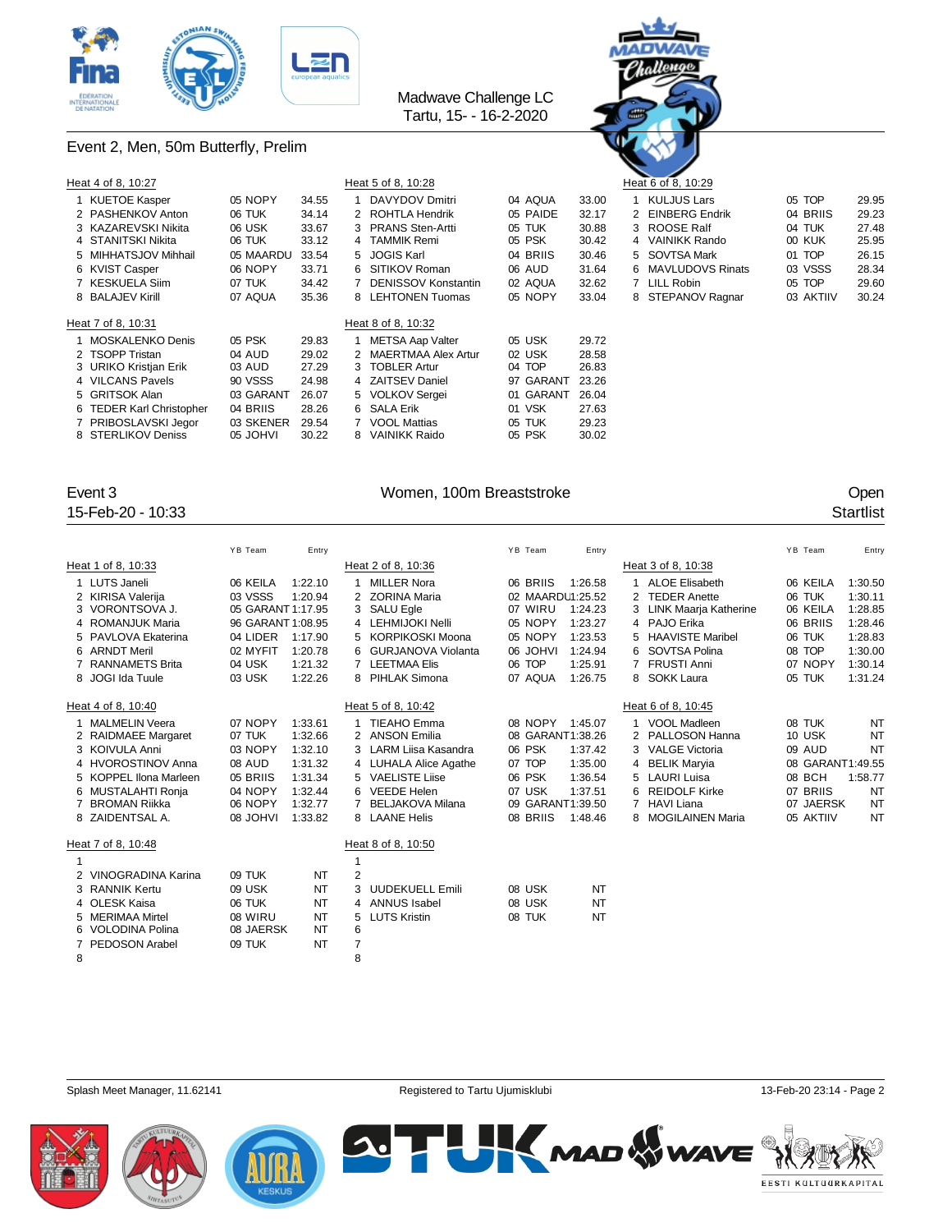Madwave Challenge LC
Tartu, 15- - 16-2-2020

## Event 2, Men, 50m Butterfly, Prelim

### Heat 4 of 8, 10:27

| Lane | Name | YB Team | Entry |
|---|---|---|---|
| 1 | KUETOE Kasper | 05 NOPY | 34.55 |
| 2 | PASHENKOV Anton | 06 TUK | 34.14 |
| 3 | KAZAREVSKI Nikita | 06 USK | 33.67 |
| 4 | STANITSKI Nikita | 06 TUK | 33.12 |
| 5 | MIHHATSJOV Mihhail | 05 MAARDU | 33.54 |
| 6 | KVIST Casper | 06 NOPY | 33.71 |
| 7 | KESKUELA Siim | 07 TUK | 34.42 |
| 8 | BALAJEV Kirill | 07 AQUA | 35.36 |

### Heat 5 of 8, 10:28

| Lane | Name | YB Team | Entry |
|---|---|---|---|
| 1 | DAVYDOV Dmitri | 04 AQUA | 33.00 |
| 2 | ROHTLA Hendrik | 05 PAIDE | 32.17 |
| 3 | PRANS Sten-Artti | 05 TUK | 30.88 |
| 4 | TAMMIK Remi | 05 PSK | 30.42 |
| 5 | JOGIS Karl | 04 BRIIS | 30.46 |
| 6 | SITIKOV Roman | 06 AUD | 31.64 |
| 7 | DENISSOV Konstantin | 02 AQUA | 32.62 |
| 8 | LEHTONEN Tuomas | 05 NOPY | 33.04 |

### Heat 6 of 8, 10:29

| Lane | Name | YB Team | Entry |
|---|---|---|---|
| 1 | KULJUS Lars | 05 TOP | 29.95 |
| 2 | EINBERG Endrik | 04 BRIIS | 29.23 |
| 3 | ROOSE Ralf | 04 TUK | 27.48 |
| 4 | VAINIKK Rando | 00 KUK | 25.95 |
| 5 | SOVTSA Mark | 01 TOP | 26.15 |
| 6 | MAVLUDOVS Rinats | 03 VSSS | 28.34 |
| 7 | LILL Robin | 05 TOP | 29.60 |
| 8 | STEPANOV Ragnar | 03 AKTIIV | 30.24 |

### Heat 7 of 8, 10:31

| Lane | Name | YB Team | Entry |
|---|---|---|---|
| 1 | MOSKALENKO Denis | 05 PSK | 29.83 |
| 2 | TSOPP Tristan | 04 AUD | 29.02 |
| 3 | URIKO Kristjan Erik | 03 AUD | 27.29 |
| 4 | VILCANS Pavels | 90 VSSS | 24.98 |
| 5 | GRITSOK Alan | 03 GARANT | 26.07 |
| 6 | TEDER Karl Christopher | 04 BRIIS | 28.26 |
| 7 | PRIBOSLAVSKI Jegor | 03 SKENER | 29.54 |
| 8 | STERLIKOV Deniss | 05 JOHVI | 30.22 |

### Heat 8 of 8, 10:32

| Lane | Name | YB Team | Entry |
|---|---|---|---|
| 1 | METSA Aap Valter | 05 USK | 29.72 |
| 2 | MAERTMAA Alex Artur | 02 USK | 28.58 |
| 3 | TOBLER Artur | 04 TOP | 26.83 |
| 4 | ZAITSEV Daniel | 97 GARANT | 23.26 |
| 5 | VOLKOV Sergei | 01 GARANT | 26.04 |
| 6 | SALA Erik | 01 VSK | 27.63 |
| 7 | VOOL Mattias | 05 TUK | 29.23 |
| 8 | VAINIKK Raido | 05 PSK | 30.02 |

## Event 3 — Women, 100m Breaststroke — Open

15-Feb-20 - 10:33 — Startlist

### Heat 1 of 8, 10:33

| Lane | Name | YB Team | Entry |
|---|---|---|---|
| 1 | LUTS Janeli | 06 KEILA | 1:22.10 |
| 2 | KIRISA Valerija | 03 VSSS | 1:20.94 |
| 3 | VORONTSOVA J. | 05 GARANT | 1:17.95 |
| 4 | ROMANJUK Maria | 96 GARANT | 1:08.95 |
| 5 | PAVLOVA Ekaterina | 04 LIDER | 1:17.90 |
| 6 | ARNDT Meril | 02 MYFIT | 1:20.78 |
| 7 | RANNAMETS Brita | 04 USK | 1:21.32 |
| 8 | JOGI Ida Tuule | 03 USK | 1:22.26 |

### Heat 2 of 8, 10:36

| Lane | Name | YB Team | Entry |
|---|---|---|---|
| 1 | MILLER Nora | 06 BRIIS | 1:26.58 |
| 2 | ZORINA Maria | 02 MAARDU | 1:25.52 |
| 3 | SALU Egle | 07 WIRU | 1:24.23 |
| 4 | LEHMIJOKI Nelli | 05 NOPY | 1:23.27 |
| 5 | KORPIKOSKI Moona | 05 NOPY | 1:23.53 |
| 6 | GURJANOVA Violanta | 06 JOHVI | 1:24.94 |
| 7 | LEETMAA Elis | 06 TOP | 1:25.91 |
| 8 | PIHLAK Simona | 07 AQUA | 1:26.75 |

### Heat 3 of 8, 10:38

| Lane | Name | YB Team | Entry |
|---|---|---|---|
| 1 | ALOE Elisabeth | 06 KEILA | 1:30.50 |
| 2 | TEDER Anette | 06 TUK | 1:30.11 |
| 3 | LINK Maarja Katherine | 06 KEILA | 1:28.85 |
| 4 | PAJO Erika | 06 BRIIS | 1:28.46 |
| 5 | HAAVISTE Maribel | 06 TUK | 1:28.83 |
| 6 | SOVTSA Polina | 08 TOP | 1:30.00 |
| 7 | FRUSTI Anni | 07 NOPY | 1:30.14 |
| 8 | SOKK Laura | 05 TUK | 1:31.24 |

### Heat 4 of 8, 10:40

| Lane | Name | YB Team | Entry |
|---|---|---|---|
| 1 | MALMELIN Veera | 07 NOPY | 1:33.61 |
| 2 | RAIDMAEE Margaret | 07 TUK | 1:32.66 |
| 3 | KOIVULA Anni | 03 NOPY | 1:32.10 |
| 4 | HVOROSTINOV Anna | 08 AUD | 1:31.32 |
| 5 | KOPPEL Ilona Marleen | 05 BRIIS | 1:31.34 |
| 6 | MUSTALAHTI Ronja | 04 NOPY | 1:32.44 |
| 7 | BROMAN Riikka | 06 NOPY | 1:32.77 |
| 8 | ZAIDENTSAL A. | 08 JOHVI | 1:33.82 |

### Heat 5 of 8, 10:42

| Lane | Name | YB Team | Entry |
|---|---|---|---|
| 1 | TIEAHO Emma | 08 NOPY | 1:45.07 |
| 2 | ANSON Emilia | 08 GARANT | 1:38.26 |
| 3 | LARM Liisa Kasandra | 06 PSK | 1:37.42 |
| 4 | LUHALA Alice Agathe | 07 TOP | 1:35.00 |
| 5 | VAELISTE Liise | 06 PSK | 1:36.54 |
| 6 | VEEDE Helen | 07 USK | 1:37.51 |
| 7 | BELJAKOVA Milana | 09 GARANT | 1:39.50 |
| 8 | LAANE Helis | 08 BRIIS | 1:48.46 |

### Heat 6 of 8, 10:45

| Lane | Name | YB Team | Entry |
|---|---|---|---|
| 1 | VOOL Madleen | 08 TUK | NT |
| 2 | PALLOSON Hanna | 10 USK | NT |
| 3 | VALGE Victoria | 09 AUD | NT |
| 4 | BELIK Maryia | 08 GARANT | 1:49.55 |
| 5 | LAURI Luisa | 08 BCH | 1:58.77 |
| 6 | REIDOLF Kirke | 07 BRIIS | NT |
| 7 | HAVI Liana | 07 JAERSK | NT |
| 8 | MOGILAINEN Maria | 05 AKTIIV | NT |

### Heat 7 of 8, 10:48

| Lane | Name | YB Team | Entry |
|---|---|---|---|
| 1 | | | |
| 2 | VINOGRADINA Karina | 09 TUK | NT |
| 3 | RANNIK Kertu | 09 USK | NT |
| 4 | OLESK Kaisa | 06 TUK | NT |
| 5 | MERIMAA Mirtel | 08 WIRU | NT |
| 6 | VOLODINA Polina | 08 JAERSK | NT |
| 7 | PEDOSON Arabel | 09 TUK | NT |
| 8 | | | |

### Heat 8 of 8, 10:50

| Lane | Name | YB Team | Entry |
|---|---|---|---|
| 1 | | | |
| 2 | | | |
| 3 | UUDEKUELL Emili | 08 USK | NT |
| 4 | ANNUS Isabel | 08 USK | NT |
| 5 | LUTS Kristin | 08 TUK | NT |
| 6 | | | |
| 7 | | | |
| 8 | | | |

Splash Meet Manager, 11.62141 — Registered to Tartu Ujumisklubi — 13-Feb-20 23:14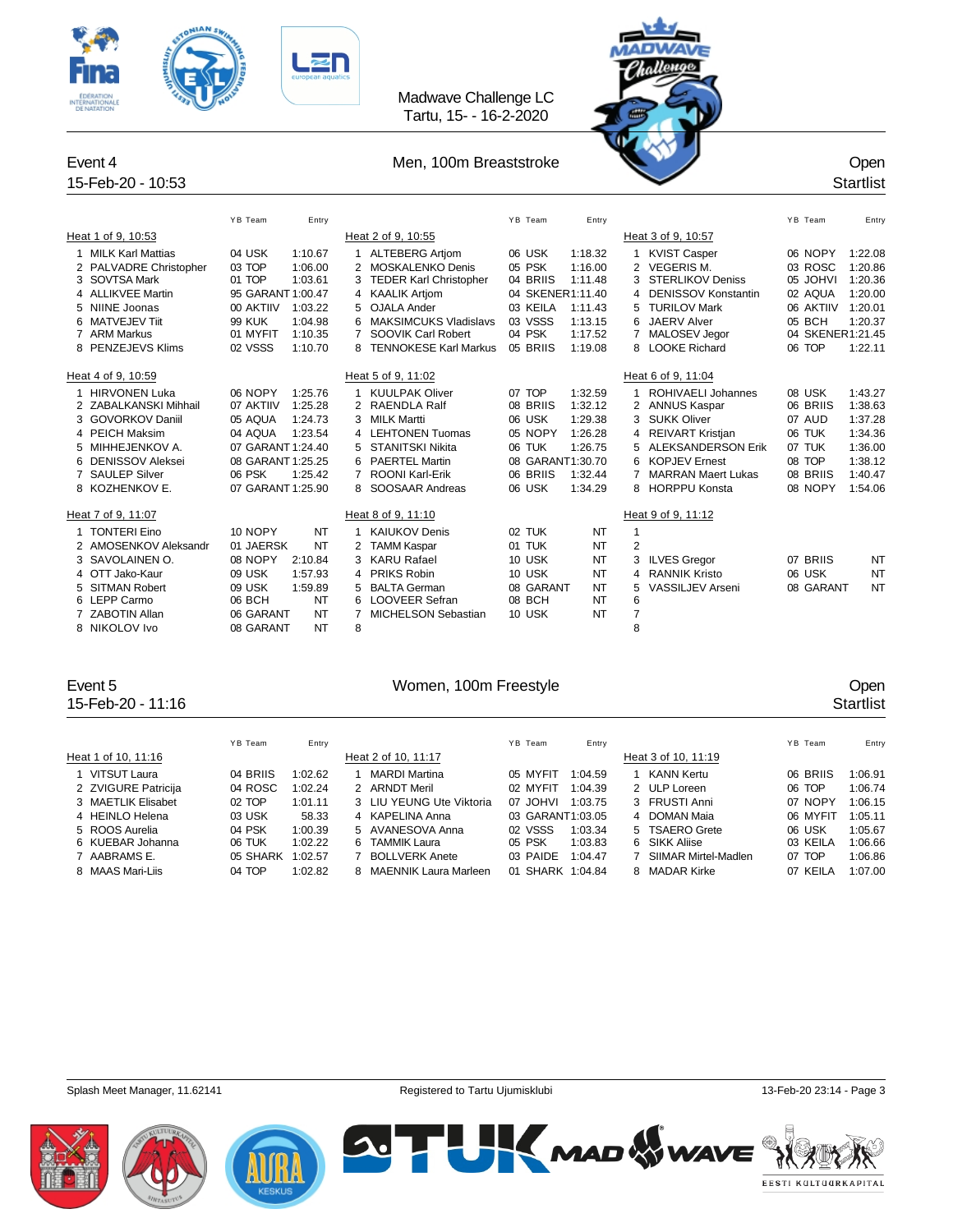Madwave Challenge LC
Tartu, 15- - 16-2-2020

## Event 4 — Men, 100m Breaststroke — Open

15-Feb-20 - 10:53 — Startlist

### Heat 1 of 9, 10:53

| Lane | Name | YB | Team | Entry |
|---|---|---|---|---|
| 1 | MILK Karl Mattias | 04 | USK | 1:10.67 |
| 2 | PALVADRE Christopher | 03 | TOP | 1:06.00 |
| 3 | SOVTSA Mark | 01 | TOP | 1:03.61 |
| 4 | ALLIKVEE Martin | 95 | GARANT | 1:00.47 |
| 5 | NIINE Joonas | 00 | AKTIIV | 1:03.22 |
| 6 | MATVEJEV Tiit | 99 | KUK | 1:04.98 |
| 7 | ARM Markus | 01 | MYFIT | 1:10.35 |
| 8 | PENZEJEVS Klims | 02 | VSSS | 1:10.70 |

### Heat 2 of 9, 10:55

| Lane | Name | YB | Team | Entry |
|---|---|---|---|---|
| 1 | ALTEBERG Artjom | 06 | USK | 1:18.32 |
| 2 | MOSKALENKO Denis | 05 | PSK | 1:16.00 |
| 3 | TEDER Karl Christopher | 04 | BRIIS | 1:11.48 |
| 4 | KAALIK Artjom | 04 | SKENER | 1:11.40 |
| 5 | OJALA Ander | 03 | KEILA | 1:11.43 |
| 6 | MAKSIMCUKS Vladislavs | 03 | VSSS | 1:13.15 |
| 7 | SOOVIK Carl Robert | 04 | PSK | 1:17.52 |
| 8 | TENNOKESE Karl Markus | 05 | BRIIS | 1:19.08 |

### Heat 3 of 9, 10:57

| Lane | Name | YB | Team | Entry |
|---|---|---|---|---|
| 1 | KVIST Casper | 06 | NOPY | 1:22.08 |
| 2 | VEGERIS M. | 03 | ROSC | 1:20.86 |
| 3 | STERLIKOV Deniss | 05 | JOHVI | 1:20.36 |
| 4 | DENISSOV Konstantin | 02 | AQUA | 1:20.00 |
| 5 | TURILOV Mark | 06 | AKTIIV | 1:20.01 |
| 6 | JAERV Alver | 05 | BCH | 1:20.37 |
| 7 | MALOSEV Jegor | 04 | SKENER | 1:21.45 |
| 8 | LOOKE Richard | 06 | TOP | 1:22.11 |

### Heat 4 of 9, 10:59

| Lane | Name | YB | Team | Entry |
|---|---|---|---|---|
| 1 | HIRVONEN Luka | 06 | NOPY | 1:25.76 |
| 2 | ZABALKANSKI Mihhail | 07 | AKTIIV | 1:25.28 |
| 3 | GOVORKOV Daniil | 05 | AQUA | 1:24.73 |
| 4 | PEICH Maksim | 04 | AQUA | 1:23.54 |
| 5 | MIHHEJENKOV A. | 07 | GARANT | 1:24.40 |
| 6 | DENISSOV Aleksei | 08 | GARANT | 1:25.25 |
| 7 | SAULEP Silver | 06 | PSK | 1:25.42 |
| 8 | KOZHENKOV E. | 07 | GARANT | 1:25.90 |

### Heat 5 of 9, 11:02

| Lane | Name | YB | Team | Entry |
|---|---|---|---|---|
| 1 | KUULPAK Oliver | 07 | TOP | 1:32.59 |
| 2 | RAENDLA Ralf | 08 | BRIIS | 1:32.12 |
| 3 | MILK Martti | 06 | USK | 1:29.38 |
| 4 | LEHTONEN Tuomas | 05 | NOPY | 1:26.28 |
| 5 | STANITSKI Nikita | 06 | TUK | 1:26.75 |
| 6 | PAERTEL Martin | 08 | GARANT | 1:30.70 |
| 7 | ROONI Karl-Erik | 06 | BRIIS | 1:32.44 |
| 8 | SOOSAAR Andreas | 06 | USK | 1:34.29 |

### Heat 6 of 9, 11:04

| Lane | Name | YB | Team | Entry |
|---|---|---|---|---|
| 1 | ROHIVAELI Johannes | 08 | USK | 1:43.27 |
| 2 | ANNUS Kaspar | 06 | BRIIS | 1:38.63 |
| 3 | SUKK Oliver | 07 | AUD | 1:37.28 |
| 4 | REIVART Kristjan | 06 | TUK | 1:34.36 |
| 5 | ALEKSANDERSON Erik | 07 | TUK | 1:36.00 |
| 6 | KOPJEV Ernest | 08 | TOP | 1:38.12 |
| 7 | MARRAN Maert Lukas | 08 | BRIIS | 1:40.47 |
| 8 | HORPPU Konsta | 08 | NOPY | 1:54.06 |

### Heat 7 of 9, 11:07

| Lane | Name | YB | Team | Entry |
|---|---|---|---|---|
| 1 | TONTERI Eino | 10 | NOPY | NT |
| 2 | AMOSENKOV Aleksandr | 01 | JAERSK | NT |
| 3 | SAVOLAINEN O. | 08 | NOPY | 2:10.84 |
| 4 | OTT Jako-Kaur | 09 | USK | 1:57.93 |
| 5 | SITMAN Robert | 09 | USK | 1:59.89 |
| 6 | LEPP Carmo | 06 | BCH | NT |
| 7 | ZABOTIN Allan | 06 | GARANT | NT |
| 8 | NIKOLOV Ivo | 08 | GARANT | NT |

### Heat 8 of 9, 11:10

| Lane | Name | YB | Team | Entry |
|---|---|---|---|---|
| 1 | KAIUKOV Denis | 02 | TUK | NT |
| 2 | TAMM Kaspar | 01 | TUK | NT |
| 3 | KARU Rafael | 10 | USK | NT |
| 4 | PRIKS Robin | 10 | USK | NT |
| 5 | BALTA German | 08 | GARANT | NT |
| 6 | LOOVEER Sefran | 08 | BCH | NT |
| 7 | MICHELSON Sebastian | 10 | USK | NT |
| 8 | | | | |

### Heat 9 of 9, 11:12

| Lane | Name | YB | Team | Entry |
|---|---|---|---|---|
| 1 | | | | |
| 2 | | | | |
| 3 | ILVES Gregor | 07 | BRIIS | NT |
| 4 | RANNIK Kristo | 06 | USK | NT |
| 5 | VASSILJEV Arseni | 08 | GARANT | NT |
| 6 | | | | |
| 7 | | | | |
| 8 | | | | |

## Event 5 — Women, 100m Freestyle — Open

15-Feb-20 - 11:16 — Startlist

### Heat 1 of 10, 11:16

| Lane | Name | YB | Team | Entry |
|---|---|---|---|---|
| 1 | VITSUT Laura | 04 | BRIIS | 1:02.62 |
| 2 | ZVIGURE Patricija | 04 | ROSC | 1:02.24 |
| 3 | MAETLIK Elisabet | 02 | TOP | 1:01.11 |
| 4 | HEINLO Helena | 03 | USK | 58.33 |
| 5 | ROOS Aurelia | 04 | PSK | 1:00.39 |
| 6 | KUEBAR Johanna | 06 | TUK | 1:02.22 |
| 7 | AABRAMS E. | 05 | SHARK | 1:02.57 |
| 8 | MAAS Mari-Liis | 04 | TOP | 1:02.82 |

### Heat 2 of 10, 11:17

| Lane | Name | YB | Team | Entry |
|---|---|---|---|---|
| 1 | MARDI Martina | 05 | MYFIT | 1:04.59 |
| 2 | ARNDT Meril | 02 | MYFIT | 1:04.39 |
| 3 | LIU YEUNG Ute Viktoria | 07 | JOHVI | 1:03.75 |
| 4 | KAPELINA Anna | 03 | GARANT | 1:03.05 |
| 5 | AVANESOVA Anna | 02 | VSSS | 1:03.34 |
| 6 | TAMMIK Laura | 05 | PSK | 1:03.83 |
| 7 | BOLLVERK Anete | 03 | PAIDE | 1:04.47 |
| 8 | MAENNIK Laura Marleen | 01 | SHARK | 1:04.84 |

### Heat 3 of 10, 11:19

| Lane | Name | YB | Team | Entry |
|---|---|---|---|---|
| 1 | KANN Kertu | 06 | BRIIS | 1:06.91 |
| 2 | ULP Loreen | 06 | TOP | 1:06.74 |
| 3 | FRUSTI Anni | 07 | NOPY | 1:06.15 |
| 4 | DOMAN Maia | 06 | MYFIT | 1:05.11 |
| 5 | TSAERO Grete | 06 | USK | 1:05.67 |
| 6 | SIKK Aliise | 03 | KEILA | 1:06.66 |
| 7 | SIIMAR Mirtel-Madlen | 07 | TOP | 1:06.86 |
| 8 | MADAR Kirke | 07 | KEILA | 1:07.00 |

Splash Meet Manager, 11.62141 — Registered to Tartu Ujumisklubi — 13-Feb-20 23:14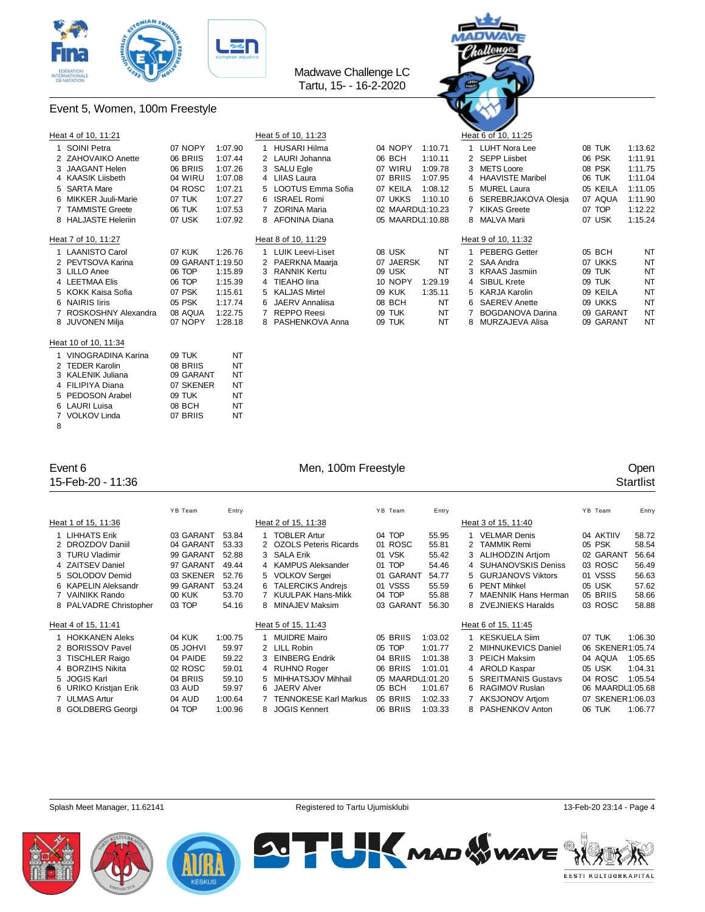Madwave Challenge LC
Tartu, 15- - 16-2-2020

## Event 5, Women, 100m Freestyle

### Heat 4 of 10, 11:21

| Lane | Name | YB | Team | Entry |
|---|---|---|---|---|
| 1 | SOINI Petra | 07 | NOPY | 1:07.90 |
| 2 | ZAHOVAIKO Anette | 06 | BRIIS | 1:07.44 |
| 3 | JAAGANT Helen | 06 | BRIIS | 1:07.26 |
| 4 | KAASIK Liisbeth | 04 | WIRU | 1:07.08 |
| 5 | SARTA Mare | 04 | ROSC | 1:07.21 |
| 6 | MIKKER Juuli-Marie | 07 | TUK | 1:07.27 |
| 7 | TAMMISTE Greete | 06 | TUK | 1:07.53 |
| 8 | HALJASTE Heleriin | 07 | USK | 1:07.92 |

### Heat 5 of 10, 11:23

| Lane | Name | YB | Team | Entry |
|---|---|---|---|---|
| 1 | HUSARI Hilma | 04 | NOPY | 1:10.71 |
| 2 | LAURI Johanna | 06 | BCH | 1:10.11 |
| 3 | SALU Egle | 07 | WIRU | 1:09.78 |
| 4 | LIIAS Laura | 07 | BRIIS | 1:07.95 |
| 5 | LOOTUS Emma Sofia | 07 | KEILA | 1:08.12 |
| 6 | ISRAEL Romi | 07 | UKKS | 1:10.10 |
| 7 | ZORINA Maria | 02 | MAARDU | 1:10.23 |
| 8 | AFONINA Diana | 05 | MAARDU | 1:10.88 |

### Heat 6 of 10, 11:25

| Lane | Name | YB | Team | Entry |
|---|---|---|---|---|
| 1 | LUHT Nora Lee | 08 | TUK | 1:13.62 |
| 2 | SEPP Liisbet | 06 | PSK | 1:11.91 |
| 3 | METS Loore | 08 | PSK | 1:11.75 |
| 4 | HAAVISTE Maribel | 06 | TUK | 1:11.04 |
| 5 | MUREL Laura | 05 | KEILA | 1:11.05 |
| 6 | SEREBRJAKOVA Olesja | 07 | AQUA | 1:11.90 |
| 7 | KIKAS Greete | 07 | TOP | 1:12.22 |
| 8 | MALVA Marii | 07 | USK | 1:15.24 |

### Heat 7 of 10, 11:27

| Lane | Name | YB | Team | Entry |
|---|---|---|---|---|
| 1 | LAANISTO Carol | 07 | KUK | 1:26.76 |
| 2 | PEVTSOVA Karina | 09 | GARANT | 1:19.50 |
| 3 | LILLO Anee | 06 | TOP | 1:15.89 |
| 4 | LEETMAA Elis | 06 | TOP | 1:15.39 |
| 5 | KOKK Kaisa Sofia | 07 | PSK | 1:15.61 |
| 6 | NAIRIS Iiris | 05 | PSK | 1:17.74 |
| 7 | ROSKOSHNY Alexandra | 08 | AQUA | 1:22.75 |
| 8 | JUVONEN Milja | 07 | NOPY | 1:28.18 |

### Heat 8 of 10, 11:29

| Lane | Name | YB | Team | Entry |
|---|---|---|---|---|
| 1 | LUIK Leevi-Liset | 08 | USK | NT |
| 2 | PAERKNA Maarja | 07 | JAERSK | NT |
| 3 | RANNIK Kertu | 09 | USK | NT |
| 4 | TIEAHO Iina | 10 | NOPY | 1:29.19 |
| 5 | KALJAS Mirtel | 09 | KUK | 1:35.11 |
| 6 | JAERV Annaliisa | 08 | BCH | NT |
| 7 | REPPO Reesi | 09 | TUK | NT |
| 8 | PASHENKOVA Anna | 09 | TUK | NT |

### Heat 9 of 10, 11:32

| Lane | Name | YB | Team | Entry |
|---|---|---|---|---|
| 1 | PEBERG Getter | 05 | BCH | NT |
| 2 | SAA Andra | 07 | UKKS | NT |
| 3 | KRAAS Jasmiin | 09 | TUK | NT |
| 4 | SIBUL Krete | 09 | TUK | NT |
| 5 | KARJA Karolin | 09 | KEILA | NT |
| 6 | SAEREV Anette | 09 | UKKS | NT |
| 7 | BOGDANOVA Darina | 09 | GARANT | NT |
| 8 | MURZAJEVA Alisa | 09 | GARANT | NT |

### Heat 10 of 10, 11:34

| Lane | Name | YB | Team | Entry |
|---|---|---|---|---|
| 1 | VINOGRADINA Karina | 09 | TUK | NT |
| 2 | TEDER Karolin | 08 | BRIIS | NT |
| 3 | KALENIK Juliana | 09 | GARANT | NT |
| 4 | FILIPIYA Diana | 07 | SKENER | NT |
| 5 | PEDOSON Arabel | 09 | TUK | NT |
| 6 | LAURI Luisa | 08 | BCH | NT |
| 7 | VOLKOV Linda | 07 | BRIIS | NT |
| 8 | | | | |

## Event 6 — Men, 100m Freestyle — Open

15-Feb-20 - 11:36 — Startlist

### Heat 1 of 15, 11:36

| Lane | Name | YB | Team | Entry |
|---|---|---|---|---|
| 1 | LIHHATS Erik | 03 | GARANT | 53.84 |
| 2 | DROZDOV Daniil | 04 | GARANT | 53.33 |
| 3 | TURU Vladimir | 99 | GARANT | 52.88 |
| 4 | ZAITSEV Daniel | 97 | GARANT | 49.44 |
| 5 | SOLODOV Demid | 03 | SKENER | 52.76 |
| 6 | KAPELIN Aleksandr | 99 | GARANT | 53.24 |
| 7 | VAINIKK Rando | 00 | KUK | 53.70 |
| 8 | PALVADRE Christopher | 03 | TOP | 54.16 |

### Heat 2 of 15, 11:38

| Lane | Name | YB | Team | Entry |
|---|---|---|---|---|
| 1 | TOBLER Artur | 04 | TOP | 55.95 |
| 2 | OZOLS Peteris Ricards | 01 | ROSC | 55.81 |
| 3 | SALA Erik | 01 | VSK | 55.42 |
| 4 | KAMPUS Aleksander | 01 | TOP | 54.46 |
| 5 | VOLKOV Sergei | 01 | GARANT | 54.77 |
| 6 | TALERCIKS Andrejs | 01 | VSSS | 55.59 |
| 7 | KUULPAK Hans-Mikk | 04 | TOP | 55.88 |
| 8 | MINAJEV Maksim | 03 | GARANT | 56.30 |

### Heat 3 of 15, 11:40

| Lane | Name | YB | Team | Entry |
|---|---|---|---|---|
| 1 | VELMAR Denis | 04 | AKTIIV | 58.72 |
| 2 | TAMMIK Remi | 05 | PSK | 58.54 |
| 3 | ALIHODZIN Artjom | 02 | GARANT | 56.64 |
| 4 | SUHANOVSKIS Deniss | 03 | ROSC | 56.49 |
| 5 | GURJANOVS Viktors | 01 | VSSS | 56.63 |
| 6 | PENT Mihkel | 05 | USK | 57.62 |
| 7 | MAENNIK Hans Herman | 05 | BRIIS | 58.66 |
| 8 | ZVEJNIEKS Haralds | 03 | ROSC | 58.88 |

### Heat 4 of 15, 11:41

| Lane | Name | YB | Team | Entry |
|---|---|---|---|---|
| 1 | HOKKANEN Aleks | 04 | KUK | 1:00.75 |
| 2 | BORISSOV Pavel | 05 | JOHVI | 59.97 |
| 3 | TISCHLER Raigo | 04 | PAIDE | 59.22 |
| 4 | BORZIHS Nikita | 02 | ROSC | 59.01 |
| 5 | JOGIS Karl | 04 | BRIIS | 59.10 |
| 6 | URIKO Kristjan Erik | 03 | AUD | 59.97 |
| 7 | ULMAS Artur | 04 | AUD | 1:00.64 |
| 8 | GOLDBERG Georgi | 04 | TOP | 1:00.96 |

### Heat 5 of 15, 11:43

| Lane | Name | YB | Team | Entry |
|---|---|---|---|---|
| 1 | MUIDRE Mairo | 05 | BRIIS | 1:03.02 |
| 2 | LILL Robin | 05 | TOP | 1:01.77 |
| 3 | EINBERG Endrik | 04 | BRIIS | 1:01.38 |
| 4 | RUHNO Roger | 06 | BRIIS | 1:01.01 |
| 5 | MIHHATSJOV Mihhail | 05 | MAARDU | 1:01.20 |
| 6 | JAERV Alver | 05 | BCH | 1:01.67 |
| 7 | TENNOKESE Karl Markus | 05 | BRIIS | 1:02.33 |
| 8 | JOGIS Kennert | 06 | BRIIS | 1:03.33 |

### Heat 6 of 15, 11:45

| Lane | Name | YB | Team | Entry |
|---|---|---|---|---|
| 1 | KESKUELA Siim | 07 | TUK | 1:06.30 |
| 2 | MIHNUKEVICS Daniel | 06 | SKENER | 1:05.74 |
| 3 | PEICH Maksim | 04 | AQUA | 1:05.65 |
| 4 | AROLD Kaspar | 05 | USK | 1:04.31 |
| 5 | SREITMANIS Gustavs | 04 | ROSC | 1:05.54 |
| 6 | RAGIMOV Ruslan | 06 | MAARDU | 1:05.68 |
| 7 | AKSJONOV Artjom | 07 | SKENER | 1:06.03 |
| 8 | PASHENKOV Anton | 06 | TUK | 1:06.77 |

Splash Meet Manager, 11.62141 — Registered to Tartu Ujumisklubi — 13-Feb-20 23:14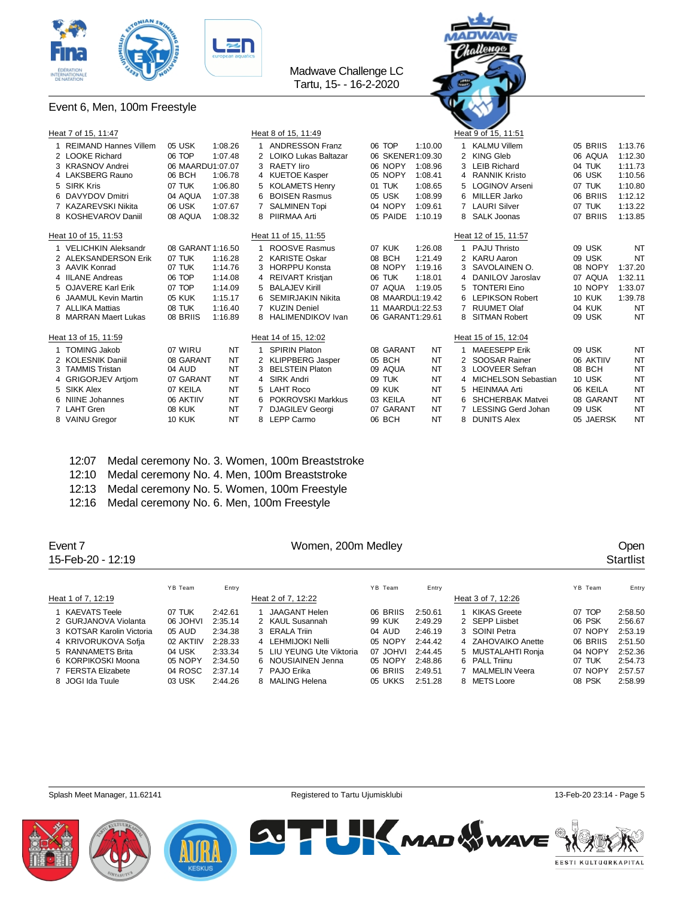Madwave Challenge LC
Tartu, 15- - 16-2-2020

## Event 6, Men, 100m Freestyle

### Heat 7 of 15, 11:47

| Lane | Name | YB | Team | Entry |
|---|---|---|---|---|
| 1 | REIMAND Hannes Villem | 05 | USK | 1:08.26 |
| 2 | LOOKE Richard | 06 | TOP | 1:07.48 |
| 3 | KRASNOV Andrei | 06 | MAARDU | 1:07.07 |
| 4 | LAKSBERG Rauno | 06 | BCH | 1:06.78 |
| 5 | SIRK Kris | 07 | TUK | 1:06.80 |
| 6 | DAVYDOV Dmitri | 04 | AQUA | 1:07.38 |
| 7 | KAZAREVSKI Nikita | 06 | USK | 1:07.67 |
| 8 | KOSHEVAROV Daniil | 08 | AQUA | 1:08.32 |

### Heat 8 of 15, 11:49

| Lane | Name | YB | Team | Entry |
|---|---|---|---|---|
| 1 | ANDRESSON Franz | 06 | TOP | 1:10.00 |
| 2 | LOIKO Lukas Baltazar | 06 | SKENER | 1:09.30 |
| 3 | RAETY Iiro | 06 | NOPY | 1:08.96 |
| 4 | KUETOE Kasper | 05 | NOPY | 1:08.41 |
| 5 | KOLAMETS Henry | 01 | TUK | 1:08.65 |
| 6 | BOISEN Rasmus | 05 | USK | 1:08.99 |
| 7 | SALMINEN Topi | 04 | NOPY | 1:09.61 |
| 8 | PIIRMAA Arti | 05 | PAIDE | 1:10.19 |

### Heat 9 of 15, 11:51

| Lane | Name | YB | Team | Entry |
|---|---|---|---|---|
| 1 | KALMU Villem | 05 | BRIIS | 1:13.76 |
| 2 | KING Gleb | 06 | AQUA | 1:12.30 |
| 3 | LEIB Richard | 04 | TUK | 1:11.73 |
| 4 | RANNIK Kristo | 06 | USK | 1:10.56 |
| 5 | LOGINOV Arseni | 07 | TUK | 1:10.80 |
| 6 | MILLER Jarko | 06 | BRIIS | 1:12.12 |
| 7 | LAURI Silver | 07 | TUK | 1:13.22 |
| 8 | SALK Joonas | 07 | BRIIS | 1:13.85 |

### Heat 10 of 15, 11:53

| Lane | Name | YB | Team | Entry |
|---|---|---|---|---|
| 1 | VELICHKIN Aleksandr | 08 | GARANT | 1:16.50 |
| 2 | ALEKSANDERSON Erik | 07 | TUK | 1:16.28 |
| 3 | AAVIK Konrad | 07 | TUK | 1:14.76 |
| 4 | IILANE Andreas | 06 | TOP | 1:14.08 |
| 5 | OJAVERE Karl Erik | 07 | TOP | 1:14.09 |
| 6 | JAAMUL Kevin Martin | 05 | KUK | 1:15.17 |
| 7 | ALLIKA Mattias | 08 | TUK | 1:16.40 |
| 8 | MARRAN Maert Lukas | 08 | BRIIS | 1:16.89 |

### Heat 11 of 15, 11:55

| Lane | Name | YB | Team | Entry |
|---|---|---|---|---|
| 1 | ROOSVE Rasmus | 07 | KUK | 1:26.08 |
| 2 | KARISTE Oskar | 08 | BCH | 1:21.49 |
| 3 | HORPPU Konsta | 08 | NOPY | 1:19.16 |
| 4 | REIVART Kristjan | 06 | TUK | 1:18.01 |
| 5 | BALAJEV Kirill | 07 | AQUA | 1:19.05 |
| 6 | SEMIRJAKIN Nikita | 08 | MAARDU | 1:19.42 |
| 7 | KUZIN Deniel | 11 | MAARDU | 1:22.53 |
| 8 | HALIMENDIKOV Ivan | 06 | GARANT | 1:29.61 |

### Heat 12 of 15, 11:57

| Lane | Name | YB | Team | Entry |
|---|---|---|---|---|
| 1 | PAJU Thristo | 09 | USK | NT |
| 2 | KARU Aaron | 09 | USK | NT |
| 3 | SAVOLAINEN O. | 08 | NOPY | 1:37.20 |
| 4 | DANILOV Jaroslav | 07 | AQUA | 1:32.11 |
| 5 | TONTERI Eino | 10 | NOPY | 1:33.07 |
| 6 | LEPIKSON Robert | 10 | KUK | 1:39.78 |
| 7 | RUUMET Olaf | 04 | KUK | NT |
| 8 | SITMAN Robert | 09 | USK | NT |

### Heat 13 of 15, 11:59

| Lane | Name | YB | Team | Entry |
|---|---|---|---|---|
| 1 | TOMING Jakob | 07 | WIRU | NT |
| 2 | KOLESNIK Daniil | 08 | GARANT | NT |
| 3 | TAMMIS Tristan | 04 | AUD | NT |
| 4 | GRIGORJEV Artjom | 07 | GARANT | NT |
| 5 | SIKK Alex | 07 | KEILA | NT |
| 6 | NIINE Johannes | 06 | AKTIIV | NT |
| 7 | LAHT Gren | 08 | KUK | NT |
| 8 | VAINU Gregor | 10 | KUK | NT |

### Heat 14 of 15, 12:02

| Lane | Name | YB | Team | Entry |
|---|---|---|---|---|
| 1 | SPIRIN Platon | 08 | GARANT | NT |
| 2 | KLIPPBERG Jasper | 05 | BCH | NT |
| 3 | BELSTEIN Platon | 09 | AQUA | NT |
| 4 | SIRK Andri | 09 | TUK | NT |
| 5 | LAHT Roco | 09 | KUK | NT |
| 6 | POKROVSKI Markkus | 03 | KEILA | NT |
| 7 | DJAGILEV Georgi | 07 | GARANT | NT |
| 8 | LEPP Carmo | 06 | BCH | NT |

### Heat 15 of 15, 12:04

| Lane | Name | YB | Team | Entry |
|---|---|---|---|---|
| 1 | MAEESEPP Erik | 09 | USK | NT |
| 2 | SOOSAR Rainer | 06 | AKTIIV | NT |
| 3 | LOOVEER Sefran | 08 | BCH | NT |
| 4 | MICHELSON Sebastian | 10 | USK | NT |
| 5 | HEINMAA Arti | 06 | KEILA | NT |
| 6 | SHCHERBAK Matvei | 08 | GARANT | NT |
| 7 | LESSING Gerd Johan | 09 | USK | NT |
| 8 | DUNITS Alex | 05 | JAERSK | NT |

12:07 Medal ceremony No. 3. Women, 100m Breaststroke
12:10 Medal ceremony No. 4. Men, 100m Breaststroke
12:13 Medal ceremony No. 5. Women, 100m Freestyle
12:16 Medal ceremony No. 6. Men, 100m Freestyle

## Event 7 — Women, 200m Medley — Open

15-Feb-20 - 12:19 — Startlist

### Heat 1 of 7, 12:19

| Lane | Name | YB | Team | Entry |
|---|---|---|---|---|
| 1 | KAEVATS Teele | 07 | TUK | 2:42.61 |
| 2 | GURJANOVA Violanta | 06 | JOHVI | 2:35.14 |
| 3 | KOTSAR Karolin Victoria | 05 | AUD | 2:34.38 |
| 4 | KRIVORUKOVA Sofja | 02 | AKTIIV | 2:28.33 |
| 5 | RANNAMETS Brita | 04 | USK | 2:33.34 |
| 6 | KORPIKOSKI Moona | 05 | NOPY | 2:34.50 |
| 7 | FERSTA Elizabete | 04 | ROSC | 2:37.14 |
| 8 | JOGI Ida Tuule | 03 | USK | 2:44.26 |

### Heat 2 of 7, 12:22

| Lane | Name | YB | Team | Entry |
|---|---|---|---|---|
| 1 | JAAGANT Helen | 06 | BRIIS | 2:50.61 |
| 2 | KAUL Susannah | 99 | KUK | 2:49.29 |
| 3 | ERALA Triin | 04 | AUD | 2:46.19 |
| 4 | LEHMIJOKI Nelli | 05 | NOPY | 2:44.42 |
| 5 | LIU YEUNG Ute Viktoria | 07 | JOHVI | 2:44.45 |
| 6 | NOUSIAINEN Jenna | 05 | NOPY | 2:48.86 |
| 7 | PAJO Erika | 06 | BRIIS | 2:49.51 |
| 8 | MALING Helena | 05 | UKKS | 2:51.28 |

### Heat 3 of 7, 12:26

| Lane | Name | YB | Team | Entry |
|---|---|---|---|---|
| 1 | KIKAS Greete | 07 | TOP | 2:58.50 |
| 2 | SEPP Liisbet | 06 | PSK | 2:56.67 |
| 3 | SOINI Petra | 07 | NOPY | 2:53.19 |
| 4 | ZAHOVAIKO Anette | 06 | BRIIS | 2:51.50 |
| 5 | MUSTALAHTI Ronja | 04 | NOPY | 2:52.36 |
| 6 | PALL Triinu | 07 | TUK | 2:54.73 |
| 7 | MALMELIN Veera | 07 | NOPY | 2:57.57 |
| 8 | METS Loore | 08 | PSK | 2:58.99 |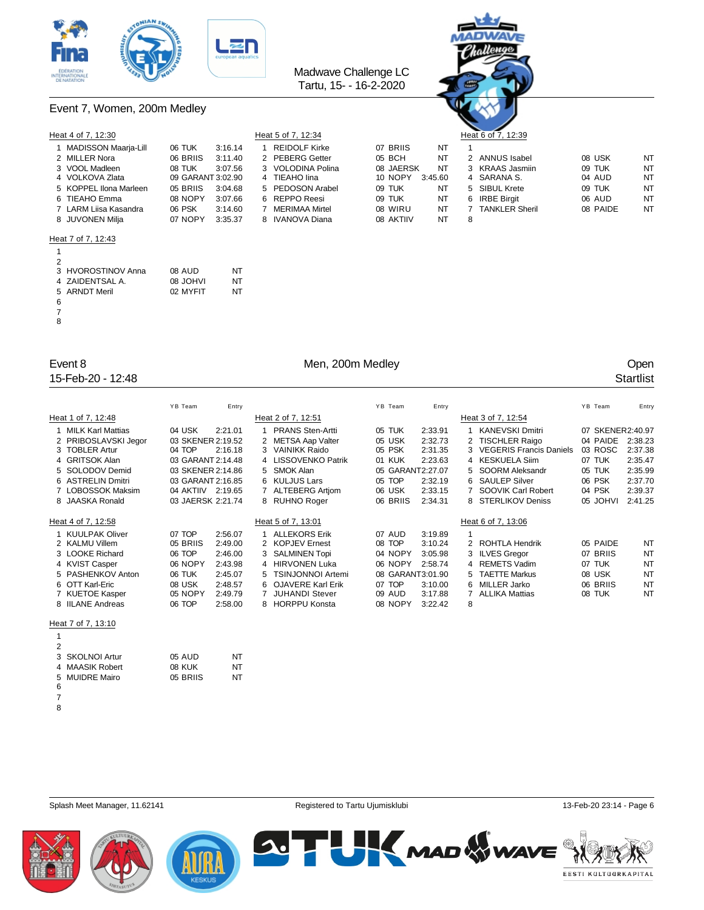Madwave Challenge LC
Tartu, 15- - 16-2-2020

## Event 7, Women, 200m Medley

**Heat 4 of 7, 12:30**

| Lane | Name | YB | Team | Entry |
|---|---|---|---|---|
| 1 | MADISSON Maarja-Lill | 06 | TUK | 3:16.14 |
| 2 | MILLER Nora | 06 | BRIIS | 3:11.40 |
| 3 | VOOL Madleen | 08 | TUK | 3:07.56 |
| 4 | VOLKOVA Zlata | 09 | GARANT | 3:02.90 |
| 5 | KOPPEL Ilona Marleen | 05 | BRIIS | 3:04.68 |
| 6 | TIEAHO Emma | 08 | NOPY | 3:07.66 |
| 7 | LARM Liisa Kasandra | 06 | PSK | 3:14.60 |
| 8 | JUVONEN Milja | 07 | NOPY | 3:35.37 |

**Heat 5 of 7, 12:34**

| Lane | Name | YB | Team | Entry |
|---|---|---|---|---|
| 1 | REIDOLF Kirke | 07 | BRIIS | NT |
| 2 | PEBERG Getter | 05 | BCH | NT |
| 3 | VOLODINA Polina | 08 | JAERSK | NT |
| 4 | TIEAHO Iina | 10 | NOPY | 3:45.60 |
| 5 | PEDOSON Arabel | 09 | TUK | NT |
| 6 | REPPO Reesi | 09 | TUK | NT |
| 7 | MERIMAA Mirtel | 08 | WIRU | NT |
| 8 | IVANOVA Diana | 08 | AKTIIV | NT |

**Heat 6 of 7, 12:39**

| Lane | Name | YB | Team | Entry |
|---|---|---|---|---|
| 1 | | | | |
| 2 | ANNUS Isabel | 08 | USK | NT |
| 3 | KRAAS Jasmiin | 09 | TUK | NT |
| 4 | SARANA S. | 04 | AUD | NT |
| 5 | SIBUL Krete | 09 | TUK | NT |
| 6 | IRBE Birgit | 06 | AUD | NT |
| 7 | TANKLER Sheril | 08 | PAIDE | NT |
| 8 | | | | |

**Heat 7 of 7, 12:43**

| Lane | Name | YB | Team | Entry |
|---|---|---|---|---|
| 1 | | | | |
| 2 | | | | |
| 3 | HVOROSTINOV Anna | 08 | AUD | NT |
| 4 | ZAIDENTSAL A. | 08 | JOHVI | NT |
| 5 | ARNDT Meril | 02 | MYFIT | NT |
| 6 | | | | |
| 7 | | | | |
| 8 | | | | |

## Event 8 — Men, 200m Medley — Open

15-Feb-20 - 12:48 — Startlist

**Heat 1 of 7, 12:48**

| Lane | Name | YB | Team | Entry |
|---|---|---|---|---|
| 1 | MILK Karl Mattias | 04 | USK | 2:21.01 |
| 2 | PRIBOSLAVSKI Jegor | 03 | SKENER | 2:19.52 |
| 3 | TOBLER Artur | 04 | TOP | 2:16.18 |
| 4 | GRITSOK Alan | 03 | GARANT | 2:14.48 |
| 5 | SOLODOV Demid | 03 | SKENER | 2:14.86 |
| 6 | ASTRELIN Dmitri | 03 | GARANT | 2:16.85 |
| 7 | LOBOSSOK Maksim | 04 | AKTIIV | 2:19.65 |
| 8 | JAASKA Ronald | 03 | JAERSK | 2:21.74 |

**Heat 2 of 7, 12:51**

| Lane | Name | YB | Team | Entry |
|---|---|---|---|---|
| 1 | PRANS Sten-Artti | 05 | TUK | 2:33.91 |
| 2 | METSA Aap Valter | 05 | USK | 2:32.73 |
| 3 | VAINIKK Raido | 05 | PSK | 2:31.35 |
| 4 | LISSOVENKO Patrik | 01 | KUK | 2:23.63 |
| 5 | SMOK Alan | 05 | GARANT | 2:27.07 |
| 6 | KULJUS Lars | 05 | TOP | 2:32.19 |
| 7 | ALTEBERG Artjom | 06 | USK | 2:33.15 |
| 8 | RUHNO Roger | 06 | BRIIS | 2:34.31 |

**Heat 3 of 7, 12:54**

| Lane | Name | YB | Team | Entry |
|---|---|---|---|---|
| 1 | KANEVSKI Dmitri | 07 | SKENER | 2:40.97 |
| 2 | TISCHLER Raigo | 04 | PAIDE | 2:38.23 |
| 3 | VEGERIS Francis Daniels | 03 | ROSC | 2:37.38 |
| 4 | KESKUELA Siim | 07 | TUK | 2:35.47 |
| 5 | SOORM Aleksandr | 05 | TUK | 2:35.99 |
| 6 | SAULEP Silver | 06 | PSK | 2:37.70 |
| 7 | SOOVIK Carl Robert | 04 | PSK | 2:39.37 |
| 8 | STERLIKOV Deniss | 05 | JOHVI | 2:41.25 |

**Heat 4 of 7, 12:58**

| Lane | Name | YB | Team | Entry |
|---|---|---|---|---|
| 1 | KUULPAK Oliver | 07 | TOP | 2:56.07 |
| 2 | KALMU Villem | 05 | BRIIS | 2:49.00 |
| 3 | LOOKE Richard | 06 | TOP | 2:46.00 |
| 4 | KVIST Casper | 06 | NOPY | 2:43.98 |
| 5 | PASHENKOV Anton | 06 | TUK | 2:45.07 |
| 6 | OTT Karl-Eric | 08 | USK | 2:48.57 |
| 7 | KUETOE Kasper | 05 | NOPY | 2:49.79 |
| 8 | IILANE Andreas | 06 | TOP | 2:58.00 |

**Heat 5 of 7, 13:01**

| Lane | Name | YB | Team | Entry |
|---|---|---|---|---|
| 1 | ALLEKORS Erik | 07 | AUD | 3:19.89 |
| 2 | KOPJEV Ernest | 08 | TOP | 3:10.24 |
| 3 | SALMINEN Topi | 04 | NOPY | 3:05.98 |
| 4 | HIRVONEN Luka | 06 | NOPY | 2:58.74 |
| 5 | TSINJONNOI Artemi | 08 | GARANT | 3:01.90 |
| 6 | OJAVERE Karl Erik | 07 | TOP | 3:10.00 |
| 7 | JUHANDI Stever | 09 | AUD | 3:17.88 |
| 8 | HORPPU Konsta | 08 | NOPY | 3:22.42 |

**Heat 6 of 7, 13:06**

| Lane | Name | YB | Team | Entry |
|---|---|---|---|---|
| 1 | | | | |
| 2 | ROHTLA Hendrik | 05 | PAIDE | NT |
| 3 | ILVES Gregor | 07 | BRIIS | NT |
| 4 | REMETS Vadim | 07 | TUK | NT |
| 5 | TAETTE Markus | 08 | USK | NT |
| 6 | MILLER Jarko | 06 | BRIIS | NT |
| 7 | ALLIKA Mattias | 08 | TUK | NT |
| 8 | | | | |

**Heat 7 of 7, 13:10**

| Lane | Name | YB | Team | Entry |
|---|---|---|---|---|
| 1 | | | | |
| 2 | | | | |
| 3 | SKOLNOI Artur | 05 | AUD | NT |
| 4 | MAASIK Robert | 08 | KUK | NT |
| 5 | MUIDRE Mairo | 05 | BRIIS | NT |
| 6 | | | | |
| 7 | | | | |
| 8 | | | | |

Splash Meet Manager, 11.62141 — Registered to Tartu Ujumisklubi — 13-Feb-20 23:14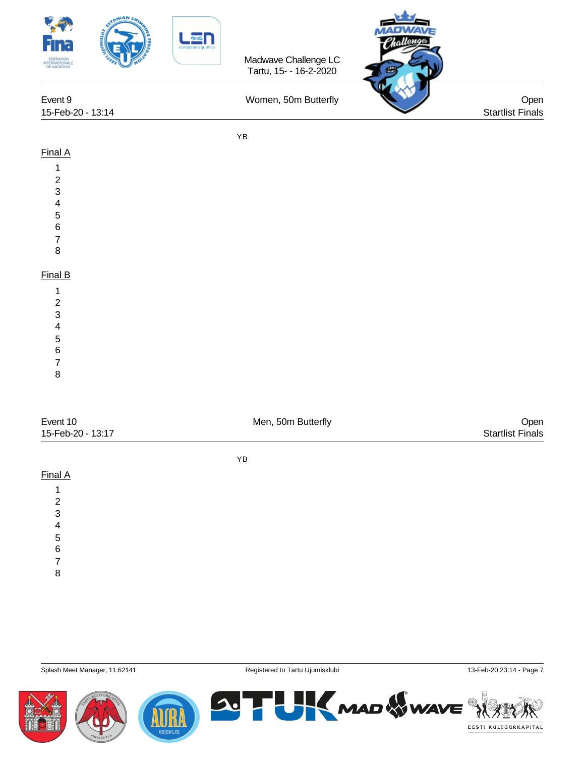Madwave Challenge LC
Tartu, 15- - 16-2-2020

Event 9 | Women, 50m Butterfly | Open
15-Feb-20 - 13:14 | | Startlist Finals

YB

**Final A**

1
2
3
4
5
6
7
8

**Final B**

1
2
3
4
5
6
7
8

Event 10 | Men, 50m Butterfly | Open
15-Feb-20 - 13:17 | | Startlist Finals

YB

**Final A**

1
2
3
4
5
6
7
8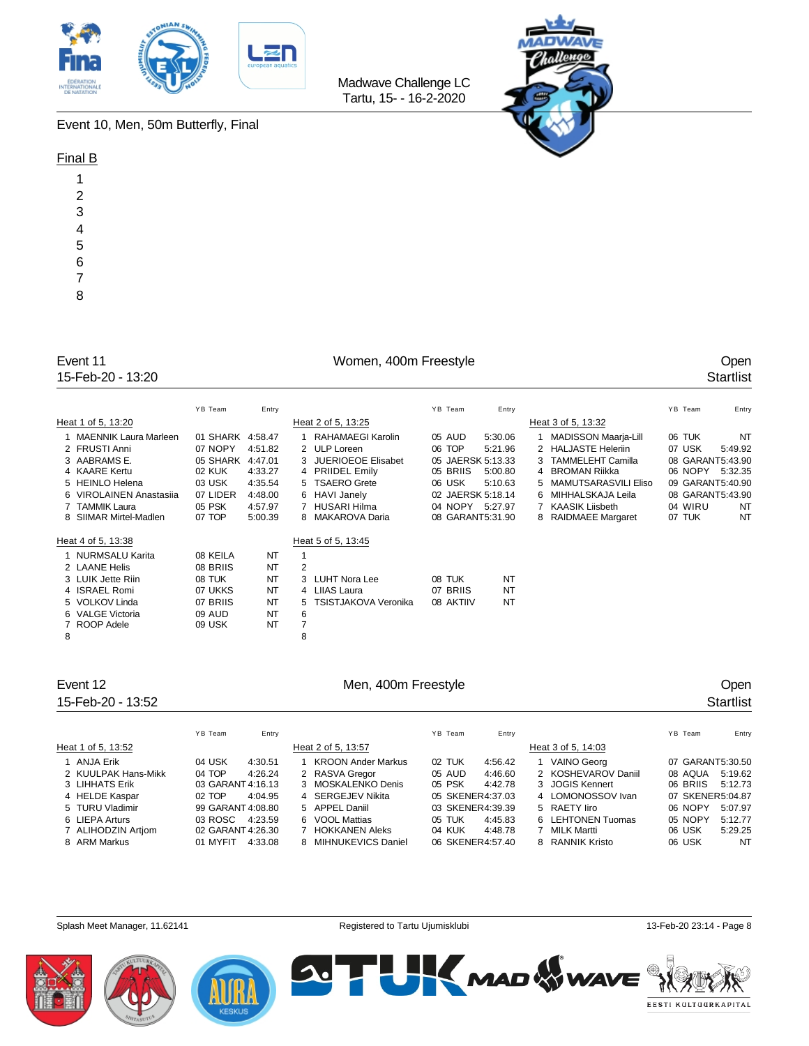Madwave Challenge LC
Tartu, 15- - 16-2-2020

## Event 10, Men, 50m Butterfly, Final

### Final B

1
2
3
4
5
6
7
8

## Event 11 — Women, 400m Freestyle — Open

15-Feb-20 - 13:20 — Startlist

**Heat 1 of 5, 13:20**

| | Name | YB | Team | Entry |
|---|---|---|---|---|
| 1 | MAENNIK Laura Marleen | 01 | SHARK | 4:58.47 |
| 2 | FRUSTI Anni | 07 | NOPY | 4:51.82 |
| 3 | AABRAMS E. | 05 | SHARK | 4:47.01 |
| 4 | KAARE Kertu | 02 | KUK | 4:33.27 |
| 5 | HEINLO Helena | 03 | USK | 4:35.54 |
| 6 | VIROLAINEN Anastasiia | 07 | LIDER | 4:48.00 |
| 7 | TAMMIK Laura | 05 | PSK | 4:57.97 |
| 8 | SIIMAR Mirtel-Madlen | 07 | TOP | 5:00.39 |

**Heat 2 of 5, 13:25**

| | Name | YB | Team | Entry |
|---|---|---|---|---|
| 1 | RAHAMAEGI Karolin | 05 | AUD | 5:30.06 |
| 2 | ULP Loreen | 06 | TOP | 5:21.96 |
| 3 | JUERIOEOE Elisabet | 05 | JAERSK | 5:13.33 |
| 4 | PRIIDEL Emily | 05 | BRIIS | 5:00.80 |
| 5 | TSAERO Grete | 06 | USK | 5:10.63 |
| 6 | HAVI Janely | 02 | JAERSK | 5:18.14 |
| 7 | HUSARI Hilma | 04 | NOPY | 5:27.97 |
| 8 | MAKAROVA Daria | 08 | GARANT | 5:31.90 |

**Heat 3 of 5, 13:32**

| | Name | YB | Team | Entry |
|---|---|---|---|---|
| 1 | MADISSON Maarja-Lill | 06 | TUK | NT |
| 2 | HALJASTE Heleriin | 07 | USK | 5:49.92 |
| 3 | TAMMELEHT Camilla | 08 | GARANT | 5:43.90 |
| 4 | BROMAN Riikka | 06 | NOPY | 5:32.35 |
| 5 | MAMUTSARASVILI Eliso | 09 | GARANT | 5:40.90 |
| 6 | MIHHALSKAJA Leila | 08 | GARANT | 5:43.90 |
| 7 | KAASIK Liisbeth | 04 | WIRU | NT |
| 8 | RAIDMAEE Margaret | 07 | TUK | NT |

**Heat 4 of 5, 13:38**

| | Name | YB | Team | Entry |
|---|---|---|---|---|
| 1 | NURMSALU Karita | 08 | KEILA | NT |
| 2 | LAANE Helis | 08 | BRIIS | NT |
| 3 | LUIK Jette Riin | 08 | TUK | NT |
| 4 | ISRAEL Romi | 07 | UKKS | NT |
| 5 | VOLKOV Linda | 07 | BRIIS | NT |
| 6 | VALGE Victoria | 09 | AUD | NT |
| 7 | ROOP Adele | 09 | USK | NT |
| 8 | | | | |

**Heat 5 of 5, 13:45**

| | Name | YB | Team | Entry |
|---|---|---|---|---|
| 1 | | | | |
| 2 | | | | |
| 3 | LUHT Nora Lee | 08 | TUK | NT |
| 4 | LIIAS Laura | 07 | BRIIS | NT |
| 5 | TSISTJAKOVA Veronika | 08 | AKTIIV | NT |
| 6 | | | | |
| 7 | | | | |
| 8 | | | | |

## Event 12 — Men, 400m Freestyle — Open

15-Feb-20 - 13:52 — Startlist

**Heat 1 of 5, 13:52**

| | Name | YB | Team | Entry |
|---|---|---|---|---|
| 1 | ANJA Erik | 04 | USK | 4:30.51 |
| 2 | KUULPAK Hans-Mikk | 04 | TOP | 4:26.24 |
| 3 | LIHHATS Erik | 03 | GARANT | 4:16.13 |
| 4 | HELDE Kaspar | 02 | TOP | 4:04.95 |
| 5 | TURU Vladimir | 99 | GARANT | 4:08.80 |
| 6 | LIEPA Arturs | 03 | ROSC | 4:23.59 |
| 7 | ALIHODZIN Artjom | 02 | GARANT | 4:26.30 |
| 8 | ARM Markus | 01 | MYFIT | 4:33.08 |

**Heat 2 of 5, 13:57**

| | Name | YB | Team | Entry |
|---|---|---|---|---|
| 1 | KROON Ander Markus | 02 | TUK | 4:56.42 |
| 2 | RASVA Gregor | 05 | AUD | 4:46.60 |
| 3 | MOSKALENKO Denis | 05 | PSK | 4:42.78 |
| 4 | SERGEJEV Nikita | 05 | SKENER | 4:37.03 |
| 5 | APPEL Daniil | 03 | SKENER | 4:39.39 |
| 6 | VOOL Mattias | 05 | TUK | 4:45.83 |
| 7 | HOKKANEN Aleks | 04 | KUK | 4:48.78 |
| 8 | MIHNUKEVICS Daniel | 06 | SKENER | 4:57.40 |

**Heat 3 of 5, 14:03**

| | Name | YB | Team | Entry |
|---|---|---|---|---|
| 1 | VAINO Georg | 07 | GARANT | 5:30.50 |
| 2 | KOSHEVAROV Daniil | 08 | AQUA | 5:19.62 |
| 3 | JOGIS Kennert | 06 | BRIIS | 5:12.73 |
| 4 | LOMONOSSOV Ivan | 07 | SKENER | 5:04.87 |
| 5 | RAETY Iiro | 06 | NOPY | 5:07.97 |
| 6 | LEHTONEN Tuomas | 05 | NOPY | 5:12.77 |
| 7 | MILK Martti | 06 | USK | 5:29.25 |
| 8 | RANNIK Kristo | 06 | USK | NT |

Splash Meet Manager, 11.62141 — Registered to Tartu Ujumisklubi — 13-Feb-20 23:14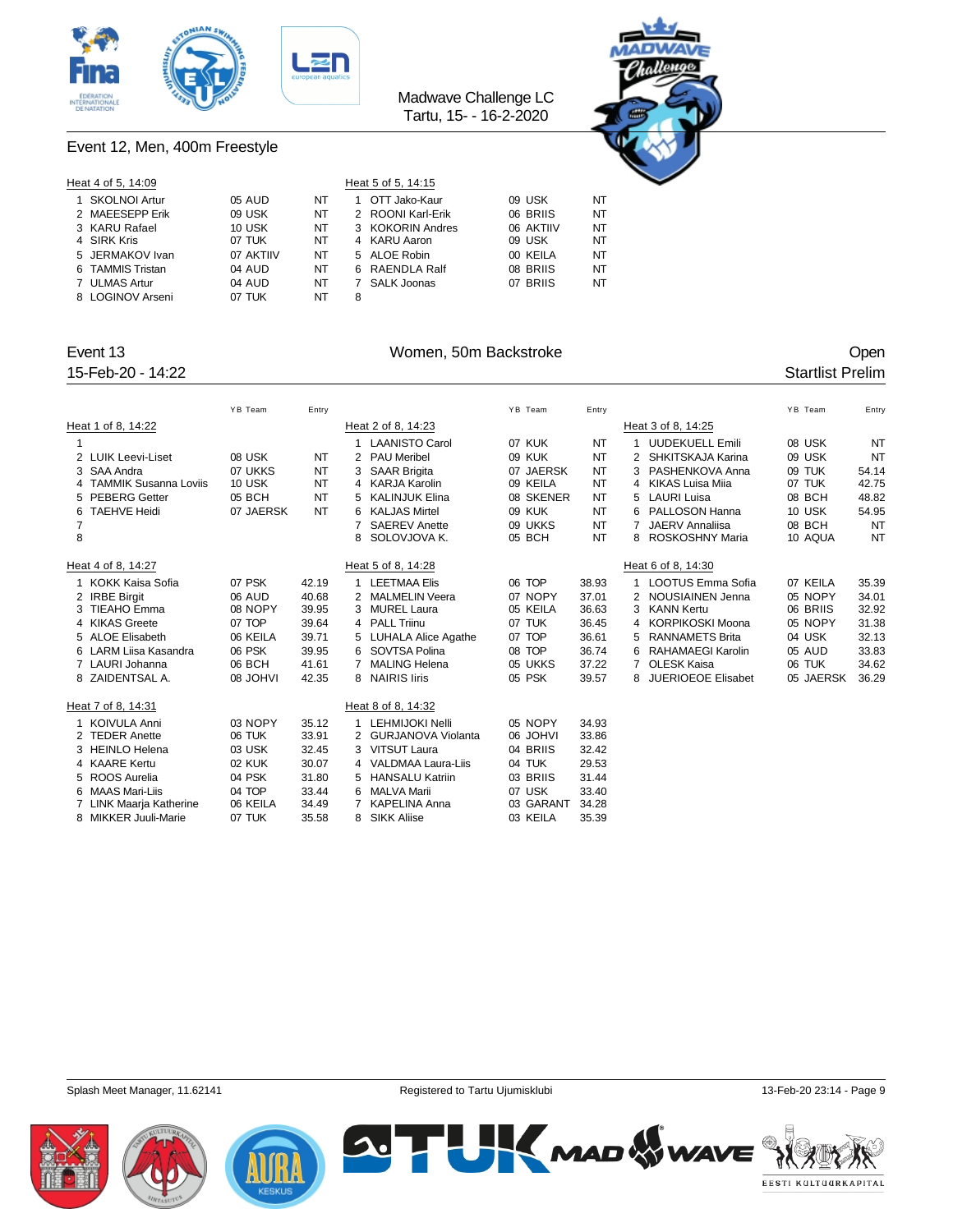Madwave Challenge LC
Tartu, 15- - 16-2-2020

## Event 12, Men, 400m Freestyle

**Heat 4 of 5, 14:09**

| Lane | Name | YB | Team | Entry |
|---|---|---|---|---|
| 1 | SKOLNOI Artur | 05 | AUD | NT |
| 2 | MAEESEPP Erik | 09 | USK | NT |
| 3 | KARU Rafael | 10 | USK | NT |
| 4 | SIRK Kris | 07 | TUK | NT |
| 5 | JERMAKOV Ivan | 07 | AKTIIV | NT |
| 6 | TAMMIS Tristan | 04 | AUD | NT |
| 7 | ULMAS Artur | 04 | AUD | NT |
| 8 | LOGINOV Arseni | 07 | TUK | NT |

**Heat 5 of 5, 14:15**

| Lane | Name | YB | Team | Entry |
|---|---|---|---|---|
| 1 | OTT Jako-Kaur | 09 | USK | NT |
| 2 | ROONI Karl-Erik | 06 | BRIIS | NT |
| 3 | KOKORIN Andres | 06 | AKTIIV | NT |
| 4 | KARU Aaron | 09 | USK | NT |
| 5 | ALOE Robin | 00 | KEILA | NT |
| 6 | RAENDLA Ralf | 08 | BRIIS | NT |
| 7 | SALK Joonas | 07 | BRIIS | NT |
| 8 | | | | |

## Event 13 — Women, 50m Backstroke — Open

15-Feb-20 - 14:22 — Startlist Prelim

**Heat 1 of 8, 14:22**

| Lane | Name | YB | Team | Entry |
|---|---|---|---|---|
| 1 | | | | |
| 2 | LUIK Leevi-Liset | 08 | USK | NT |
| 3 | SAA Andra | 07 | UKKS | NT |
| 4 | TAMMIK Susanna Loviis | 10 | USK | NT |
| 5 | PEBERG Getter | 05 | BCH | NT |
| 6 | TAEHVE Heidi | 07 | JAERSK | NT |
| 7 | | | | |
| 8 | | | | |

**Heat 2 of 8, 14:23**

| Lane | Name | YB | Team | Entry |
|---|---|---|---|---|
| 1 | LAANISTO Carol | 07 | KUK | NT |
| 2 | PAU Meribel | 09 | KUK | NT |
| 3 | SAAR Brigita | 07 | JAERSK | NT |
| 4 | KARJA Karolin | 09 | KEILA | NT |
| 5 | KALINJUK Elina | 08 | SKENER | NT |
| 6 | KALJAS Mirtel | 09 | KUK | NT |
| 7 | SAEREV Anette | 09 | UKKS | NT |
| 8 | SOLOVJOVA K. | 05 | BCH | NT |

**Heat 3 of 8, 14:25**

| Lane | Name | YB | Team | Entry |
|---|---|---|---|---|
| 1 | UUDEKUELL Emili | 08 | USK | NT |
| 2 | SHKITSKAJA Karina | 09 | USK | NT |
| 3 | PASHENKOVA Anna | 09 | TUK | 54.14 |
| 4 | KIKAS Luisa Miia | 07 | TUK | 42.75 |
| 5 | LAURI Luisa | 08 | BCH | 48.82 |
| 6 | PALLOSON Hanna | 10 | USK | 54.95 |
| 7 | JAERV Annaliisa | 08 | BCH | NT |
| 8 | ROSKOSHNY Maria | 10 | AQUA | NT |

**Heat 4 of 8, 14:27**

| Lane | Name | YB | Team | Entry |
|---|---|---|---|---|
| 1 | KOKK Kaisa Sofia | 07 | PSK | 42.19 |
| 2 | IRBE Birgit | 06 | AUD | 40.68 |
| 3 | TIEAHO Emma | 08 | NOPY | 39.95 |
| 4 | KIKAS Greete | 07 | TOP | 39.64 |
| 5 | ALOE Elisabeth | 06 | KEILA | 39.71 |
| 6 | LARM Liisa Kasandra | 06 | PSK | 39.95 |
| 7 | LAURI Johanna | 06 | BCH | 41.61 |
| 8 | ZAIDENTSAL A. | 08 | JOHVI | 42.35 |

**Heat 5 of 8, 14:28**

| Lane | Name | YB | Team | Entry |
|---|---|---|---|---|
| 1 | LEETMAA Elis | 06 | TOP | 38.93 |
| 2 | MALMELIN Veera | 07 | NOPY | 37.01 |
| 3 | MUREL Laura | 05 | KEILA | 36.63 |
| 4 | PALL Triinu | 07 | TUK | 36.45 |
| 5 | LUHALA Alice Agathe | 07 | TOP | 36.61 |
| 6 | SOVTSA Polina | 08 | TOP | 36.74 |
| 7 | MALING Helena | 05 | UKKS | 37.22 |
| 8 | NAIRIS Iiris | 05 | PSK | 39.57 |

**Heat 6 of 8, 14:30**

| Lane | Name | YB | Team | Entry |
|---|---|---|---|---|
| 1 | LOOTUS Emma Sofia | 07 | KEILA | 35.39 |
| 2 | NOUSIAINEN Jenna | 05 | NOPY | 34.01 |
| 3 | KANN Kertu | 06 | BRIIS | 32.92 |
| 4 | KORPIKOSKI Moona | 05 | NOPY | 31.38 |
| 5 | RANNAMETS Brita | 04 | USK | 32.13 |
| 6 | RAHAMAEGI Karolin | 05 | AUD | 33.83 |
| 7 | OLESK Kaisa | 06 | TUK | 34.62 |
| 8 | JUERIOEOE Elisabet | 05 | JAERSK | 36.29 |

**Heat 7 of 8, 14:31**

| Lane | Name | YB | Team | Entry |
|---|---|---|---|---|
| 1 | KOIVULA Anni | 03 | NOPY | 35.12 |
| 2 | TEDER Anette | 06 | TUK | 33.91 |
| 3 | HEINLO Helena | 03 | USK | 32.45 |
| 4 | KAARE Kertu | 02 | KUK | 30.07 |
| 5 | ROOS Aurelia | 04 | PSK | 31.80 |
| 6 | MAAS Mari-Liis | 04 | TOP | 33.44 |
| 7 | LINK Maarja Katherine | 06 | KEILA | 34.49 |
| 8 | MIKKER Juuli-Marie | 07 | TUK | 35.58 |

**Heat 8 of 8, 14:32**

| Lane | Name | YB | Team | Entry |
|---|---|---|---|---|
| 1 | LEHMIJOKI Nelli | 05 | NOPY | 34.93 |
| 2 | GURJANOVA Violanta | 06 | JOHVI | 33.86 |
| 3 | VITSUT Laura | 04 | BRIIS | 32.42 |
| 4 | VALDMAA Laura-Liis | 04 | TUK | 29.53 |
| 5 | HANSALU Katriin | 03 | BRIIS | 31.44 |
| 6 | MALVA Marii | 07 | USK | 33.40 |
| 7 | KAPELINA Anna | 03 | GARANT | 34.28 |
| 8 | SIKK Aliise | 03 | KEILA | 35.39 |

Splash Meet Manager, 11.62141 — Registered to Tartu Ujumisklubi — 13-Feb-20 23:14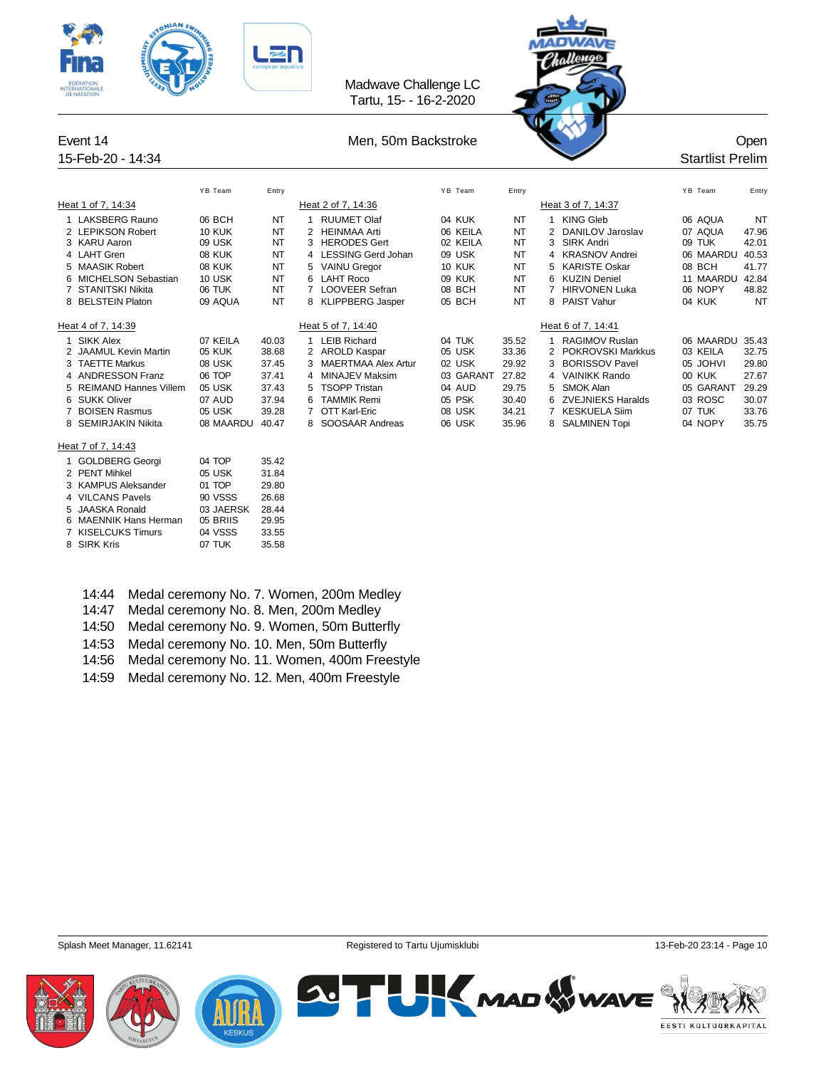Madwave Challenge LC
Tartu, 15- - 16-2-2020

## Event 14 — Men, 50m Backstroke — Open

15-Feb-20 - 14:34 — Startlist Prelim

### Heat 1 of 7, 14:34

| Lane | Name | YB | Team | Entry |
|---|---|---|---|---|
| 1 | LAKSBERG Rauno | 06 | BCH | NT |
| 2 | LEPIKSON Robert | 10 | KUK | NT |
| 3 | KARU Aaron | 09 | USK | NT |
| 4 | LAHT Gren | 08 | KUK | NT |
| 5 | MAASIK Robert | 08 | KUK | NT |
| 6 | MICHELSON Sebastian | 10 | USK | NT |
| 7 | STANITSKI Nikita | 06 | TUK | NT |
| 8 | BELSTEIN Platon | 09 | AQUA | NT |

### Heat 2 of 7, 14:36

| Lane | Name | YB | Team | Entry |
|---|---|---|---|---|
| 1 | RUUMET Olaf | 04 | KUK | NT |
| 2 | HEINMAA Arti | 06 | KEILA | NT |
| 3 | HERODES Gert | 02 | KEILA | NT |
| 4 | LESSING Gerd Johan | 09 | USK | NT |
| 5 | VAINU Gregor | 10 | KUK | NT |
| 6 | LAHT Roco | 09 | KUK | NT |
| 7 | LOOVEER Sefran | 08 | BCH | NT |
| 8 | KLIPPBERG Jasper | 05 | BCH | NT |

### Heat 3 of 7, 14:37

| Lane | Name | YB | Team | Entry |
|---|---|---|---|---|
| 1 | KING Gleb | 06 | AQUA | NT |
| 2 | DANILOV Jaroslav | 07 | AQUA | 47.96 |
| 3 | SIRK Andri | 09 | TUK | 42.01 |
| 4 | KRASNOV Andrei | 06 | MAARDU | 40.53 |
| 5 | KARISTE Oskar | 08 | BCH | 41.77 |
| 6 | KUZIN Deniel | 11 | MAARDU | 42.84 |
| 7 | HIRVONEN Luka | 06 | NOPY | 48.82 |
| 8 | PAIST Vahur | 04 | KUK | NT |

### Heat 4 of 7, 14:39

| Lane | Name | YB | Team | Entry |
|---|---|---|---|---|
| 1 | SIKK Alex | 07 | KEILA | 40.03 |
| 2 | JAAMUL Kevin Martin | 05 | KUK | 38.68 |
| 3 | TAETTE Markus | 08 | USK | 37.45 |
| 4 | ANDRESSON Franz | 06 | TOP | 37.41 |
| 5 | REIMAND Hannes Villem | 05 | USK | 37.43 |
| 6 | SUKK Oliver | 07 | AUD | 37.94 |
| 7 | BOISEN Rasmus | 05 | USK | 39.28 |
| 8 | SEMIRJAKIN Nikita | 08 | MAARDU | 40.47 |

### Heat 5 of 7, 14:40

| Lane | Name | YB | Team | Entry |
|---|---|---|---|---|
| 1 | LEIB Richard | 04 | TUK | 35.52 |
| 2 | AROLD Kaspar | 05 | USK | 33.36 |
| 3 | MAERTMAA Alex Artur | 02 | USK | 29.92 |
| 4 | MINAJEV Maksim | 03 | GARANT | 27.82 |
| 5 | TSOPP Tristan | 04 | AUD | 29.75 |
| 6 | TAMMIK Remi | 05 | PSK | 30.40 |
| 7 | OTT Karl-Eric | 08 | USK | 34.21 |
| 8 | SOOSAAR Andreas | 06 | USK | 35.96 |

### Heat 6 of 7, 14:41

| Lane | Name | YB | Team | Entry |
|---|---|---|---|---|
| 1 | RAGIMOV Ruslan | 06 | MAARDU | 35.43 |
| 2 | POKROVSKI Markkus | 03 | KEILA | 32.75 |
| 3 | BORISSOV Pavel | 05 | JOHVI | 29.80 |
| 4 | VAINIKK Rando | 00 | KUK | 27.67 |
| 5 | SMOK Alan | 05 | GARANT | 29.29 |
| 6 | ZVEJNIEKS Haralds | 03 | ROSC | 30.07 |
| 7 | KESKUELA Siim | 07 | TUK | 33.76 |
| 8 | SALMINEN Topi | 04 | NOPY | 35.75 |

### Heat 7 of 7, 14:43

| Lane | Name | YB | Team | Entry |
|---|---|---|---|---|
| 1 | GOLDBERG Georgi | 04 | TOP | 35.42 |
| 2 | PENT Mihkel | 05 | USK | 31.84 |
| 3 | KAMPUS Aleksander | 01 | TOP | 29.80 |
| 4 | VILCANS Pavels | 90 | VSSS | 26.68 |
| 5 | JAASKA Ronald | 03 | JAERSK | 28.44 |
| 6 | MAENNIK Hans Herman | 05 | BRIIS | 29.95 |
| 7 | KISELCUKS Timurs | 04 | VSSS | 33.55 |
| 8 | SIRK Kris | 07 | TUK | 35.58 |

- 14:44 Medal ceremony No. 7. Women, 200m Medley
- 14:47 Medal ceremony No. 8. Men, 200m Medley
- 14:50 Medal ceremony No. 9. Women, 50m Butterfly
- 14:53 Medal ceremony No. 10. Men, 50m Butterfly
- 14:56 Medal ceremony No. 11. Women, 400m Freestyle
- 14:59 Medal ceremony No. 12. Men, 400m Freestyle

Splash Meet Manager, 11.62141 — Registered to Tartu Ujumisklubi — 13-Feb-20 23:14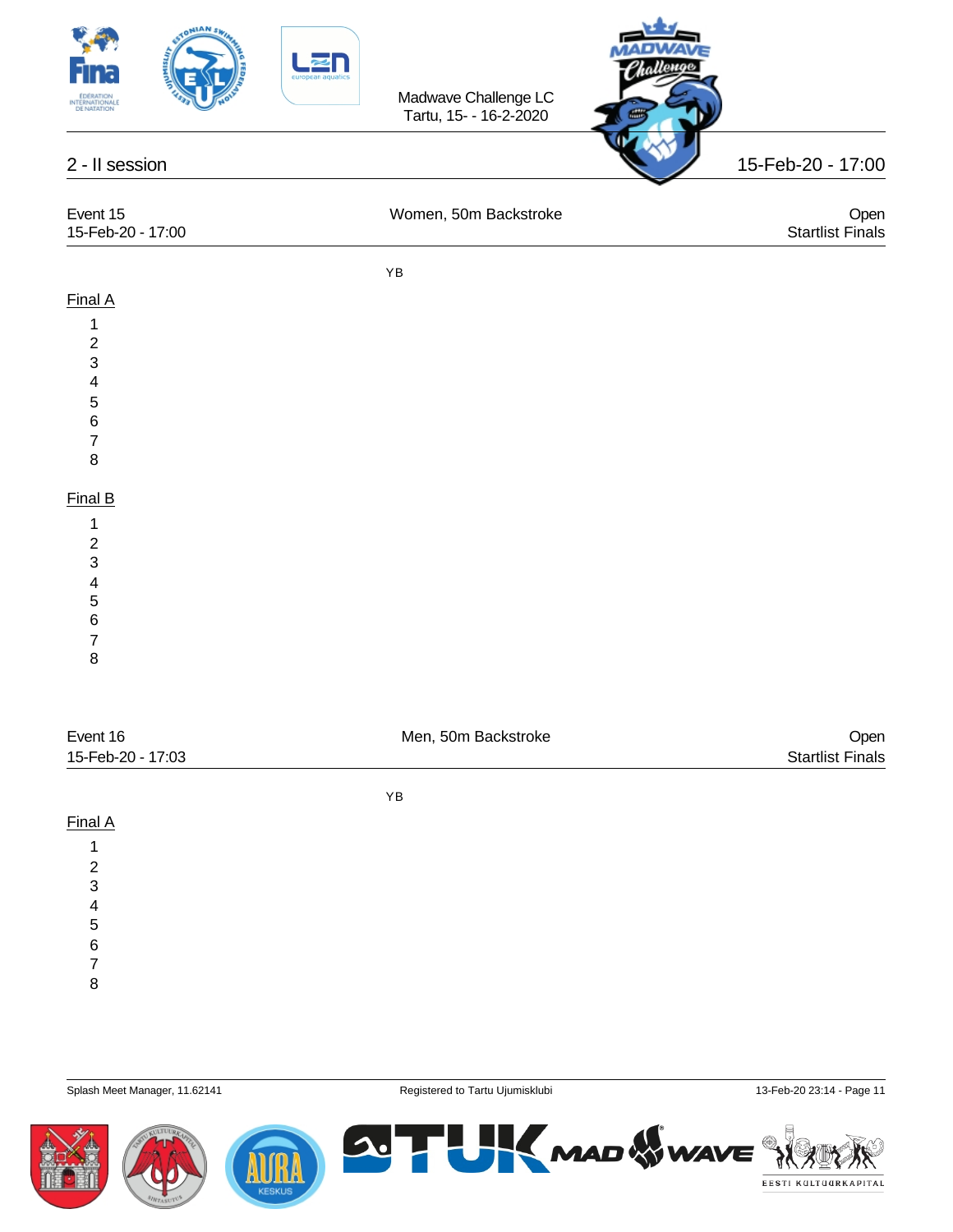Madwave Challenge LC
Tartu, 15- - 16-2-2020

## 2 - II session

15-Feb-20 - 17:00

### Event 15 — Women, 50m Backstroke

15-Feb-20 - 17:00

Open
Startlist Finals

YB

**Final A**

1
2
3
4
5
6
7
8

**Final B**

1
2
3
4
5
6
7
8

### Event 16 — Men, 50m Backstroke

15-Feb-20 - 17:03

Open
Startlist Finals

YB

**Final A**

1
2
3
4
5
6
7
8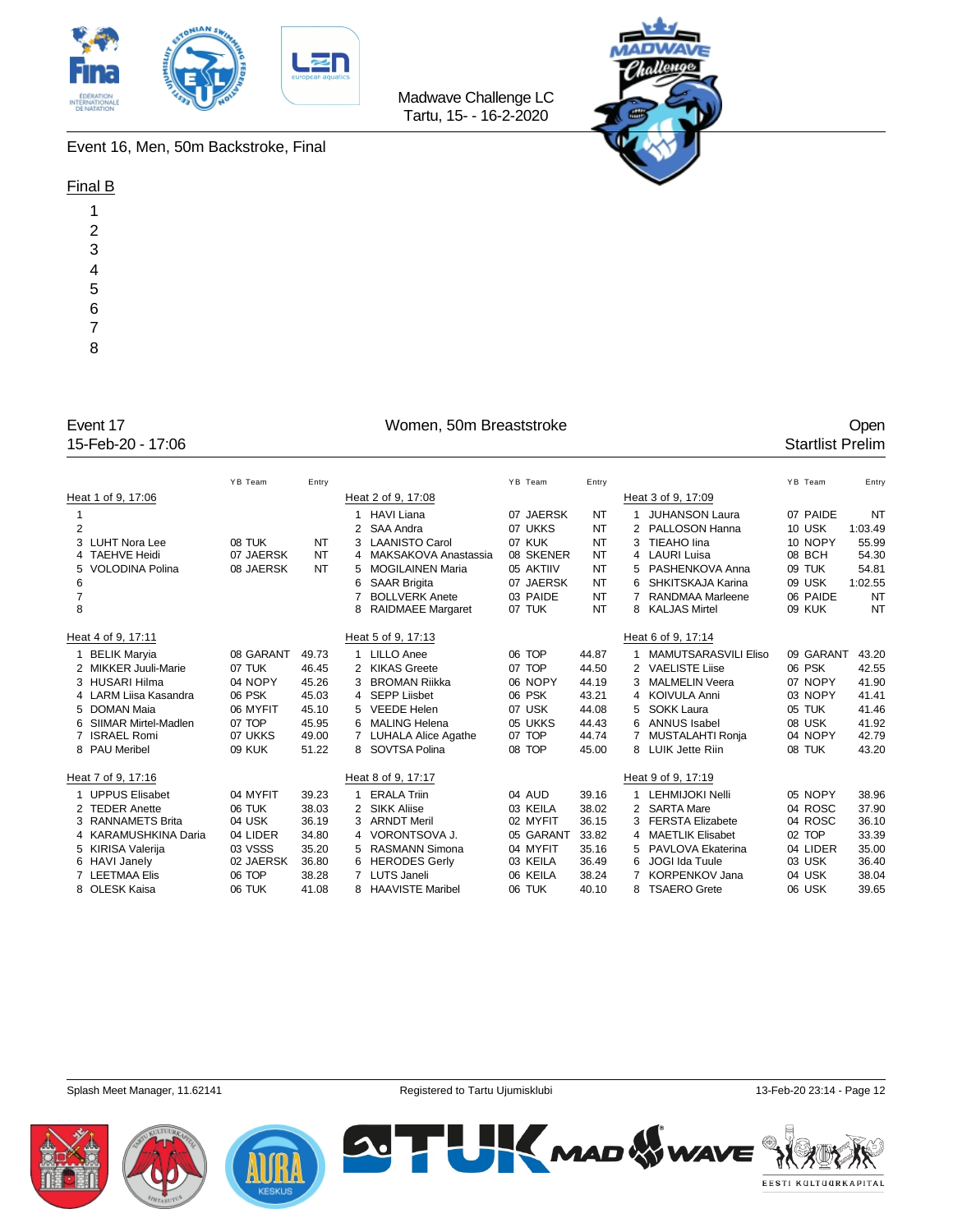Madwave Challenge LC
Tartu, 15- - 16-2-2020

## Event 16, Men, 50m Backstroke, Final

### Final B

1
2
3
4
5
6
7
8

## Event 17 — Women, 50m Breaststroke — Open

15-Feb-20 - 17:06 — Startlist Prelim

### Heat 1 of 9, 17:06

| Lane | Name | YB | Team | Entry |
|---|---|---|---|---|
| 1 | | | | |
| 2 | | | | |
| 3 | LUHT Nora Lee | 08 | TUK | NT |
| 4 | TAEHVE Heidi | 07 | JAERSK | NT |
| 5 | VOLODINA Polina | 08 | JAERSK | NT |
| 6 | | | | |
| 7 | | | | |
| 8 | | | | |

### Heat 2 of 9, 17:08

| Lane | Name | YB | Team | Entry |
|---|---|---|---|---|
| 1 | HAVI Liana | 07 | JAERSK | NT |
| 2 | SAA Andra | 07 | UKKS | NT |
| 3 | LAANISTO Carol | 07 | KUK | NT |
| 4 | MAKSAKOVA Anastassia | 08 | SKENER | NT |
| 5 | MOGILAINEN Maria | 05 | AKTIIV | NT |
| 6 | SAAR Brigita | 07 | JAERSK | NT |
| 7 | BOLLVERK Anete | 03 | PAIDE | NT |
| 8 | RAIDMAEE Margaret | 07 | TUK | NT |

### Heat 3 of 9, 17:09

| Lane | Name | YB | Team | Entry |
|---|---|---|---|---|
| 1 | JUHANSON Laura | 07 | PAIDE | NT |
| 2 | PALLOSON Hanna | 10 | USK | 1:03.49 |
| 3 | TIEAHO Iina | 10 | NOPY | 55.99 |
| 4 | LAURI Luisa | 08 | BCH | 54.30 |
| 5 | PASHENKOVA Anna | 09 | TUK | 54.81 |
| 6 | SHKITSKAJA Karina | 09 | USK | 1:02.55 |
| 7 | RANDMAA Marleene | 06 | PAIDE | NT |
| 8 | KALJAS Mirtel | 09 | KUK | NT |

### Heat 4 of 9, 17:11

| Lane | Name | YB | Team | Entry |
|---|---|---|---|---|
| 1 | BELIK Maryia | 08 | GARANT | 49.73 |
| 2 | MIKKER Juuli-Marie | 07 | TUK | 46.45 |
| 3 | HUSARI Hilma | 04 | NOPY | 45.26 |
| 4 | LARM Liisa Kasandra | 06 | PSK | 45.03 |
| 5 | DOMAN Maia | 06 | MYFIT | 45.10 |
| 6 | SIIMAR Mirtel-Madlen | 07 | TOP | 45.95 |
| 7 | ISRAEL Romi | 07 | UKKS | 49.00 |
| 8 | PAU Meribel | 09 | KUK | 51.22 |

### Heat 5 of 9, 17:13

| Lane | Name | YB | Team | Entry |
|---|---|---|---|---|
| 1 | LILLO Anee | 06 | TOP | 44.87 |
| 2 | KIKAS Greete | 07 | TOP | 44.50 |
| 3 | BROMAN Riikka | 06 | NOPY | 44.19 |
| 4 | SEPP Liisbet | 06 | PSK | 43.21 |
| 5 | VEEDE Helen | 07 | USK | 44.08 |
| 6 | MALING Helena | 05 | UKKS | 44.43 |
| 7 | LUHALA Alice Agathe | 07 | TOP | 44.74 |
| 8 | SOVTSA Polina | 08 | TOP | 45.00 |

### Heat 6 of 9, 17:14

| Lane | Name | YB | Team | Entry |
|---|---|---|---|---|
| 1 | MAMUTSARASVILI Eliso | 09 | GARANT | 43.20 |
| 2 | VAELISTE Liise | 06 | PSK | 42.55 |
| 3 | MALMELIN Veera | 07 | NOPY | 41.90 |
| 4 | KOIVULA Anni | 03 | NOPY | 41.41 |
| 5 | SOKK Laura | 05 | TUK | 41.46 |
| 6 | ANNUS Isabel | 08 | USK | 41.92 |
| 7 | MUSTALAHTI Ronja | 04 | NOPY | 42.79 |
| 8 | LUIK Jette Riin | 08 | TUK | 43.20 |

### Heat 7 of 9, 17:16

| Lane | Name | YB | Team | Entry |
|---|---|---|---|---|
| 1 | UPPUS Elisabet | 04 | MYFIT | 39.23 |
| 2 | TEDER Anette | 06 | TUK | 38.03 |
| 3 | RANNAMETS Brita | 04 | USK | 36.19 |
| 4 | KARAMUSHKINA Daria | 04 | LIDER | 34.80 |
| 5 | KIRISA Valerija | 03 | VSSS | 35.20 |
| 6 | HAVI Janely | 02 | JAERSK | 36.80 |
| 7 | LEETMAA Elis | 06 | TOP | 38.28 |
| 8 | OLESK Kaisa | 06 | TUK | 41.08 |

### Heat 8 of 9, 17:17

| Lane | Name | YB | Team | Entry |
|---|---|---|---|---|
| 1 | ERALA Triin | 04 | AUD | 39.16 |
| 2 | SIKK Aliise | 03 | KEILA | 38.02 |
| 3 | ARNDT Meril | 02 | MYFIT | 36.15 |
| 4 | VORONTSOVA J. | 05 | GARANT | 33.82 |
| 5 | RASMANN Simona | 04 | MYFIT | 35.16 |
| 6 | HERODES Gerly | 03 | KEILA | 36.49 |
| 7 | LUTS Janeli | 06 | KEILA | 38.24 |
| 8 | HAAVISTE Maribel | 06 | TUK | 40.10 |

### Heat 9 of 9, 17:19

| Lane | Name | YB | Team | Entry |
|---|---|---|---|---|
| 1 | LEHMIJOKI Nelli | 05 | NOPY | 38.96 |
| 2 | SARTA Mare | 04 | ROSC | 37.90 |
| 3 | FERSTA Elizabete | 04 | ROSC | 36.10 |
| 4 | MAETLIK Elisabet | 02 | TOP | 33.39 |
| 5 | PAVLOVA Ekaterina | 04 | LIDER | 35.00 |
| 6 | JOGI Ida Tuule | 03 | USK | 36.40 |
| 7 | KORPENKOV Jana | 04 | USK | 38.04 |
| 8 | TSAERO Grete | 06 | USK | 39.65 |

Splash Meet Manager, 11.62141 — Registered to Tartu Ujumisklubi — 13-Feb-20 23:14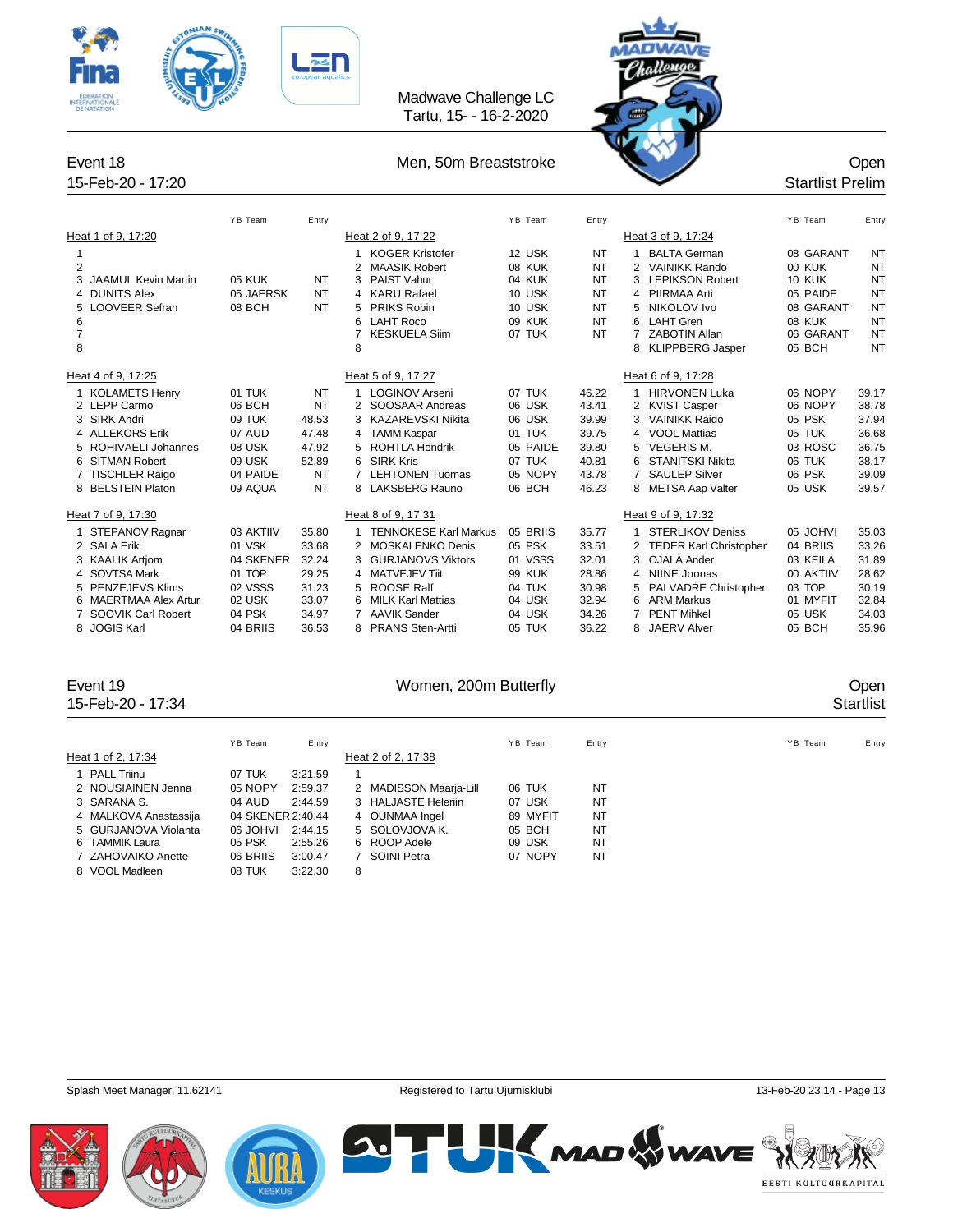Madwave Challenge LC
Tartu, 15- - 16-2-2020

## Event 18 — Men, 50m Breaststroke — Open

15-Feb-20 - 17:20 — Startlist Prelim

### Heat 1 of 9, 17:20

| Lane | Name | YB | Team | Entry |
|---|---|---|---|---|
| 1 | | | | |
| 2 | | | | |
| 3 | JAAMUL Kevin Martin | 05 | KUK | NT |
| 4 | DUNITS Alex | 05 | JAERSK | NT |
| 5 | LOOVEER Sefran | 08 | BCH | NT |
| 6 | | | | |
| 7 | | | | |
| 8 | | | | |

### Heat 2 of 9, 17:22

| Lane | Name | YB | Team | Entry |
|---|---|---|---|---|
| 1 | KOGER Kristofer | 12 | USK | NT |
| 2 | MAASIK Robert | 08 | KUK | NT |
| 3 | PAIST Vahur | 04 | KUK | NT |
| 4 | KARU Rafael | 10 | USK | NT |
| 5 | PRIKS Robin | 10 | USK | NT |
| 6 | LAHT Roco | 09 | KUK | NT |
| 7 | KESKUELA Siim | 07 | TUK | NT |
| 8 | | | | |

### Heat 3 of 9, 17:24

| Lane | Name | YB | Team | Entry |
|---|---|---|---|---|
| 1 | BALTA German | 08 | GARANT | NT |
| 2 | VAINIKK Rando | 00 | KUK | NT |
| 3 | LEPIKSON Robert | 10 | KUK | NT |
| 4 | PIIRMAA Arti | 05 | PAIDE | NT |
| 5 | NIKOLOV Ivo | 08 | GARANT | NT |
| 6 | LAHT Gren | 08 | KUK | NT |
| 7 | ZABOTIN Allan | 06 | GARANT | NT |
| 8 | KLIPPBERG Jasper | 05 | BCH | NT |

### Heat 4 of 9, 17:25

| Lane | Name | YB | Team | Entry |
|---|---|---|---|---|
| 1 | KOLAMETS Henry | 01 | TUK | NT |
| 2 | LEPP Carmo | 06 | BCH | NT |
| 3 | SIRK Andri | 09 | TUK | 48.53 |
| 4 | ALLEKORS Erik | 07 | AUD | 47.48 |
| 5 | ROHIVAELI Johannes | 08 | USK | 47.92 |
| 6 | SITMAN Robert | 09 | USK | 52.89 |
| 7 | TISCHLER Raigo | 04 | PAIDE | NT |
| 8 | BELSTEIN Platon | 09 | AQUA | NT |

### Heat 5 of 9, 17:27

| Lane | Name | YB | Team | Entry |
|---|---|---|---|---|
| 1 | LOGINOV Arseni | 07 | TUK | 46.22 |
| 2 | SOOSAAR Andreas | 06 | USK | 43.41 |
| 3 | KAZAREVSKI Nikita | 06 | USK | 39.99 |
| 4 | TAMM Kaspar | 01 | TUK | 39.75 |
| 5 | ROHTLA Hendrik | 05 | PAIDE | 39.80 |
| 6 | SIRK Kris | 07 | TUK | 40.81 |
| 7 | LEHTONEN Tuomas | 05 | NOPY | 43.78 |
| 8 | LAKSBERG Rauno | 06 | BCH | 46.23 |

### Heat 6 of 9, 17:28

| Lane | Name | YB | Team | Entry |
|---|---|---|---|---|
| 1 | HIRVONEN Luka | 06 | NOPY | 39.17 |
| 2 | KVIST Casper | 06 | NOPY | 38.78 |
| 3 | VAINIKK Raido | 05 | PSK | 37.94 |
| 4 | VOOL Mattias | 05 | TUK | 36.68 |
| 5 | VEGERIS M. | 03 | ROSC | 36.75 |
| 6 | STANITSKI Nikita | 06 | TUK | 38.17 |
| 7 | SAULEP Silver | 06 | PSK | 39.09 |
| 8 | METSA Aap Valter | 05 | USK | 39.57 |

### Heat 7 of 9, 17:30

| Lane | Name | YB | Team | Entry |
|---|---|---|---|---|
| 1 | STEPANOV Ragnar | 03 | AKTIIV | 35.80 |
| 2 | SALA Erik | 01 | VSK | 33.68 |
| 3 | KAALIK Artjom | 04 | SKENER | 32.24 |
| 4 | SOVTSA Mark | 01 | TOP | 29.25 |
| 5 | PENZEJEVS Klims | 02 | VSSS | 31.23 |
| 6 | MAERTMAA Alex Artur | 02 | USK | 33.07 |
| 7 | SOOVIK Carl Robert | 04 | PSK | 34.97 |
| 8 | JOGIS Karl | 04 | BRIIS | 36.53 |

### Heat 8 of 9, 17:31

| Lane | Name | YB | Team | Entry |
|---|---|---|---|---|
| 1 | TENNOKESE Karl Markus | 05 | BRIIS | 35.77 |
| 2 | MOSKALENKO Denis | 05 | PSK | 33.51 |
| 3 | GURJANOVS Viktors | 01 | VSSS | 32.01 |
| 4 | MATVEJEV Tiit | 99 | KUK | 28.86 |
| 5 | ROOSE Ralf | 04 | TUK | 30.98 |
| 6 | MILK Karl Mattias | 04 | USK | 32.94 |
| 7 | AAVIK Sander | 04 | USK | 34.26 |
| 8 | PRANS Sten-Artti | 05 | TUK | 36.22 |

### Heat 9 of 9, 17:32

| Lane | Name | YB | Team | Entry |
|---|---|---|---|---|
| 1 | STERLIKOV Deniss | 05 | JOHVI | 35.03 |
| 2 | TEDER Karl Christopher | 04 | BRIIS | 33.26 |
| 3 | OJALA Ander | 03 | KEILA | 31.89 |
| 4 | NIINE Joonas | 00 | AKTIIV | 28.62 |
| 5 | PALVADRE Christopher | 03 | TOP | 30.19 |
| 6 | ARM Markus | 01 | MYFIT | 32.84 |
| 7 | PENT Mihkel | 05 | USK | 34.03 |
| 8 | JAERV Alver | 05 | BCH | 35.96 |

## Event 19 — Women, 200m Butterfly — Open

15-Feb-20 - 17:34 — Startlist

### Heat 1 of 2, 17:34

| Lane | Name | YB | Team | Entry |
|---|---|---|---|---|
| 1 | PALL Triinu | 07 | TUK | 3:21.59 |
| 2 | NOUSIAINEN Jenna | 05 | NOPY | 2:59.37 |
| 3 | SARANA S. | 04 | AUD | 2:44.59 |
| 4 | MALKOVA Anastassija | 04 | SKENER | 2:40.44 |
| 5 | GURJANOVA Violanta | 06 | JOHVI | 2:44.15 |
| 6 | TAMMIK Laura | 05 | PSK | 2:55.26 |
| 7 | ZAHOVAIKO Anette | 06 | BRIIS | 3:00.47 |
| 8 | VOOL Madleen | 08 | TUK | 3:22.30 |

### Heat 2 of 2, 17:38

| Lane | Name | YB | Team | Entry |
|---|---|---|---|---|
| 1 | | | | |
| 2 | MADISSON Maarja-Lill | 06 | TUK | NT |
| 3 | HALJASTE Heleriin | 07 | USK | NT |
| 4 | OUNMAA Ingel | 89 | MYFIT | NT |
| 5 | SOLOVJOVA K. | 05 | BCH | NT |
| 6 | ROOP Adele | 09 | USK | NT |
| 7 | SOINI Petra | 07 | NOPY | NT |
| 8 | | | | |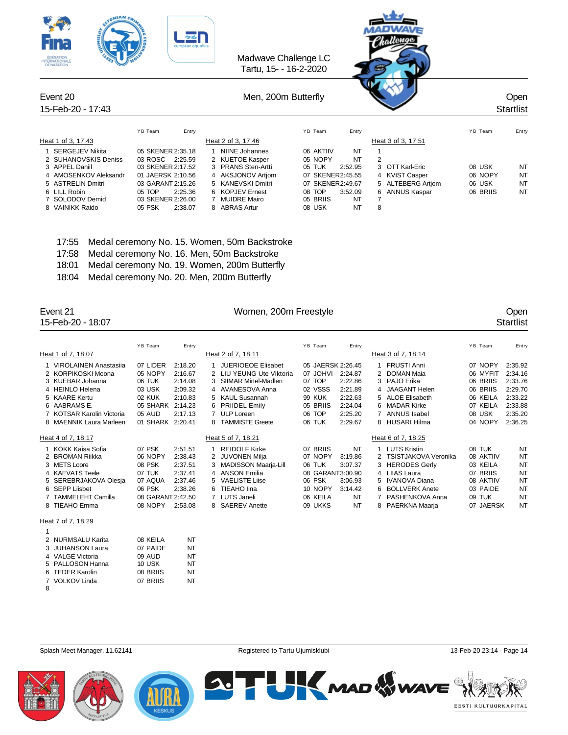Madwave Challenge LC
Tartu, 15- - 16-2-2020

## Event 20 — Men, 200m Butterfly — Open

15-Feb-20 - 17:43 — Startlist

### Heat 1 of 3, 17:43

| Lane | Name | YB | Team | Entry |
|---|---|---|---|---|
| 1 | SERGEJEV Nikita | 05 | SKENER | 2:35.18 |
| 2 | SUHANOVSKIS Deniss | 03 | ROSC | 2:25.59 |
| 3 | APPEL Daniil | 03 | SKENER | 2:17.52 |
| 4 | AMOSENKOV Aleksandr | 01 | JAERSK | 2:10.56 |
| 5 | ASTRELIN Dmitri | 03 | GARANT | 2:15.26 |
| 6 | LILL Robin | 05 | TOP | 2:25.36 |
| 7 | SOLODOV Demid | 03 | SKENER | 2:26.00 |
| 8 | VAINIKK Raido | 05 | PSK | 2:38.07 |

### Heat 2 of 3, 17:46

| Lane | Name | YB | Team | Entry |
|---|---|---|---|---|
| 1 | NIINE Johannes | 06 | AKTIIV | NT |
| 2 | KUETOE Kasper | 05 | NOPY | NT |
| 3 | PRANS Sten-Artti | 05 | TUK | 2:52.95 |
| 4 | AKSJONOV Artjom | 07 | SKENER | 2:45.55 |
| 5 | KANEVSKI Dmitri | 07 | SKENER | 2:49.67 |
| 6 | KOPJEV Ernest | 08 | TOP | 3:52.09 |
| 7 | MUIDRE Mairo | 05 | BRIIS | NT |
| 8 | ABRAS Artur | 08 | USK | NT |

### Heat 3 of 3, 17:51

| Lane | Name | YB | Team | Entry |
|---|---|---|---|---|
| 1 | | | | |
| 2 | | | | |
| 3 | OTT Karl-Eric | 08 | USK | NT |
| 4 | KVIST Casper | 06 | NOPY | NT |
| 5 | ALTEBERG Artjom | 06 | USK | NT |
| 6 | ANNUS Kaspar | 06 | BRIIS | NT |
| 7 | | | | |
| 8 | | | | |

- 17:55 Medal ceremony No. 15. Women, 50m Backstroke
- 17:58 Medal ceremony No. 16. Men, 50m Backstroke
- 18:01 Medal ceremony No. 19. Women, 200m Butterfly
- 18:04 Medal ceremony No. 20. Men, 200m Butterfly

## Event 21 — Women, 200m Freestyle — Open

15-Feb-20 - 18:07 — Startlist

### Heat 1 of 7, 18:07

| Lane | Name | YB | Team | Entry |
|---|---|---|---|---|
| 1 | VIROLAINEN Anastasiia | 07 | LIDER | 2:18.20 |
| 2 | KORPIKOSKI Moona | 05 | NOPY | 2:16.67 |
| 3 | KUEBAR Johanna | 06 | TUK | 2:14.08 |
| 4 | HEINLO Helena | 03 | USK | 2:09.32 |
| 5 | KAARE Kertu | 02 | KUK | 2:10.83 |
| 6 | AABRAMS E. | 05 | SHARK | 2:14.23 |
| 7 | KOTSAR Karolin Victoria | 05 | AUD | 2:17.13 |
| 8 | MAENNIK Laura Marleen | 01 | SHARK | 2:20.41 |

### Heat 2 of 7, 18:11

| Lane | Name | YB | Team | Entry |
|---|---|---|---|---|
| 1 | JUERIOEOE Elisabet | 05 | JAERSK | 2:26.45 |
| 2 | LIU YEUNG Ute Viktoria | 07 | JOHVI | 2:24.87 |
| 3 | SIIMAR Mirtel-Madlen | 07 | TOP | 2:22.86 |
| 4 | AVANESOVA Anna | 02 | VSSS | 2:21.89 |
| 5 | KAUL Susannah | 99 | KUK | 2:22.63 |
| 6 | PRIIDEL Emily | 05 | BRIIS | 2:24.04 |
| 7 | ULP Loreen | 06 | TOP | 2:25.20 |
| 8 | TAMMISTE Greete | 06 | TUK | 2:29.67 |

### Heat 3 of 7, 18:14

| Lane | Name | YB | Team | Entry |
|---|---|---|---|---|
| 1 | FRUSTI Anni | 07 | NOPY | 2:35.92 |
| 2 | DOMAN Maia | 06 | MYFIT | 2:34.16 |
| 3 | PAJO Erika | 06 | BRIIS | 2:33.76 |
| 4 | JAAGANT Helen | 06 | BRIIS | 2:29.70 |
| 5 | ALOE Elisabeth | 06 | KEILA | 2:33.22 |
| 6 | MADAR Kirke | 07 | KEILA | 2:33.88 |
| 7 | ANNUS Isabel | 08 | USK | 2:35.20 |
| 8 | HUSARI Hilma | 04 | NOPY | 2:36.25 |

### Heat 4 of 7, 18:17

| Lane | Name | YB | Team | Entry |
|---|---|---|---|---|
| 1 | KOKK Kaisa Sofia | 07 | PSK | 2:51.51 |
| 2 | BROMAN Riikka | 06 | NOPY | 2:38.43 |
| 3 | METS Loore | 08 | PSK | 2:37.51 |
| 4 | KAEVATS Teele | 07 | TUK | 2:37.41 |
| 5 | SEREBRJAKOVA Olesja | 07 | AQUA | 2:37.46 |
| 6 | SEPP Liisbet | 06 | PSK | 2:38.26 |
| 7 | TAMMELEHT Camilla | 08 | GARANT | 2:42.50 |
| 8 | TIEAHO Emma | 08 | NOPY | 2:53.08 |

### Heat 5 of 7, 18:21

| Lane | Name | YB | Team | Entry |
|---|---|---|---|---|
| 1 | REIDOLF Kirke | 07 | BRIIS | NT |
| 2 | JUVONEN Milja | 07 | NOPY | 3:19.86 |
| 3 | MADISSON Maarja-Lill | 06 | TUK | 3:07.37 |
| 4 | ANSON Emilia | 08 | GARANT | 3:00.90 |
| 5 | VAELISTE Liise | 06 | PSK | 3:06.93 |
| 6 | TIEAHO Iina | 10 | NOPY | 3:14.42 |
| 7 | LUTS Janeli | 06 | KEILA | NT |
| 8 | SAEREV Anette | 09 | UKKS | NT |

### Heat 6 of 7, 18:25

| Lane | Name | YB | Team | Entry |
|---|---|---|---|---|
| 1 | LUTS Kristin | 08 | TUK | NT |
| 2 | TSISTJAKOVA Veronika | 08 | AKTIIV | NT |
| 3 | HERODES Gerly | 03 | KEILA | NT |
| 4 | LIIAS Laura | 07 | BRIIS | NT |
| 5 | IVANOVA Diana | 08 | AKTIIV | NT |
| 6 | BOLLVERK Anete | 03 | PAIDE | NT |
| 7 | PASHENKOVA Anna | 09 | TUK | NT |
| 8 | PAERKNA Maarja | 07 | JAERSK | NT |

### Heat 7 of 7, 18:29

| Lane | Name | YB | Team | Entry |
|---|---|---|---|---|
| 1 | | | | |
| 2 | NURMSALU Karita | 08 | KEILA | NT |
| 3 | JUHANSON Laura | 07 | PAIDE | NT |
| 4 | VALGE Victoria | 09 | AUD | NT |
| 5 | PALLOSON Hanna | 10 | USK | NT |
| 6 | TEDER Karolin | 08 | BRIIS | NT |
| 7 | VOLKOV Linda | 07 | BRIIS | NT |
| 8 | | | | |

Splash Meet Manager, 11.62141 — Registered to Tartu Ujumisklubi — 13-Feb-20 23:14 - Page 14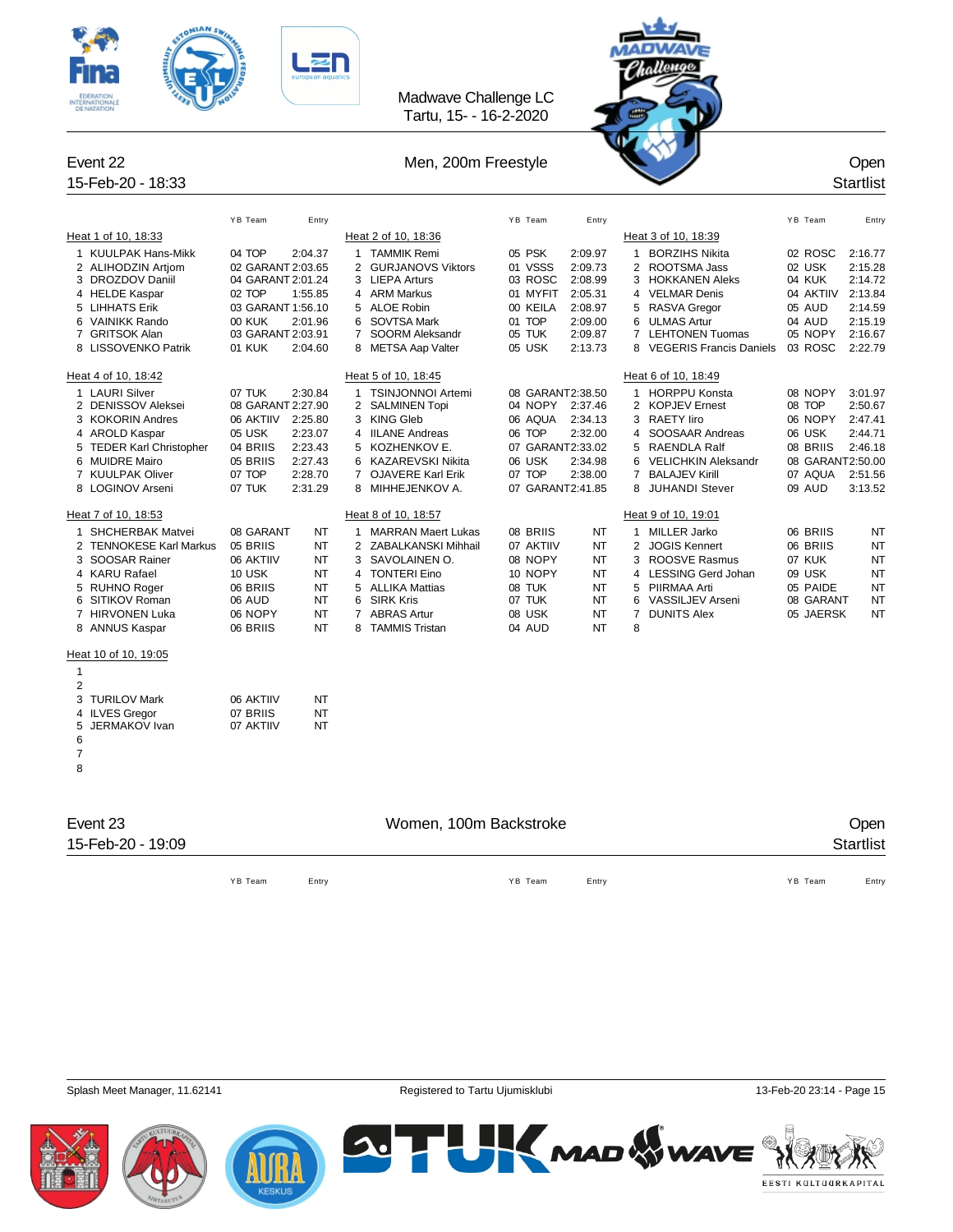Madwave Challenge LC
Tartu, 15- - 16-2-2020

## Event 22 — Men, 200m Freestyle — Open

15-Feb-20 - 18:33 — Startlist

### Heat 1 of 10, 18:33

| Lane | Name | YB | Team | Entry |
|---|---|---|---|---|
| 1 | KUULPAK Hans-Mikk | 04 | TOP | 2:04.37 |
| 2 | ALIHODZIN Artjom | 02 | GARANT | 2:03.65 |
| 3 | DROZDOV Daniil | 04 | GARANT | 2:01.24 |
| 4 | HELDE Kaspar | 02 | TOP | 1:55.85 |
| 5 | LIHHATS Erik | 03 | GARANT | 1:56.10 |
| 6 | VAINIKK Rando | 00 | KUK | 2:01.96 |
| 7 | GRITSOK Alan | 03 | GARANT | 2:03.91 |
| 8 | LISSOVENKO Patrik | 01 | KUK | 2:04.60 |

### Heat 2 of 10, 18:36

| Lane | Name | YB | Team | Entry |
|---|---|---|---|---|
| 1 | TAMMIK Remi | 05 | PSK | 2:09.97 |
| 2 | GURJANOVS Viktors | 01 | VSSS | 2:09.73 |
| 3 | LIEPA Arturs | 03 | ROSC | 2:08.99 |
| 4 | ARM Markus | 01 | MYFIT | 2:05.31 |
| 5 | ALOE Robin | 00 | KEILA | 2:08.97 |
| 6 | SOVTSA Mark | 01 | TOP | 2:09.00 |
| 7 | SOORM Aleksandr | 05 | TUK | 2:09.87 |
| 8 | METSA Aap Valter | 05 | USK | 2:13.73 |

### Heat 3 of 10, 18:39

| Lane | Name | YB | Team | Entry |
|---|---|---|---|---|
| 1 | BORZIHS Nikita | 02 | ROSC | 2:16.77 |
| 2 | ROOTSMA Jass | 02 | USK | 2:15.28 |
| 3 | HOKKANEN Aleks | 04 | KUK | 2:14.72 |
| 4 | VELMAR Denis | 04 | AKTIIV | 2:13.84 |
| 5 | RASVA Gregor | 05 | AUD | 2:14.59 |
| 6 | ULMAS Artur | 04 | AUD | 2:15.19 |
| 7 | LEHTONEN Tuomas | 05 | NOPY | 2:16.67 |
| 8 | VEGERIS Francis Daniels | 03 | ROSC | 2:22.79 |

### Heat 4 of 10, 18:42

| Lane | Name | YB | Team | Entry |
|---|---|---|---|---|
| 1 | LAURI Silver | 07 | TUK | 2:30.84 |
| 2 | DENISSOV Aleksei | 08 | GARANT | 2:27.90 |
| 3 | KOKORIN Andres | 06 | AKTIIV | 2:25.80 |
| 4 | AROLD Kaspar | 05 | USK | 2:23.07 |
| 5 | TEDER Karl Christopher | 04 | BRIIS | 2:23.43 |
| 6 | MUIDRE Mairo | 05 | BRIIS | 2:27.43 |
| 7 | KUULPAK Oliver | 07 | TOP | 2:28.70 |
| 8 | LOGINOV Arseni | 07 | TUK | 2:31.29 |

### Heat 5 of 10, 18:45

| Lane | Name | YB | Team | Entry |
|---|---|---|---|---|
| 1 | TSINJONNOI Artemi | 08 | GARANT | 2:38.50 |
| 2 | SALMINEN Topi | 04 | NOPY | 2:37.46 |
| 3 | KING Gleb | 06 | AQUA | 2:34.13 |
| 4 | IILANE Andreas | 06 | TOP | 2:32.00 |
| 5 | KOZHENKOV E. | 07 | GARANT | 2:33.02 |
| 6 | KAZAREVSKI Nikita | 06 | USK | 2:34.98 |
| 7 | OJAVERE Karl Erik | 07 | TOP | 2:38.00 |
| 8 | MIHHEJENKOV A. | 07 | GARANT | 2:41.85 |

### Heat 6 of 10, 18:49

| Lane | Name | YB | Team | Entry |
|---|---|---|---|---|
| 1 | HORPPU Konsta | 08 | NOPY | 3:01.97 |
| 2 | KOPJEV Ernest | 08 | TOP | 2:50.67 |
| 3 | RAETY Iiro | 06 | NOPY | 2:47.41 |
| 4 | SOOSAAR Andreas | 06 | USK | 2:44.71 |
| 5 | RAENDLA Ralf | 08 | BRIIS | 2:46.18 |
| 6 | VELICHKIN Aleksandr | 08 | GARANT | 2:50.00 |
| 7 | BALAJEV Kirill | 07 | AQUA | 2:51.56 |
| 8 | JUHANDI Stever | 09 | AUD | 3:13.52 |

### Heat 7 of 10, 18:53

| Lane | Name | YB | Team | Entry |
|---|---|---|---|---|
| 1 | SHCHERBAK Matvei | 08 | GARANT | NT |
| 2 | TENNOKESE Karl Markus | 05 | BRIIS | NT |
| 3 | SOOSAR Rainer | 06 | AKTIIV | NT |
| 4 | KARU Rafael | 10 | USK | NT |
| 5 | RUHNO Roger | 06 | BRIIS | NT |
| 6 | SITIKOV Roman | 06 | AUD | NT |
| 7 | HIRVONEN Luka | 06 | NOPY | NT |
| 8 | ANNUS Kaspar | 06 | BRIIS | NT |

### Heat 8 of 10, 18:57

| Lane | Name | YB | Team | Entry |
|---|---|---|---|---|
| 1 | MARRAN Maert Lukas | 08 | BRIIS | NT |
| 2 | ZABALKANSKI Mihhail | 07 | AKTIIV | NT |
| 3 | SAVOLAINEN O. | 08 | NOPY | NT |
| 4 | TONTERI Eino | 10 | NOPY | NT |
| 5 | ALLIKA Mattias | 08 | TUK | NT |
| 6 | SIRK Kris | 07 | TUK | NT |
| 7 | ABRAS Artur | 08 | USK | NT |
| 8 | TAMMIS Tristan | 04 | AUD | NT |

### Heat 9 of 10, 19:01

| Lane | Name | YB | Team | Entry |
|---|---|---|---|---|
| 1 | MILLER Jarko | 06 | BRIIS | NT |
| 2 | JOGIS Kennert | 06 | BRIIS | NT |
| 3 | ROOSVE Rasmus | 07 | KUK | NT |
| 4 | LESSING Gerd Johan | 09 | USK | NT |
| 5 | PIIRMAA Arti | 05 | PAIDE | NT |
| 6 | VASSILJEV Arseni | 08 | GARANT | NT |
| 7 | DUNITS Alex | 05 | JAERSK | NT |
| 8 | | | | |

### Heat 10 of 10, 19:05

| Lane | Name | YB | Team | Entry |
|---|---|---|---|---|
| 1 | | | | |
| 2 | | | | |
| 3 | TURILOV Mark | 06 | AKTIIV | NT |
| 4 | ILVES Gregor | 07 | BRIIS | NT |
| 5 | JERMAKOV Ivan | 07 | AKTIIV | NT |
| 6 | | | | |
| 7 | | | | |
| 8 | | | | |

## Event 23 — Women, 100m Backstroke — Open

15-Feb-20 - 19:09 — Startlist

| YB | Team | Entry | YB | Team | Entry | YB | Team | Entry |
|---|---|---|---|---|---|---|---|---|

Splash Meet Manager, 11.62141 — Registered to Tartu Ujumisklubi — 13-Feb-20 23:14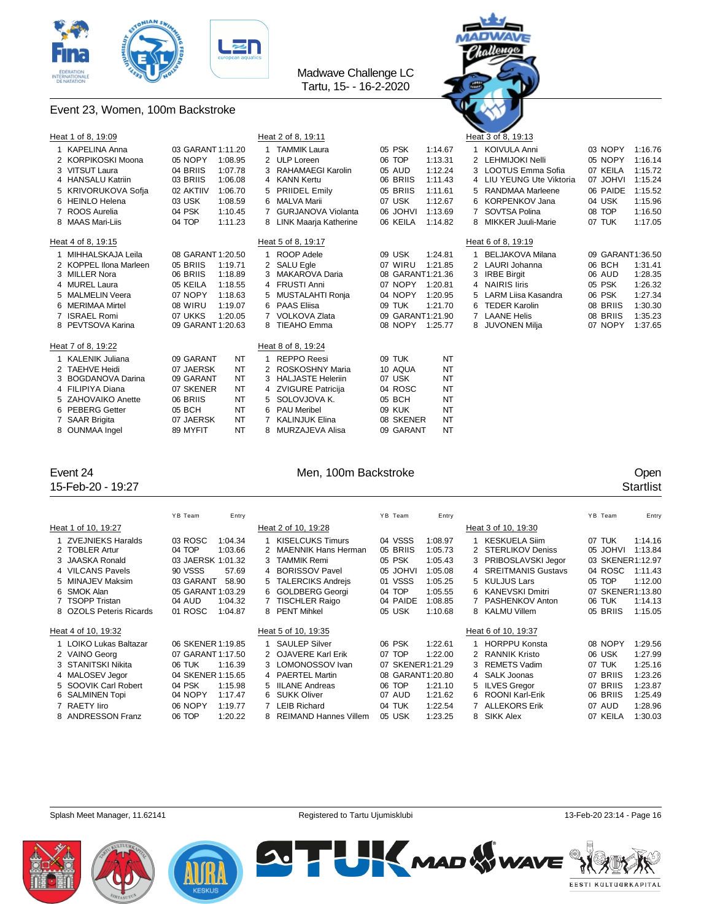Madwave Challenge LC
Tartu, 15- - 16-2-2020

## Event 23, Women, 100m Backstroke

### Heat 1 of 8, 19:09

| Lane | Name | YB | Team | Entry |
|---|---|---|---|---|
| 1 | KAPELINA Anna | 03 | GARANT | 1:11.20 |
| 2 | KORPIKOSKI Moona | 05 | NOPY | 1:08.95 |
| 3 | VITSUT Laura | 04 | BRIIS | 1:07.78 |
| 4 | HANSALU Katriin | 03 | BRIIS | 1:06.08 |
| 5 | KRIVORUKOVA Sofja | 02 | AKTIIV | 1:06.70 |
| 6 | HEINLO Helena | 03 | USK | 1:08.59 |
| 7 | ROOS Aurelia | 04 | PSK | 1:10.45 |
| 8 | MAAS Mari-Liis | 04 | TOP | 1:11.23 |

### Heat 2 of 8, 19:11

| Lane | Name | YB | Team | Entry |
|---|---|---|---|---|
| 1 | TAMMIK Laura | 05 | PSK | 1:14.67 |
| 2 | ULP Loreen | 06 | TOP | 1:13.31 |
| 3 | RAHAMAEGI Karolin | 05 | AUD | 1:12.24 |
| 4 | KANN Kertu | 06 | BRIIS | 1:11.43 |
| 5 | PRIIDEL Emily | 05 | BRIIS | 1:11.61 |
| 6 | MALVA Marii | 07 | USK | 1:12.67 |
| 7 | GURJANOVA Violanta | 06 | JOHVI | 1:13.69 |
| 8 | LINK Maarja Katherine | 06 | KEILA | 1:14.82 |

### Heat 3 of 8, 19:13

| Lane | Name | YB | Team | Entry |
|---|---|---|---|---|
| 1 | KOIVULA Anni | 03 | NOPY | 1:16.76 |
| 2 | LEHMIJOKI Nelli | 05 | NOPY | 1:16.14 |
| 3 | LOOTUS Emma Sofia | 07 | KEILA | 1:15.72 |
| 4 | LIU YEUNG Ute Viktoria | 07 | JOHVI | 1:15.24 |
| 5 | RANDMAA Marleene | 06 | PAIDE | 1:15.52 |
| 6 | KORPENKOV Jana | 04 | USK | 1:15.96 |
| 7 | SOVTSA Polina | 08 | TOP | 1:16.50 |
| 8 | MIKKER Juuli-Marie | 07 | TUK | 1:17.05 |

### Heat 4 of 8, 19:15

| Lane | Name | YB | Team | Entry |
|---|---|---|---|---|
| 1 | MIHHALSKAJA Leila | 08 | GARANT | 1:20.50 |
| 2 | KOPPEL Ilona Marleen | 05 | BRIIS | 1:19.71 |
| 3 | MILLER Nora | 06 | BRIIS | 1:18.89 |
| 4 | MUREL Laura | 05 | KEILA | 1:18.55 |
| 5 | MALMELIN Veera | 07 | NOPY | 1:18.63 |
| 6 | MERIMAA Mirtel | 08 | WIRU | 1:19.07 |
| 7 | ISRAEL Romi | 07 | UKKS | 1:20.05 |
| 8 | PEVTSOVA Karina | 09 | GARANT | 1:20.63 |

### Heat 5 of 8, 19:17

| Lane | Name | YB | Team | Entry |
|---|---|---|---|---|
| 1 | ROOP Adele | 09 | USK | 1:24.81 |
| 2 | SALU Egle | 07 | WIRU | 1:21.85 |
| 3 | MAKAROVA Daria | 08 | GARANT | 1:21.36 |
| 4 | FRUSTI Anni | 07 | NOPY | 1:20.81 |
| 5 | MUSTALAHTI Ronja | 04 | NOPY | 1:20.95 |
| 6 | PAAS Eliisa | 09 | TUK | 1:21.70 |
| 7 | VOLKOVA Zlata | 09 | GARANT | 1:21.90 |
| 8 | TIEAHO Emma | 08 | NOPY | 1:25.77 |

### Heat 6 of 8, 19:19

| Lane | Name | YB | Team | Entry |
|---|---|---|---|---|
| 1 | BELJAKOVA Milana | 09 | GARANT | 1:36.50 |
| 2 | LAURI Johanna | 06 | BCH | 1:31.41 |
| 3 | IRBE Birgit | 06 | AUD | 1:28.35 |
| 4 | NAIRIS Iiris | 05 | PSK | 1:26.32 |
| 5 | LARM Liisa Kasandra | 06 | PSK | 1:27.34 |
| 6 | TEDER Karolin | 08 | BRIIS | 1:30.30 |
| 7 | LAANE Helis | 08 | BRIIS | 1:35.23 |
| 8 | JUVONEN Milja | 07 | NOPY | 1:37.65 |

### Heat 7 of 8, 19:22

| Lane | Name | YB | Team | Entry |
|---|---|---|---|---|
| 1 | KALENIK Juliana | 09 | GARANT | NT |
| 2 | TAEHVE Heidi | 07 | JAERSK | NT |
| 3 | BOGDANOVA Darina | 09 | GARANT | NT |
| 4 | FILIPIYA Diana | 07 | SKENER | NT |
| 5 | ZAHOVAIKO Anette | 06 | BRIIS | NT |
| 6 | PEBERG Getter | 05 | BCH | NT |
| 7 | SAAR Brigita | 07 | JAERSK | NT |
| 8 | OUNMAA Ingel | 89 | MYFIT | NT |

### Heat 8 of 8, 19:24

| Lane | Name | YB | Team | Entry |
|---|---|---|---|---|
| 1 | REPPO Reesi | 09 | TUK | NT |
| 2 | ROSKOSHNY Maria | 10 | AQUA | NT |
| 3 | HALJASTE Heleriin | 07 | USK | NT |
| 4 | ZVIGURE Patricija | 04 | ROSC | NT |
| 5 | SOLOVJOVA K. | 05 | BCH | NT |
| 6 | PAU Meribel | 09 | KUK | NT |
| 7 | KALINJUK Elina | 08 | SKENER | NT |
| 8 | MURZAJEVA Alisa | 09 | GARANT | NT |

## Event 24 — Men, 100m Backstroke — Open

15-Feb-20 - 19:27 — Startlist

### Heat 1 of 10, 19:27

| Lane | Name | YB | Team | Entry |
|---|---|---|---|---|
| 1 | ZVEJNIEKS Haralds | 03 | ROSC | 1:04.34 |
| 2 | TOBLER Artur | 04 | TOP | 1:03.66 |
| 3 | JAASKA Ronald | 03 | JAERSK | 1:01.32 |
| 4 | VILCANS Pavels | 90 | VSSS | 57.69 |
| 5 | MINAJEV Maksim | 03 | GARANT | 58.90 |
| 6 | SMOK Alan | 05 | GARANT | 1:03.29 |
| 7 | TSOPP Tristan | 04 | AUD | 1:04.32 |
| 8 | OZOLS Peteris Ricards | 01 | ROSC | 1:04.87 |

### Heat 2 of 10, 19:28

| Lane | Name | YB | Team | Entry |
|---|---|---|---|---|
| 1 | KISELCUKS Timurs | 04 | VSSS | 1:08.97 |
| 2 | MAENNIK Hans Herman | 05 | BRIIS | 1:05.73 |
| 3 | TAMMIK Remi | 05 | PSK | 1:05.43 |
| 4 | BORISSOV Pavel | 05 | JOHVI | 1:05.08 |
| 5 | TALERCIKS Andrejs | 01 | VSSS | 1:05.25 |
| 6 | GOLDBERG Georgi | 04 | TOP | 1:05.55 |
| 7 | TISCHLER Raigo | 04 | PAIDE | 1:08.85 |
| 8 | PENT Mihkel | 05 | USK | 1:10.68 |

### Heat 3 of 10, 19:30

| Lane | Name | YB | Team | Entry |
|---|---|---|---|---|
| 1 | KESKUELA Siim | 07 | TUK | 1:14.16 |
| 2 | STERLIKOV Deniss | 05 | JOHVI | 1:13.84 |
| 3 | PRIBOSLAVSKI Jegor | 03 | SKENER | 1:12.97 |
| 4 | SREITMANIS Gustavs | 04 | ROSC | 1:11.43 |
| 5 | KULJUS Lars | 05 | TOP | 1:12.00 |
| 6 | KANEVSKI Dmitri | 07 | SKENER | 1:13.80 |
| 7 | PASHENKOV Anton | 06 | TUK | 1:14.13 |
| 8 | KALMU Villem | 05 | BRIIS | 1:15.05 |

### Heat 4 of 10, 19:32

| Lane | Name | YB | Team | Entry |
|---|---|---|---|---|
| 1 | LOIKO Lukas Baltazar | 06 | SKENER | 1:19.85 |
| 2 | VAINO Georg | 07 | GARANT | 1:17.50 |
| 3 | STANITSKI Nikita | 06 | TUK | 1:16.39 |
| 4 | MALOSEV Jegor | 04 | SKENER | 1:15.65 |
| 5 | SOOVIK Carl Robert | 04 | PSK | 1:15.98 |
| 6 | SALMINEN Topi | 04 | NOPY | 1:17.47 |
| 7 | RAETY Iiro | 06 | NOPY | 1:19.77 |
| 8 | ANDRESSON Franz | 06 | TOP | 1:20.22 |

### Heat 5 of 10, 19:35

| Lane | Name | YB | Team | Entry |
|---|---|---|---|---|
| 1 | SAULEP Silver | 06 | PSK | 1:22.61 |
| 2 | OJAVERE Karl Erik | 07 | TOP | 1:22.00 |
| 3 | LOMONOSSOV Ivan | 07 | SKENER | 1:21.29 |
| 4 | PAERTEL Martin | 08 | GARANT | 1:20.80 |
| 5 | IILANE Andreas | 06 | TOP | 1:21.10 |
| 6 | SUKK Oliver | 07 | AUD | 1:21.62 |
| 7 | LEIB Richard | 04 | TUK | 1:22.54 |
| 8 | REIMAND Hannes Villem | 05 | USK | 1:23.25 |

### Heat 6 of 10, 19:37

| Lane | Name | YB | Team | Entry |
|---|---|---|---|---|
| 1 | HORPPU Konsta | 08 | NOPY | 1:29.56 |
| 2 | RANNIK Kristo | 06 | USK | 1:27.99 |
| 3 | REMETS Vadim | 07 | TUK | 1:25.16 |
| 4 | SALK Joonas | 07 | BRIIS | 1:23.26 |
| 5 | ILVES Gregor | 07 | BRIIS | 1:23.87 |
| 6 | ROONI Karl-Erik | 06 | BRIIS | 1:25.49 |
| 7 | ALLEKORS Erik | 07 | AUD | 1:28.96 |
| 8 | SIKK Alex | 07 | KEILA | 1:30.03 |

Splash Meet Manager, 11.62141 — Registered to Tartu Ujumisklubi — 13-Feb-20 23:14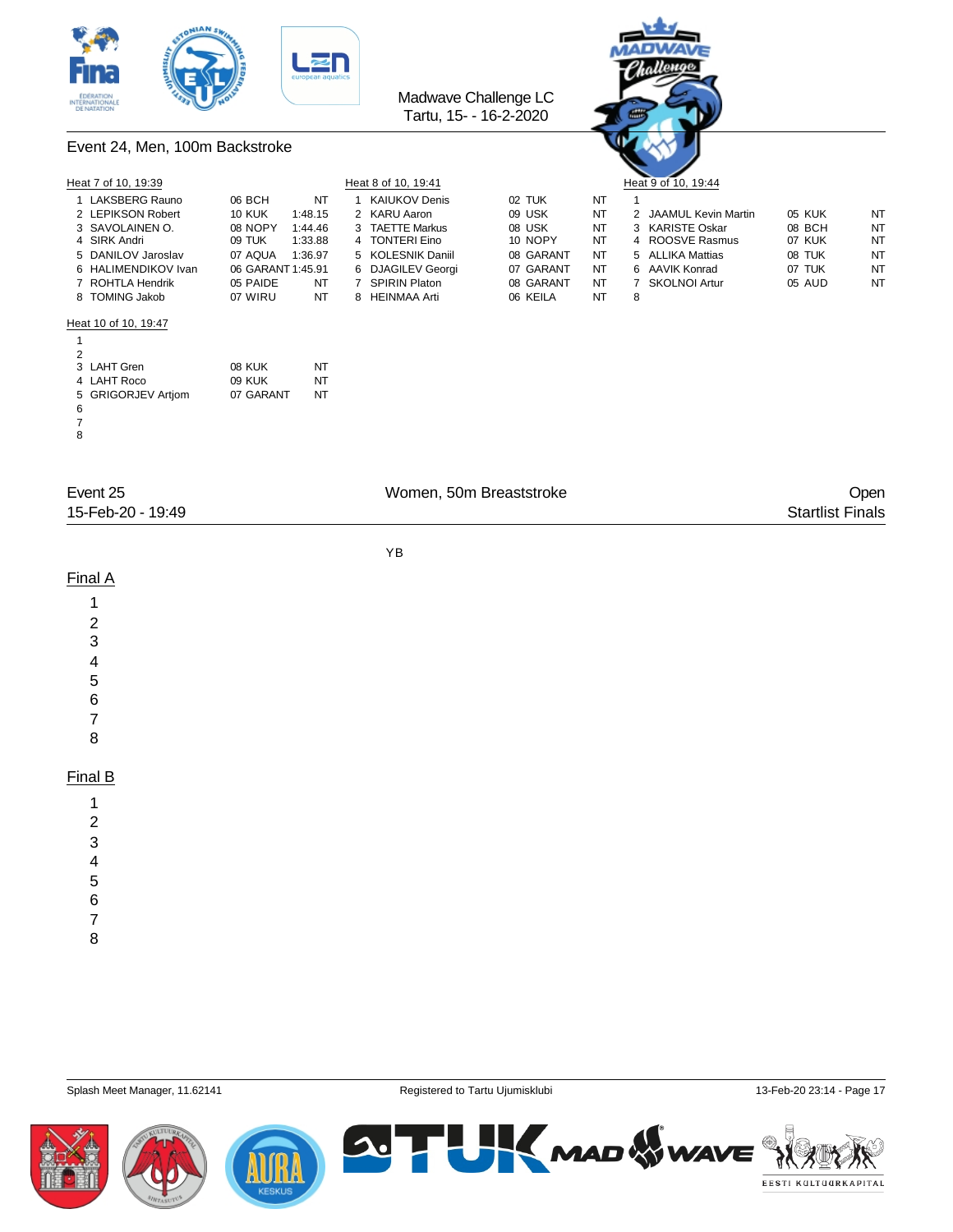Madwave Challenge LC
Tartu, 15- - 16-2-2020

## Event 24, Men, 100m Backstroke

### Heat 7 of 10, 19:39

| Lane | Name | YB | Club | Time |
|---|---|---|---|---|
| 1 | LAKSBERG Rauno | 06 | BCH | NT |
| 2 | LEPIKSON Robert | 10 | KUK | 1:48.15 |
| 3 | SAVOLAINEN O. | 08 | NOPY | 1:44.46 |
| 4 | SIRK Andri | 09 | TUK | 1:33.88 |
| 5 | DANILOV Jaroslav | 07 | AQUA | 1:36.97 |
| 6 | HALIMENDIKOV Ivan | 06 | GARANT | 1:45.91 |
| 7 | ROHTLA Hendrik | 05 | PAIDE | NT |
| 8 | TOMING Jakob | 07 | WIRU | NT |

### Heat 8 of 10, 19:41

| Lane | Name | YB | Club | Time |
|---|---|---|---|---|
| 1 | KAIUKOV Denis | 02 | TUK | NT |
| 2 | KARU Aaron | 09 | USK | NT |
| 3 | TAETTE Markus | 08 | USK | NT |
| 4 | TONTERI Eino | 10 | NOPY | NT |
| 5 | KOLESNIK Daniil | 08 | GARANT | NT |
| 6 | DJAGILEV Georgi | 07 | GARANT | NT |
| 7 | SPIRIN Platon | 08 | GARANT | NT |
| 8 | HEINMAA Arti | 06 | KEILA | NT |

### Heat 9 of 10, 19:44

| Lane | Name | YB | Club | Time |
|---|---|---|---|---|
| 1 | | | | |
| 2 | JAAMUL Kevin Martin | 05 | KUK | NT |
| 3 | KARISTE Oskar | 08 | BCH | NT |
| 4 | ROOSVE Rasmus | 07 | KUK | NT |
| 5 | ALLIKA Mattias | 08 | TUK | NT |
| 6 | AAVIK Konrad | 07 | TUK | NT |
| 7 | SKOLNOI Artur | 05 | AUD | NT |
| 8 | | | | |

### Heat 10 of 10, 19:47

| Lane | Name | YB | Club | Time |
|---|---|---|---|---|
| 1 | | | | |
| 2 | | | | |
| 3 | LAHT Gren | 08 | KUK | NT |
| 4 | LAHT Roco | 09 | KUK | NT |
| 5 | GRIGORJEV Artjom | 07 | GARANT | NT |
| 6 | | | | |
| 7 | | | | |
| 8 | | | | |

## Event 25 — Women, 50m Breaststroke — Open

15-Feb-20 - 19:49 — Startlist Finals

YB

### Final A

1
2
3
4
5
6
7
8

### Final B

1
2
3
4
5
6
7
8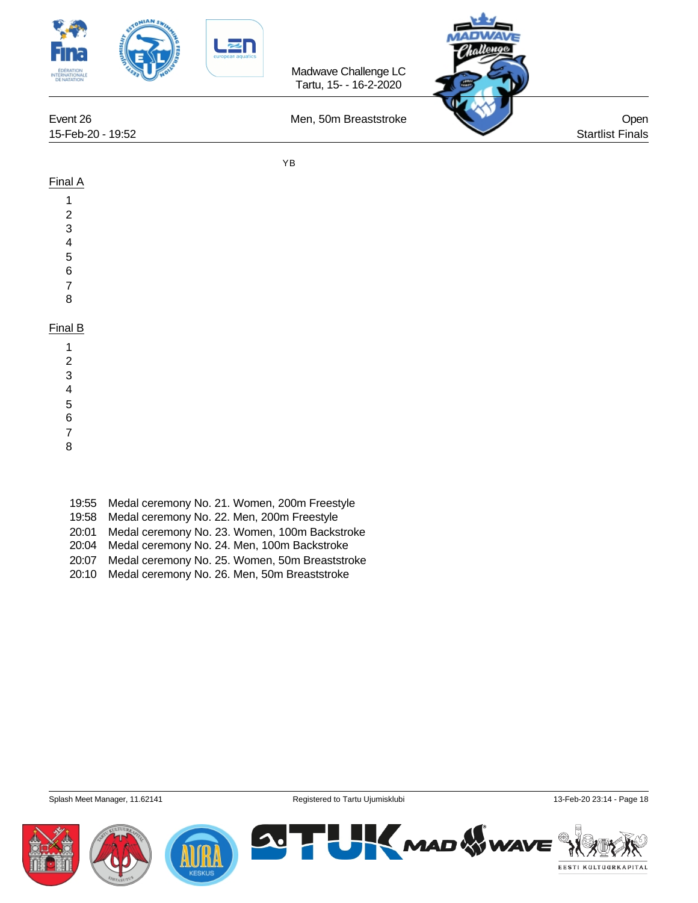Madwave Challenge LC
Tartu, 15- - 16-2-2020

Event 26 — Men, 50m Breaststroke — Open

15-Feb-20 - 19:52 — Startlist Finals

YB

## Final A

1
2
3
4
5
6
7
8

## Final B

1
2
3
4
5
6
7
8

| Time | Ceremony |
|---|---|
| 19:55 | Medal ceremony No. 21. Women, 200m Freestyle |
| 19:58 | Medal ceremony No. 22. Men, 200m Freestyle |
| 20:01 | Medal ceremony No. 23. Women, 100m Backstroke |
| 20:04 | Medal ceremony No. 24. Men, 100m Backstroke |
| 20:07 | Medal ceremony No. 25. Women, 50m Breaststroke |
| 20:10 | Medal ceremony No. 26. Men, 50m Breaststroke |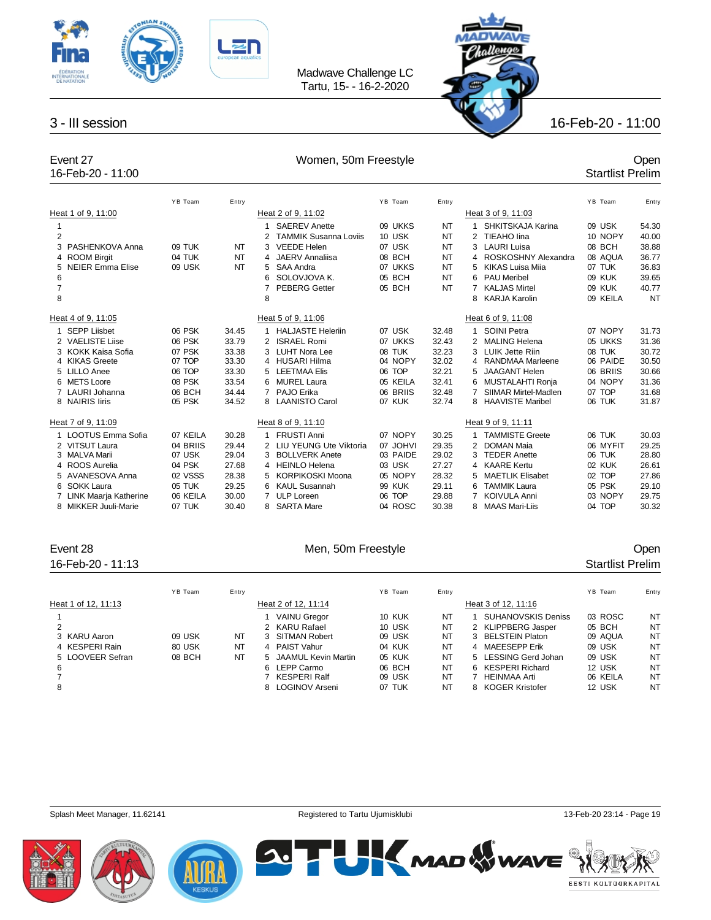Madwave Challenge LC
Tartu, 15- - 16-2-2020

## 3 - III session

16-Feb-20 - 11:00

### Event 27 — Women, 50m Freestyle — Open

16-Feb-20 - 11:00 — Startlist Prelim

**Heat 1 of 9, 11:00**

| Lane | Name | YB | Team | Entry |
|---|---|---|---|---|
| 1 | | | | |
| 2 | | | | |
| 3 | PASHENKOVA Anna | 09 | TUK | NT |
| 4 | ROOM Birgit | 04 | TUK | NT |
| 5 | NEIER Emma Elise | 09 | USK | NT |
| 6 | | | | |
| 7 | | | | |
| 8 | | | | |

**Heat 2 of 9, 11:02**

| Lane | Name | YB | Team | Entry |
|---|---|---|---|---|
| 1 | SAEREV Anette | 09 | UKKS | NT |
| 2 | TAMMIK Susanna Loviis | 10 | USK | NT |
| 3 | VEEDE Helen | 07 | USK | NT |
| 4 | JAERV Annaliisa | 08 | BCH | NT |
| 5 | SAA Andra | 07 | UKKS | NT |
| 6 | SOLOVJOVA K. | 05 | BCH | NT |
| 7 | PEBERG Getter | 05 | BCH | NT |
| 8 | | | | |

**Heat 3 of 9, 11:03**

| Lane | Name | YB | Team | Entry |
|---|---|---|---|---|
| 1 | SHKITSKAJA Karina | 09 | USK | 54.30 |
| 2 | TIEAHO Iina | 10 | NOPY | 40.00 |
| 3 | LAURI Luisa | 08 | BCH | 38.88 |
| 4 | ROSKOSHNY Alexandra | 08 | AQUA | 36.77 |
| 5 | KIKAS Luisa Miia | 07 | TUK | 36.83 |
| 6 | PAU Meribel | 09 | KUK | 39.65 |
| 7 | KALJAS Mirtel | 09 | KUK | 40.77 |
| 8 | KARJA Karolin | 09 | KEILA | NT |

**Heat 4 of 9, 11:05**

| Lane | Name | YB | Team | Entry |
|---|---|---|---|---|
| 1 | SEPP Liisbet | 06 | PSK | 34.45 |
| 2 | VAELISTE Liise | 06 | PSK | 33.79 |
| 3 | KOKK Kaisa Sofia | 07 | PSK | 33.38 |
| 4 | KIKAS Greete | 07 | TOP | 33.30 |
| 5 | LILLO Anee | 06 | TOP | 33.30 |
| 6 | METS Loore | 08 | PSK | 33.54 |
| 7 | LAURI Johanna | 06 | BCH | 34.44 |
| 8 | NAIRIS Iiris | 05 | PSK | 34.52 |

**Heat 5 of 9, 11:06**

| Lane | Name | YB | Team | Entry |
|---|---|---|---|---|
| 1 | HALJASTE Heleriin | 07 | USK | 32.48 |
| 2 | ISRAEL Romi | 07 | UKKS | 32.43 |
| 3 | LUHT Nora Lee | 08 | TUK | 32.23 |
| 4 | HUSARI Hilma | 04 | NOPY | 32.02 |
| 5 | LEETMAA Elis | 06 | TOP | 32.21 |
| 6 | MUREL Laura | 05 | KEILA | 32.41 |
| 7 | PAJO Erika | 06 | BRIIS | 32.48 |
| 8 | LAANISTO Carol | 07 | KUK | 32.74 |

**Heat 6 of 9, 11:08**

| Lane | Name | YB | Team | Entry |
|---|---|---|---|---|
| 1 | SOINI Petra | 07 | NOPY | 31.73 |
| 2 | MALING Helena | 05 | UKKS | 31.36 |
| 3 | LUIK Jette Riin | 08 | TUK | 30.72 |
| 4 | RANDMAA Marleene | 06 | PAIDE | 30.50 |
| 5 | JAAGANT Helen | 06 | BRIIS | 30.66 |
| 6 | MUSTALAHTI Ronja | 04 | NOPY | 31.36 |
| 7 | SIIMAR Mirtel-Madlen | 07 | TOP | 31.68 |
| 8 | HAAVISTE Maribel | 06 | TUK | 31.87 |

**Heat 7 of 9, 11:09**

| Lane | Name | YB | Team | Entry |
|---|---|---|---|---|
| 1 | LOOTUS Emma Sofia | 07 | KEILA | 30.28 |
| 2 | VITSUT Laura | 04 | BRIIS | 29.44 |
| 3 | MALVA Marii | 07 | USK | 29.04 |
| 4 | ROOS Aurelia | 04 | PSK | 27.68 |
| 5 | AVANESOVA Anna | 02 | VSSS | 28.38 |
| 6 | SOKK Laura | 05 | TUK | 29.25 |
| 7 | LINK Maarja Katherine | 06 | KEILA | 30.00 |
| 8 | MIKKER Juuli-Marie | 07 | TUK | 30.40 |

**Heat 8 of 9, 11:10**

| Lane | Name | YB | Team | Entry |
|---|---|---|---|---|
| 1 | FRUSTI Anni | 07 | NOPY | 30.25 |
| 2 | LIU YEUNG Ute Viktoria | 07 | JOHVI | 29.35 |
| 3 | BOLLVERK Anete | 03 | PAIDE | 29.02 |
| 4 | HEINLO Helena | 03 | USK | 27.27 |
| 5 | KORPIKOSKI Moona | 05 | NOPY | 28.32 |
| 6 | KAUL Susannah | 99 | KUK | 29.11 |
| 7 | ULP Loreen | 06 | TOP | 29.88 |
| 8 | SARTA Mare | 04 | ROSC | 30.38 |

**Heat 9 of 9, 11:11**

| Lane | Name | YB | Team | Entry |
|---|---|---|---|---|
| 1 | TAMMISTE Greete | 06 | TUK | 30.03 |
| 2 | DOMAN Maia | 06 | MYFIT | 29.25 |
| 3 | TEDER Anette | 06 | TUK | 28.80 |
| 4 | KAARE Kertu | 02 | KUK | 26.61 |
| 5 | MAETLIK Elisabet | 02 | TOP | 27.86 |
| 6 | TAMMIK Laura | 05 | PSK | 29.10 |
| 7 | KOIVULA Anni | 03 | NOPY | 29.75 |
| 8 | MAAS Mari-Liis | 04 | TOP | 30.32 |

### Event 28 — Men, 50m Freestyle — Open

16-Feb-20 - 11:13 — Startlist Prelim

**Heat 1 of 12, 11:13**

| Lane | Name | YB | Team | Entry |
|---|---|---|---|---|
| 1 | | | | |
| 2 | | | | |
| 3 | KARU Aaron | 09 | USK | NT |
| 4 | KESPERI Rain | 80 | USK | NT |
| 5 | LOOVEER Sefran | 08 | BCH | NT |
| 6 | | | | |
| 7 | | | | |
| 8 | | | | |

**Heat 2 of 12, 11:14**

| Lane | Name | YB | Team | Entry |
|---|---|---|---|---|
| 1 | VAINU Gregor | 10 | KUK | NT |
| 2 | KARU Rafael | 10 | USK | NT |
| 3 | SITMAN Robert | 09 | USK | NT |
| 4 | PAIST Vahur | 04 | KUK | NT |
| 5 | JAAMUL Kevin Martin | 05 | KUK | NT |
| 6 | LEPP Carmo | 06 | BCH | NT |
| 7 | KESPERI Ralf | 09 | USK | NT |
| 8 | LOGINOV Arseni | 07 | TUK | NT |

**Heat 3 of 12, 11:16**

| Lane | Name | YB | Team | Entry |
|---|---|---|---|---|
| 1 | SUHANOVSKIS Deniss | 03 | ROSC | NT |
| 2 | KLIPPBERG Jasper | 05 | BCH | NT |
| 3 | BELSTEIN Platon | 09 | AQUA | NT |
| 4 | MAEESEPP Erik | 09 | USK | NT |
| 5 | LESSING Gerd Johan | 09 | USK | NT |
| 6 | KESPERI Richard | 12 | USK | NT |
| 7 | HEINMAA Arti | 06 | KEILA | NT |
| 8 | KOGER Kristofer | 12 | USK | NT |

Splash Meet Manager, 11.62141 — Registered to Tartu Ujumisklubi — 13-Feb-20 23:14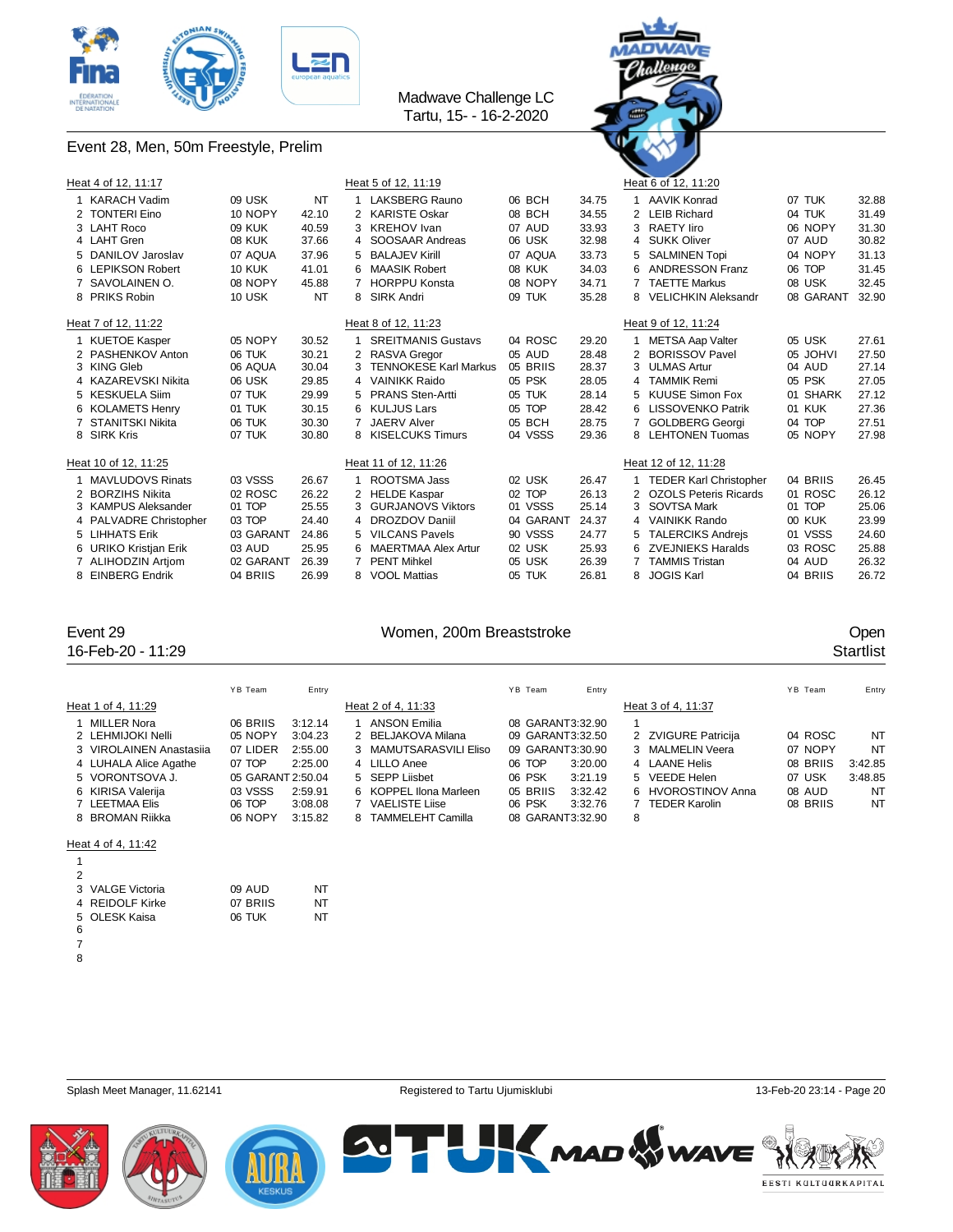Madwave Challenge LC
Tartu, 15- - 16-2-2020

## Event 28, Men, 50m Freestyle, Prelim

### Heat 4 of 12, 11:17

| | Name | YB Team | Entry |
|---|---|---|---|
| 1 | KARACH Vadim | 09 USK | NT |
| 2 | TONTERI Eino | 10 NOPY | 42.10 |
| 3 | LAHT Roco | 09 KUK | 40.59 |
| 4 | LAHT Gren | 08 KUK | 37.66 |
| 5 | DANILOV Jaroslav | 07 AQUA | 37.96 |
| 6 | LEPIKSON Robert | 10 KUK | 41.01 |
| 7 | SAVOLAINEN O. | 08 NOPY | 45.88 |
| 8 | PRIKS Robin | 10 USK | NT |

### Heat 5 of 12, 11:19

| | Name | YB Team | Entry |
|---|---|---|---|
| 1 | LAKSBERG Rauno | 06 BCH | 34.75 |
| 2 | KARISTE Oskar | 08 BCH | 34.55 |
| 3 | KREHOV Ivan | 07 AUD | 33.93 |
| 4 | SOOSAAR Andreas | 06 USK | 32.98 |
| 5 | BALAJEV Kirill | 07 AQUA | 33.73 |
| 6 | MAASIK Robert | 08 KUK | 34.03 |
| 7 | HORPPU Konsta | 08 NOPY | 34.71 |
| 8 | SIRK Andri | 09 TUK | 35.28 |

### Heat 6 of 12, 11:20

| | Name | YB Team | Entry |
|---|---|---|---|
| 1 | AAVIK Konrad | 07 TUK | 32.88 |
| 2 | LEIB Richard | 04 TUK | 31.49 |
| 3 | RAETY Iiro | 06 NOPY | 31.30 |
| 4 | SUKK Oliver | 07 AUD | 30.82 |
| 5 | SALMINEN Topi | 04 NOPY | 31.13 |
| 6 | ANDRESSON Franz | 06 TOP | 31.45 |
| 7 | TAETTE Markus | 08 USK | 32.45 |
| 8 | VELICHKIN Aleksandr | 08 GARANT | 32.90 |

### Heat 7 of 12, 11:22

| | Name | YB Team | Entry |
|---|---|---|---|
| 1 | KUETOE Kasper | 05 NOPY | 30.52 |
| 2 | PASHENKOV Anton | 06 TUK | 30.21 |
| 3 | KING Gleb | 06 AQUA | 30.04 |
| 4 | KAZAREVSKI Nikita | 06 USK | 29.85 |
| 5 | KESKUELA Siim | 07 TUK | 29.99 |
| 6 | KOLAMETS Henry | 01 TUK | 30.15 |
| 7 | STANITSKI Nikita | 06 TUK | 30.30 |
| 8 | SIRK Kris | 07 TUK | 30.80 |

### Heat 8 of 12, 11:23

| | Name | YB Team | Entry |
|---|---|---|---|
| 1 | SREITMANIS Gustavs | 04 ROSC | 29.20 |
| 2 | RASVA Gregor | 05 AUD | 28.48 |
| 3 | TENNOKESE Karl Markus | 05 BRIIS | 28.37 |
| 4 | VAINIKK Raido | 05 PSK | 28.05 |
| 5 | PRANS Sten-Artti | 05 TUK | 28.14 |
| 6 | KULJUS Lars | 05 TOP | 28.42 |
| 7 | JAERV Alver | 05 BCH | 28.75 |
| 8 | KISELCUKS Timurs | 04 VSSS | 29.36 |

### Heat 9 of 12, 11:24

| | Name | YB Team | Entry |
|---|---|---|---|
| 1 | METSA Aap Valter | 05 USK | 27.61 |
| 2 | BORISSOV Pavel | 05 JOHVI | 27.50 |
| 3 | ULMAS Artur | 04 AUD | 27.14 |
| 4 | TAMMIK Remi | 05 PSK | 27.05 |
| 5 | KUUSE Simon Fox | 01 SHARK | 27.12 |
| 6 | LISSOVENKO Patrik | 01 KUK | 27.36 |
| 7 | GOLDBERG Georgi | 04 TOP | 27.51 |
| 8 | LEHTONEN Tuomas | 05 NOPY | 27.98 |

### Heat 10 of 12, 11:25

| | Name | YB Team | Entry |
|---|---|---|---|
| 1 | MAVLUDOVS Rinats | 03 VSSS | 26.67 |
| 2 | BORZIHS Nikita | 02 ROSC | 26.22 |
| 3 | KAMPUS Aleksander | 01 TOP | 25.55 |
| 4 | PALVADRE Christopher | 03 TOP | 24.40 |
| 5 | LIHHATS Erik | 03 GARANT | 24.86 |
| 6 | URIKO Kristjan Erik | 03 AUD | 25.95 |
| 7 | ALIHODZIN Artjom | 02 GARANT | 26.39 |
| 8 | EINBERG Endrik | 04 BRIIS | 26.99 |

### Heat 11 of 12, 11:26

| | Name | YB Team | Entry |
|---|---|---|---|
| 1 | ROOTSMA Jass | 02 USK | 26.47 |
| 2 | HELDE Kaspar | 02 TOP | 26.13 |
| 3 | GURJANOVS Viktors | 01 VSSS | 25.14 |
| 4 | DROZDOV Daniil | 04 GARANT | 24.37 |
| 5 | VILCANS Pavels | 90 VSSS | 24.77 |
| 6 | MAERTMAA Alex Artur | 02 USK | 25.93 |
| 7 | PENT Mihkel | 05 USK | 26.39 |
| 8 | VOOL Mattias | 05 TUK | 26.81 |

### Heat 12 of 12, 11:28

| | Name | YB Team | Entry |
|---|---|---|---|
| 1 | TEDER Karl Christopher | 04 BRIIS | 26.45 |
| 2 | OZOLS Peteris Ricards | 01 ROSC | 26.12 |
| 3 | SOVTSA Mark | 01 TOP | 25.06 |
| 4 | VAINIKK Rando | 00 KUK | 23.99 |
| 5 | TALERCIKS Andrejs | 01 VSSS | 24.60 |
| 6 | ZVEJNIEKS Haralds | 03 ROSC | 25.88 |
| 7 | TAMMIS Tristan | 04 AUD | 26.32 |
| 8 | JOGIS Karl | 04 BRIIS | 26.72 |

## Event 29 — Women, 200m Breaststroke — Open

16-Feb-20 - 11:29 — Startlist

### Heat 1 of 4, 11:29

| | Name | YB Team | Entry |
|---|---|---|---|
| 1 | MILLER Nora | 06 BRIIS | 3:12.14 |
| 2 | LEHMIJOKI Nelli | 05 NOPY | 3:04.23 |
| 3 | VIROLAINEN Anastasiia | 07 LIDER | 2:55.00 |
| 4 | LUHALA Alice Agathe | 07 TOP | 2:25.00 |
| 5 | VORONTSOVA J. | 05 GARANT | 2:50.04 |
| 6 | KIRISA Valerija | 03 VSSS | 2:59.91 |
| 7 | LEETMAA Elis | 06 TOP | 3:08.08 |
| 8 | BROMAN Riikka | 06 NOPY | 3:15.82 |

### Heat 2 of 4, 11:33

| | Name | YB Team | Entry |
|---|---|---|---|
| 1 | ANSON Emilia | 08 GARANT | 3:32.90 |
| 2 | BELJAKOVA Milana | 09 GARANT | 3:32.50 |
| 3 | MAMUTSARASVILI Eliso | 09 GARANT | 3:30.90 |
| 4 | LILLO Anee | 06 TOP | 3:20.00 |
| 5 | SEPP Liisbet | 06 PSK | 3:21.19 |
| 6 | KOPPEL Ilona Marleen | 05 BRIIS | 3:32.42 |
| 7 | VAELISTE Liise | 06 PSK | 3:32.76 |
| 8 | TAMMELEHT Camilla | 08 GARANT | 3:32.90 |

### Heat 3 of 4, 11:37

| | Name | YB Team | Entry |
|---|---|---|---|
| 1 | | | |
| 2 | ZVIGURE Patricija | 04 ROSC | NT |
| 3 | MALMELIN Veera | 07 NOPY | NT |
| 4 | LAANE Helis | 08 BRIIS | 3:42.85 |
| 5 | VEEDE Helen | 07 USK | 3:48.85 |
| 6 | HVOROSTINOV Anna | 08 AUD | NT |
| 7 | TEDER Karolin | 08 BRIIS | NT |
| 8 | | | |

### Heat 4 of 4, 11:42

| | Name | YB Team | Entry |
|---|---|---|---|
| 1 | | | |
| 2 | | | |
| 3 | VALGE Victoria | 09 AUD | NT |
| 4 | REIDOLF Kirke | 07 BRIIS | NT |
| 5 | OLESK Kaisa | 06 TUK | NT |
| 6 | | | |
| 7 | | | |
| 8 | | | |

Splash Meet Manager, 11.62141 — Registered to Tartu Ujumisklubi — 13-Feb-20 23:14 - Page 20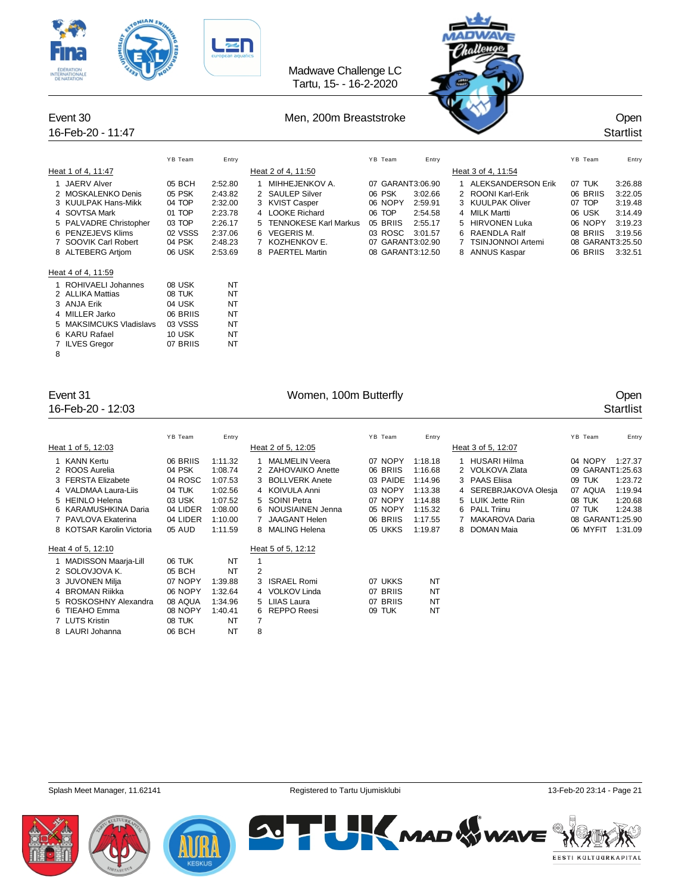Madwave Challenge LC
Tartu, 15- - 16-2-2020

## Event 30 — Men, 200m Breaststroke — Open

16-Feb-20 - 11:47 — Startlist

### Heat 1 of 4, 11:47

| | Name | YB | Team | Entry |
|---|---|---|---|---|
| 1 | JAERV Alver | 05 | BCH | 2:52.80 |
| 2 | MOSKALENKO Denis | 05 | PSK | 2:43.82 |
| 3 | KUULPAK Hans-Mikk | 04 | TOP | 2:32.00 |
| 4 | SOVTSA Mark | 01 | TOP | 2:23.78 |
| 5 | PALVADRE Christopher | 03 | TOP | 2:26.17 |
| 6 | PENZEJEVS Klims | 02 | VSSS | 2:37.06 |
| 7 | SOOVIK Carl Robert | 04 | PSK | 2:48.23 |
| 8 | ALTEBERG Artjom | 06 | USK | 2:53.69 |

### Heat 2 of 4, 11:50

| | Name | YB | Team | Entry |
|---|---|---|---|---|
| 1 | MIHHEJENKOV A. | 07 | GARANT | 3:06.90 |
| 2 | SAULEP Silver | 06 | PSK | 3:02.66 |
| 3 | KVIST Casper | 06 | NOPY | 2:59.91 |
| 4 | LOOKE Richard | 06 | TOP | 2:54.58 |
| 5 | TENNOKESE Karl Markus | 05 | BRIIS | 2:55.17 |
| 6 | VEGERIS M. | 03 | ROSC | 3:01.57 |
| 7 | KOZHENKOV E. | 07 | GARANT | 3:02.90 |
| 8 | PAERTEL Martin | 08 | GARANT | 3:12.50 |

### Heat 3 of 4, 11:54

| | Name | YB | Team | Entry |
|---|---|---|---|---|
| 1 | ALEKSANDERSON Erik | 07 | TUK | 3:26.88 |
| 2 | ROONI Karl-Erik | 06 | BRIIS | 3:22.05 |
| 3 | KUULPAK Oliver | 07 | TOP | 3:19.48 |
| 4 | MILK Martti | 06 | USK | 3:14.49 |
| 5 | HIRVONEN Luka | 06 | NOPY | 3:19.23 |
| 6 | RAENDLA Ralf | 08 | BRIIS | 3:19.56 |
| 7 | TSINJONNOI Artemi | 08 | GARANT | 3:25.50 |
| 8 | ANNUS Kaspar | 06 | BRIIS | 3:32.51 |

### Heat 4 of 4, 11:59

| | Name | YB | Team | Entry |
|---|---|---|---|---|
| 1 | ROHIVAELI Johannes | 08 | USK | NT |
| 2 | ALLIKA Mattias | 08 | TUK | NT |
| 3 | ANJA Erik | 04 | USK | NT |
| 4 | MILLER Jarko | 06 | BRIIS | NT |
| 5 | MAKSIMCUKS Vladislavs | 03 | VSSS | NT |
| 6 | KARU Rafael | 10 | USK | NT |
| 7 | ILVES Gregor | 07 | BRIIS | NT |
| 8 | | | | |

## Event 31 — Women, 100m Butterfly — Open

16-Feb-20 - 12:03 — Startlist

### Heat 1 of 5, 12:03

| | Name | YB | Team | Entry |
|---|---|---|---|---|
| 1 | KANN Kertu | 06 | BRIIS | 1:11.32 |
| 2 | ROOS Aurelia | 04 | PSK | 1:08.74 |
| 3 | FERSTA Elizabete | 04 | ROSC | 1:07.53 |
| 4 | VALDMAA Laura-Liis | 04 | TUK | 1:02.56 |
| 5 | HEINLO Helena | 03 | USK | 1:07.52 |
| 6 | KARAMUSHKINA Daria | 04 | LIDER | 1:08.00 |
| 7 | PAVLOVA Ekaterina | 04 | LIDER | 1:10.00 |
| 8 | KOTSAR Karolin Victoria | 05 | AUD | 1:11.59 |

### Heat 2 of 5, 12:05

| | Name | YB | Team | Entry |
|---|---|---|---|---|
| 1 | MALMELIN Veera | 07 | NOPY | 1:18.18 |
| 2 | ZAHOVAIKO Anette | 06 | BRIIS | 1:16.68 |
| 3 | BOLLVERK Anete | 03 | PAIDE | 1:14.96 |
| 4 | KOIVULA Anni | 03 | NOPY | 1:13.38 |
| 5 | SOINI Petra | 07 | NOPY | 1:14.88 |
| 6 | NOUSIAINEN Jenna | 05 | NOPY | 1:15.32 |
| 7 | JAAGANT Helen | 06 | BRIIS | 1:17.55 |
| 8 | MALING Helena | 05 | UKKS | 1:19.87 |

### Heat 3 of 5, 12:07

| | Name | YB | Team | Entry |
|---|---|---|---|---|
| 1 | HUSARI Hilma | 04 | NOPY | 1:27.37 |
| 2 | VOLKOVA Zlata | 09 | GARANT | 1:25.63 |
| 3 | PAAS Eliisa | 09 | TUK | 1:23.72 |
| 4 | SEREBRJAKOVA Olesja | 07 | AQUA | 1:19.94 |
| 5 | LUIK Jette Riin | 08 | TUK | 1:20.68 |
| 6 | PALL Triinu | 07 | TUK | 1:24.38 |
| 7 | MAKAROVA Daria | 08 | GARANT | 1:25.90 |
| 8 | DOMAN Maia | 06 | MYFIT | 1:31.09 |

### Heat 4 of 5, 12:10

| | Name | YB | Team | Entry |
|---|---|---|---|---|
| 1 | MADISSON Maarja-Lill | 06 | TUK | NT |
| 2 | SOLOVJOVA K. | 05 | BCH | NT |
| 3 | JUVONEN Milja | 07 | NOPY | 1:39.88 |
| 4 | BROMAN Riikka | 06 | NOPY | 1:32.64 |
| 5 | ROSKOSHNY Alexandra | 08 | AQUA | 1:34.96 |
| 6 | TIEAHO Emma | 08 | NOPY | 1:40.41 |
| 7 | LUTS Kristin | 08 | TUK | NT |
| 8 | LAURI Johanna | 06 | BCH | NT |

### Heat 5 of 5, 12:12

| | Name | YB | Team | Entry |
|---|---|---|---|---|
| 1 | | | | |
| 2 | | | | |
| 3 | ISRAEL Romi | 07 | UKKS | NT |
| 4 | VOLKOV Linda | 07 | BRIIS | NT |
| 5 | LIIAS Laura | 07 | BRIIS | NT |
| 6 | REPPO Reesi | 09 | TUK | NT |
| 7 | | | | |
| 8 | | | | |

Splash Meet Manager, 11.62141 — Registered to Tartu Ujumisklubi — 13-Feb-20 23:14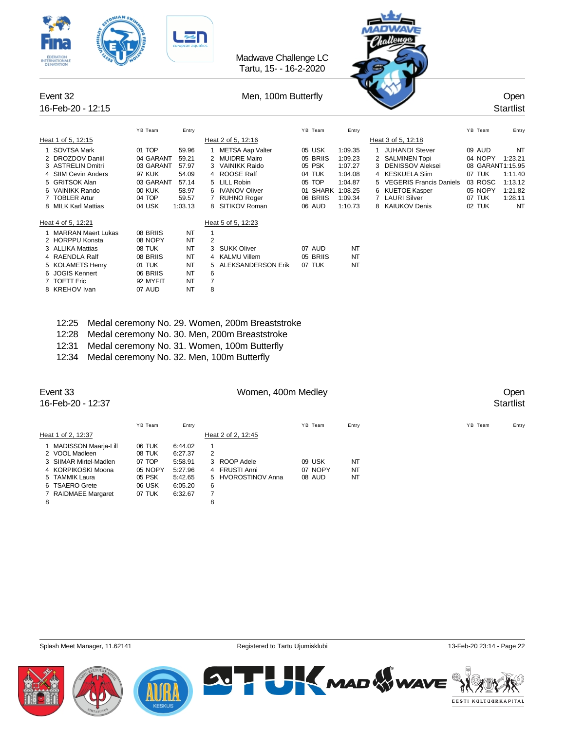Madwave Challenge LC
Tartu, 15- - 16-2-2020

## Event 32 — Men, 100m Butterfly — Open

16-Feb-20 - 12:15 — Startlist

**Heat 1 of 5, 12:15**

| Lane | Name | YB | Team | Entry |
|---|---|---|---|---|
| 1 | SOVTSA Mark | 01 | TOP | 59.96 |
| 2 | DROZDOV Daniil | 04 | GARANT | 59.21 |
| 3 | ASTRELIN Dmitri | 03 | GARANT | 57.97 |
| 4 | SIIM Cevin Anders | 97 | KUK | 54.09 |
| 5 | GRITSOK Alan | 03 | GARANT | 57.14 |
| 6 | VAINIKK Rando | 00 | KUK | 58.97 |
| 7 | TOBLER Artur | 04 | TOP | 59.57 |
| 8 | MILK Karl Mattias | 04 | USK | 1:03.13 |

**Heat 2 of 5, 12:16**

| Lane | Name | YB | Team | Entry |
|---|---|---|---|---|
| 1 | METSA Aap Valter | 05 | USK | 1:09.35 |
| 2 | MUIDRE Mairo | 05 | BRIIS | 1:09.23 |
| 3 | VAINIKK Raido | 05 | PSK | 1:07.27 |
| 4 | ROOSE Ralf | 04 | TUK | 1:04.08 |
| 5 | LILL Robin | 05 | TOP | 1:04.87 |
| 6 | IVANOV Oliver | 01 | SHARK | 1:08.25 |
| 7 | RUHNO Roger | 06 | BRIIS | 1:09.34 |
| 8 | SITIKOV Roman | 06 | AUD | 1:10.73 |

**Heat 3 of 5, 12:18**

| Lane | Name | YB | Team | Entry |
|---|---|---|---|---|
| 1 | JUHANDI Stever | 09 | AUD | NT |
| 2 | SALMINEN Topi | 04 | NOPY | 1:23.21 |
| 3 | DENISSOV Aleksei | 08 | GARANT | 1:15.95 |
| 4 | KESKUELA Siim | 07 | TUK | 1:11.40 |
| 5 | VEGERIS Francis Daniels | 03 | ROSC | 1:13.12 |
| 6 | KUETOE Kasper | 05 | NOPY | 1:21.82 |
| 7 | LAURI Silver | 07 | TUK | 1:28.11 |
| 8 | KAIUKOV Denis | 02 | TUK | NT |

**Heat 4 of 5, 12:21**

| Lane | Name | YB | Team | Entry |
|---|---|---|---|---|
| 1 | MARRAN Maert Lukas | 08 | BRIIS | NT |
| 2 | HORPPU Konsta | 08 | NOPY | NT |
| 3 | ALLIKA Mattias | 08 | TUK | NT |
| 4 | RAENDLA Ralf | 08 | BRIIS | NT |
| 5 | KOLAMETS Henry | 01 | TUK | NT |
| 6 | JOGIS Kennert | 06 | BRIIS | NT |
| 7 | TOETT Eric | 92 | MYFIT | NT |
| 8 | KREHOV Ivan | 07 | AUD | NT |

**Heat 5 of 5, 12:23**

| Lane | Name | YB | Team | Entry |
|---|---|---|---|---|
| 1 | | | | |
| 2 | | | | |
| 3 | SUKK Oliver | 07 | AUD | NT |
| 4 | KALMU Villem | 05 | BRIIS | NT |
| 5 | ALEKSANDERSON Erik | 07 | TUK | NT |
| 6 | | | | |
| 7 | | | | |
| 8 | | | | |

12:25 Medal ceremony No. 29. Women, 200m Breaststroke
12:28 Medal ceremony No. 30. Men, 200m Breaststroke
12:31 Medal ceremony No. 31. Women, 100m Butterfly
12:34 Medal ceremony No. 32. Men, 100m Butterfly

## Event 33 — Women, 400m Medley — Open

16-Feb-20 - 12:37 — Startlist

**Heat 1 of 2, 12:37**

| Lane | Name | YB | Team | Entry |
|---|---|---|---|---|
| 1 | MADISSON Maarja-Lill | 06 | TUK | 6:44.02 |
| 2 | VOOL Madleen | 08 | TUK | 6:27.37 |
| 3 | SIIMAR Mirtel-Madlen | 07 | TOP | 5:58.91 |
| 4 | KORPIKOSKI Moona | 05 | NOPY | 5:27.96 |
| 5 | TAMMIK Laura | 05 | PSK | 5:42.65 |
| 6 | TSAERO Grete | 06 | USK | 6:05.20 |
| 7 | RAIDMAEE Margaret | 07 | TUK | 6:32.67 |
| 8 | | | | |

**Heat 2 of 2, 12:45**

| Lane | Name | YB | Team | Entry |
|---|---|---|---|---|
| 1 | | | | |
| 2 | | | | |
| 3 | ROOP Adele | 09 | USK | NT |
| 4 | FRUSTI Anni | 07 | NOPY | NT |
| 5 | HVOROSTINOV Anna | 08 | AUD | NT |
| 6 | | | | |
| 7 | | | | |
| 8 | | | | |

Splash Meet Manager, 11.62141 — Registered to Tartu Ujumisklubi — 13-Feb-20 23:14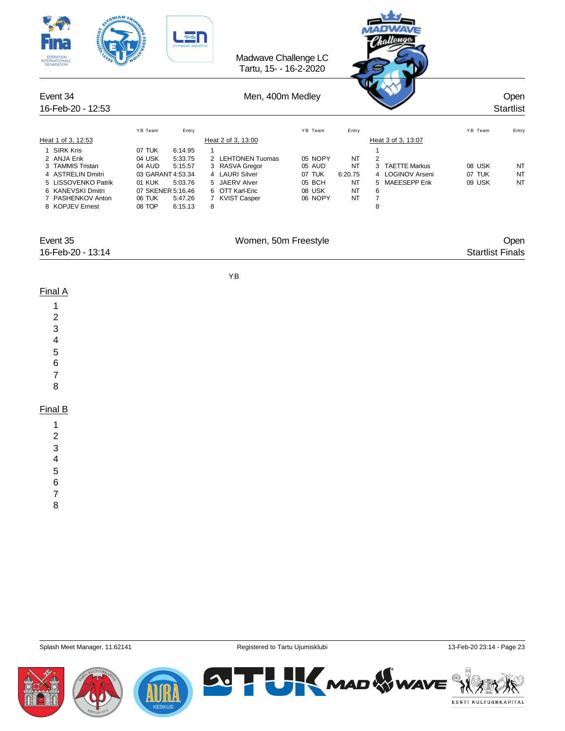Madwave Challenge LC
Tartu, 15- - 16-2-2020

## Event 34 — Men, 400m Medley

16-Feb-20 - 12:53

Open
Startlist

### Heat 1 of 3, 12:53

| Lane | Name | YB | Team | Entry |
|---|---|---|---|---|
| 1 | SIRK Kris | 07 | TUK | 6:14.95 |
| 2 | ANJA Erik | 04 | USK | 5:33.75 |
| 3 | TAMMIS Tristan | 04 | AUD | 5:15.57 |
| 4 | ASTRELIN Dmitri | 03 | GARANT | 4:53.34 |
| 5 | LISSOVENKO Patrik | 01 | KUK | 5:03.76 |
| 6 | KANEVSKI Dmitri | 07 | SKENER | 5:16.46 |
| 7 | PASHENKOV Anton | 06 | TUK | 5:47.26 |
| 8 | KOPJEV Ernest | 08 | TOP | 6:15.13 |

### Heat 2 of 3, 13:00

| Lane | Name | YB | Team | Entry |
|---|---|---|---|---|
| 1 | | | | |
| 2 | LEHTONEN Tuomas | 05 | NOPY | NT |
| 3 | RASVA Gregor | 05 | AUD | NT |
| 4 | LAURI Silver | 07 | TUK | 6:20.75 |
| 5 | JAERV Alver | 05 | BCH | NT |
| 6 | OTT Karl-Eric | 08 | USK | NT |
| 7 | KVIST Casper | 06 | NOPY | NT |
| 8 | | | | |

### Heat 3 of 3, 13:07

| Lane | Name | YB | Team | Entry |
|---|---|---|---|---|
| 1 | | | | |
| 2 | | | | |
| 3 | TAETTE Markus | 08 | USK | NT |
| 4 | LOGINOV Arseni | 07 | TUK | NT |
| 5 | MAEESEPP Erik | 09 | USK | NT |
| 6 | | | | |
| 7 | | | | |
| 8 | | | | |

## Event 35 — Women, 50m Freestyle

16-Feb-20 - 13:14

Open
Startlist Finals

YB

### Final A

1
2
3
4
5
6
7
8

### Final B

1
2
3
4
5
6
7
8

Splash Meet Manager, 11.62141 — Registered to Tartu Ujumisklubi — 13-Feb-20 23:14 - Page 23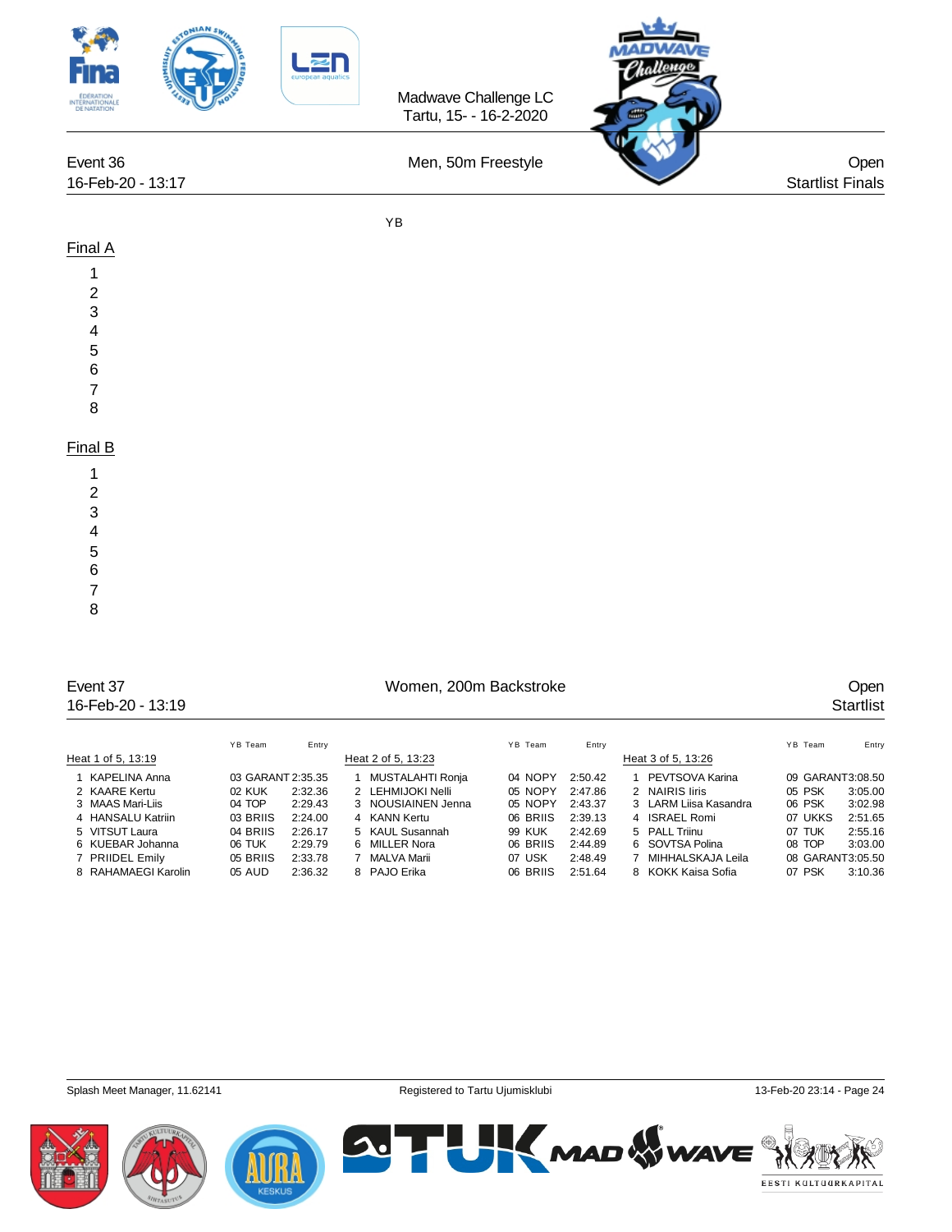Madwave Challenge LC
Tartu, 15- - 16-2-2020

Event 36 | Men, 50m Freestyle | Open
16-Feb-20 - 13:17 | | Startlist Finals

YB

## Final A

1
2
3
4
5
6
7
8

## Final B

1
2
3
4
5
6
7
8

Event 37 | Women, 200m Backstroke | Open
16-Feb-20 - 13:19 | | Startlist

### Heat 1 of 5, 13:19

| Lane | Name | YB | Team | Entry |
|---|---|---|---|---|
| 1 | KAPELINA Anna | 03 | GARANT | 2:35.35 |
| 2 | KAARE Kertu | 02 | KUK | 2:32.36 |
| 3 | MAAS Mari-Liis | 04 | TOP | 2:29.43 |
| 4 | HANSALU Katriin | 03 | BRIIS | 2:24.00 |
| 5 | VITSUT Laura | 04 | BRIIS | 2:26.17 |
| 6 | KUEBAR Johanna | 06 | TUK | 2:29.79 |
| 7 | PRIIDEL Emily | 05 | BRIIS | 2:33.78 |
| 8 | RAHAMAEGI Karolin | 05 | AUD | 2:36.32 |

### Heat 2 of 5, 13:23

| Lane | Name | YB | Team | Entry |
|---|---|---|---|---|
| 1 | MUSTALAHTI Ronja | 04 | NOPY | 2:50.42 |
| 2 | LEHMIJOKI Nelli | 05 | NOPY | 2:47.86 |
| 3 | NOUSIAINEN Jenna | 05 | NOPY | 2:43.37 |
| 4 | KANN Kertu | 06 | BRIIS | 2:39.13 |
| 5 | KAUL Susannah | 99 | KUK | 2:42.69 |
| 6 | MILLER Nora | 06 | BRIIS | 2:44.89 |
| 7 | MALVA Marii | 07 | USK | 2:48.49 |
| 8 | PAJO Erika | 06 | BRIIS | 2:51.64 |

### Heat 3 of 5, 13:26

| Lane | Name | YB | Team | Entry |
|---|---|---|---|---|
| 1 | PEVTSOVA Karina | 09 | GARANT | 3:08.50 |
| 2 | NAIRIS Iiris | 05 | PSK | 3:05.00 |
| 3 | LARM Liisa Kasandra | 06 | PSK | 3:02.98 |
| 4 | ISRAEL Romi | 07 | UKKS | 2:51.65 |
| 5 | PALL Triinu | 07 | TUK | 2:55.16 |
| 6 | SOVTSA Polina | 08 | TOP | 3:03.00 |
| 7 | MIHHALSKAJA Leila | 08 | GARANT | 3:05.50 |
| 8 | KOKK Kaisa Sofia | 07 | PSK | 3:10.36 |

Splash Meet Manager, 11.62141 | Registered to Tartu Ujumisklubi | 13-Feb-20 23:14 - Page 24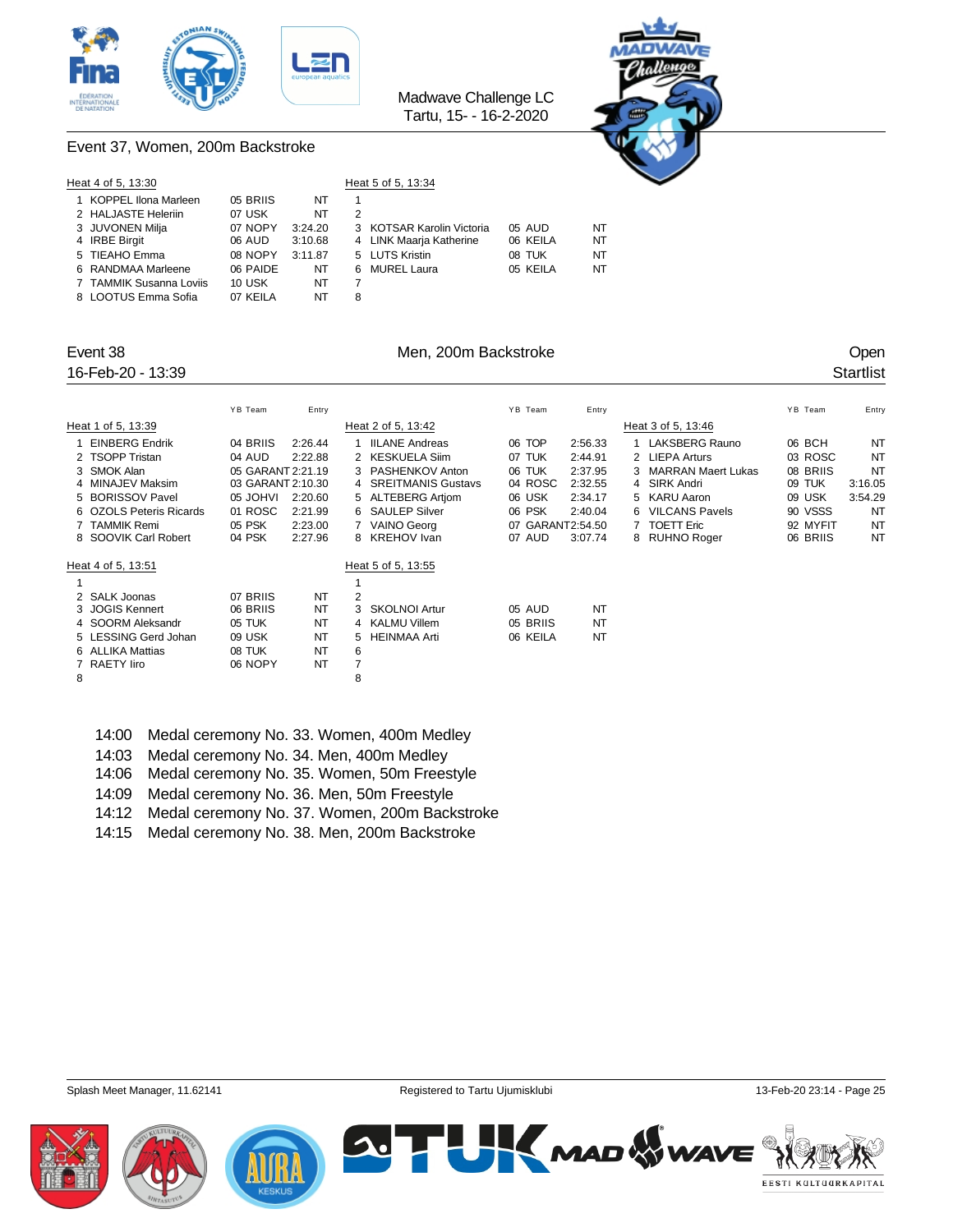Madwave Challenge LC
Tartu, 15- - 16-2-2020

## Event 37, Women, 200m Backstroke

**Heat 4 of 5, 13:30**

| | | YB | Team | Entry |
|---|---|---|---|---|
| 1 | KOPPEL Ilona Marleen | 05 | BRIIS | NT |
| 2 | HALJASTE Heleriin | 07 | USK | NT |
| 3 | JUVONEN Milja | 07 | NOPY | 3:24.20 |
| 4 | IRBE Birgit | 06 | AUD | 3:10.68 |
| 5 | TIEAHO Emma | 08 | NOPY | 3:11.87 |
| 6 | RANDMAA Marleene | 06 | PAIDE | NT |
| 7 | TAMMIK Susanna Loviis | 10 | USK | NT |
| 8 | LOOTUS Emma Sofia | 07 | KEILA | NT |

**Heat 5 of 5, 13:34**

| | | YB | Team | Entry |
|---|---|---|---|---|
| 1 | | | | |
| 2 | | | | |
| 3 | KOTSAR Karolin Victoria | 05 | AUD | NT |
| 4 | LINK Maarja Katherine | 06 | KEILA | NT |
| 5 | LUTS Kristin | 08 | TUK | NT |
| 6 | MUREL Laura | 05 | KEILA | NT |
| 7 | | | | |
| 8 | | | | |

## Event 38 — Men, 200m Backstroke — Open

16-Feb-20 - 13:39 — Startlist

**Heat 1 of 5, 13:39**

| | | YB | Team | Entry |
|---|---|---|---|---|
| 1 | EINBERG Endrik | 04 | BRIIS | 2:26.44 |
| 2 | TSOPP Tristan | 04 | AUD | 2:22.88 |
| 3 | SMOK Alan | 05 | GARANT | 2:21.19 |
| 4 | MINAJEV Maksim | 03 | GARANT | 2:10.30 |
| 5 | BORISSOV Pavel | 05 | JOHVI | 2:20.60 |
| 6 | OZOLS Peteris Ricards | 01 | ROSC | 2:21.99 |
| 7 | TAMMIK Remi | 05 | PSK | 2:23.00 |
| 8 | SOOVIK Carl Robert | 04 | PSK | 2:27.96 |

**Heat 2 of 5, 13:42**

| | | YB | Team | Entry |
|---|---|---|---|---|
| 1 | IILANE Andreas | 06 | TOP | 2:56.33 |
| 2 | KESKUELA Siim | 07 | TUK | 2:44.91 |
| 3 | PASHENKOV Anton | 06 | TUK | 2:37.95 |
| 4 | SREITMANIS Gustavs | 04 | ROSC | 2:32.55 |
| 5 | ALTEBERG Artjom | 06 | USK | 2:34.17 |
| 6 | SAULEP Silver | 06 | PSK | 2:40.04 |
| 7 | VAINO Georg | 07 | GARANT | 2:54.50 |
| 8 | KREHOV Ivan | 07 | AUD | 3:07.74 |

**Heat 3 of 5, 13:46**

| | | YB | Team | Entry |
|---|---|---|---|---|
| 1 | LAKSBERG Rauno | 06 | BCH | NT |
| 2 | LIEPA Arturs | 03 | ROSC | NT |
| 3 | MARRAN Maert Lukas | 08 | BRIIS | NT |
| 4 | SIRK Andri | 09 | TUK | 3:16.05 |
| 5 | KARU Aaron | 09 | USK | 3:54.29 |
| 6 | VILCANS Pavels | 90 | VSSS | NT |
| 7 | TOETT Eric | 92 | MYFIT | NT |
| 8 | RUHNO Roger | 06 | BRIIS | NT |

**Heat 4 of 5, 13:51**

| | | YB | Team | Entry |
|---|---|---|---|---|
| 1 | | | | |
| 2 | SALK Joonas | 07 | BRIIS | NT |
| 3 | JOGIS Kennert | 06 | BRIIS | NT |
| 4 | SOORM Aleksandr | 05 | TUK | NT |
| 5 | LESSING Gerd Johan | 09 | USK | NT |
| 6 | ALLIKA Mattias | 08 | TUK | NT |
| 7 | RAETY Iiro | 06 | NOPY | NT |
| 8 | | | | |

**Heat 5 of 5, 13:55**

| | | YB | Team | Entry |
|---|---|---|---|---|
| 1 | | | | |
| 2 | | | | |
| 3 | SKOLNOI Artur | 05 | AUD | NT |
| 4 | KALMU Villem | 05 | BRIIS | NT |
| 5 | HEINMAA Arti | 06 | KEILA | NT |
| 6 | | | | |
| 7 | | | | |
| 8 | | | | |

14:00 Medal ceremony No. 33. Women, 400m Medley
14:03 Medal ceremony No. 34. Men, 400m Medley
14:06 Medal ceremony No. 35. Women, 50m Freestyle
14:09 Medal ceremony No. 36. Men, 50m Freestyle
14:12 Medal ceremony No. 37. Women, 200m Backstroke
14:15 Medal ceremony No. 38. Men, 200m Backstroke

Splash Meet Manager, 11.62141 — Registered to Tartu Ujumisklubi — 13-Feb-20 23:14